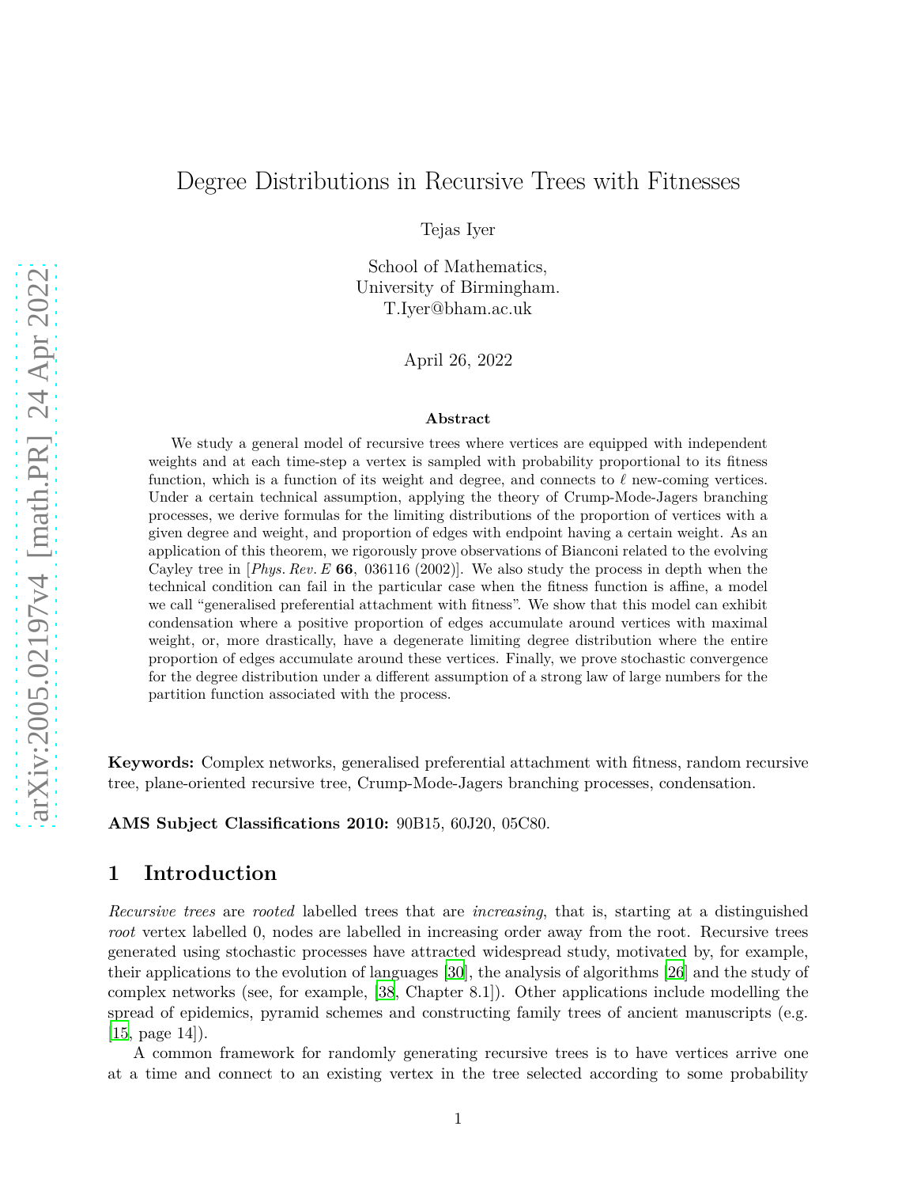# Degree Distributions in Recursive Trees with Fitnesses

Tejas Iyer

School of Mathematics,
University of Birmingham.
T.Iyer@bham.ac.uk

April 26, 2022

### Abstract

We study a general model of recursive trees where vertices are equipped with independent weights and at each time-step a vertex is sampled with probability proportional to its fitness function, which is a function of its weight and degree, and connects to $\ell$ new-coming vertices. Under a certain technical assumption, applying the theory of Crump-Mode-Jagers branching processes, we derive formulas for the limiting distributions of the proportion of vertices with a given degree and weight, and proportion of edges with endpoint having a certain weight. As an application of this theorem, we rigorously prove observations of Bianconi related to the evolving Cayley tree in [*Phys. Rev. E* **66**, 036116 (2002)]. We also study the process in depth when the technical condition can fail in the particular case when the fitness function is affine, a model we call "generalised preferential attachment with fitness". We show that this model can exhibit condensation where a positive proportion of edges accumulate around vertices with maximal weight, or, more drastically, have a degenerate limiting degree distribution where the entire proportion of edges accumulate around these vertices. Finally, we prove stochastic convergence for the degree distribution under a different assumption of a strong law of large numbers for the partition function associated with the process.

**Keywords:** Complex networks, generalised preferential attachment with fitness, random recursive tree, plane-oriented recursive tree, Crump-Mode-Jagers branching processes, condensation.

**AMS Subject Classifications 2010:** 90B15, 60J20, 05C80.

## 1 Introduction

*Recursive trees* are *rooted* labelled trees that are *increasing*, that is, starting at a distinguished *root* vertex labelled 0, nodes are labelled in increasing order away from the root. Recursive trees generated using stochastic processes have attracted widespread study, motivated by, for example, their applications to the evolution of languages [30], the analysis of algorithms [26] and the study of complex networks (see, for example, [38, Chapter 8.1]). Other applications include modelling the spread of epidemics, pyramid schemes and constructing family trees of ancient manuscripts (e.g. [15, page 14]).

A common framework for randomly generating recursive trees is to have vertices arrive one at a time and connect to an existing vertex in the tree selected according to some probability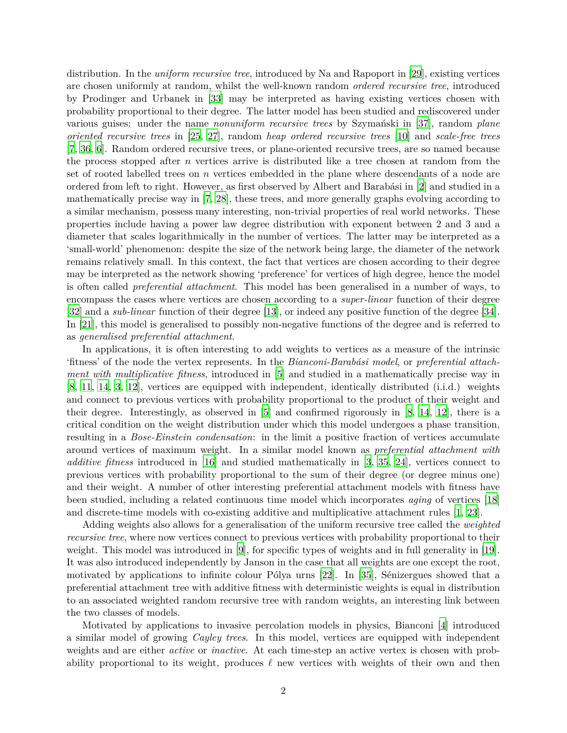distribution. In the *uniform recursive tree*, introduced by Na and Rapoport in [29], existing vertices are chosen uniformly at random, whilst the well-known random *ordered recursive tree*, introduced by Prodinger and Urbanek in [33] may be interpreted as having existing vertices chosen with probability proportional to their degree. The latter model has been studied and rediscovered under various guises: under the name *nonuniform recursive trees* by Szymański in [37], random *plane oriented recursive trees* in [25, 27], random *heap ordered recursive trees* [10] and *scale-free trees* [7, 36, 6]. Random ordered recursive trees, or plane-oriented recursive trees, are so named because the process stopped after $n$ vertices arrive is distributed like a tree chosen at random from the set of rooted labelled trees on $n$ vertices embedded in the plane where descendants of a node are ordered from left to right. However, as first observed by Albert and Barabási in [2] and studied in a mathematically precise way in [7, 28], these trees, and more generally graphs evolving according to a similar mechanism, possess many interesting, non-trivial properties of real world networks. These properties include having a power law degree distribution with exponent between 2 and 3 and a diameter that scales logarithmically in the number of vertices. The latter may be interpreted as a 'small-world' phenomenon: despite the size of the network being large, the diameter of the network remains relatively small. In this context, the fact that vertices are chosen according to their degree may be interpreted as the network showing 'preference' for vertices of high degree, hence the model is often called *preferential attachment*. This model has been generalised in a number of ways, to encompass the cases where vertices are chosen according to a *super-linear* function of their degree [32] and a *sub-linear* function of their degree [13], or indeed any positive function of the degree [34]. In [21], this model is generalised to possibly non-negative functions of the degree and is referred to as *generalised preferential attachment*.

In applications, it is often interesting to add weights to vertices as a measure of the intrinsic 'fitness' of the node the vertex represents. In the *Bianconi-Barabási model*, or *preferential attachment with multiplicative fitness*, introduced in [5] and studied in a mathematically precise way in [8, 11, 14, 3, 12], vertices are equipped with independent, identically distributed (i.i.d.) weights and connect to previous vertices with probability proportional to the product of their weight and their degree. Interestingly, as observed in [5] and confirmed rigorously in [8, 14, 12], there is a critical condition on the weight distribution under which this model undergoes a phase transition, resulting in a *Bose-Einstein condensation*: in the limit a positive fraction of vertices accumulate around vertices of maximum weight. In a similar model known as *preferential attachment with additive fitness* introduced in [16] and studied mathematically in [3, 35, 24], vertices connect to previous vertices with probability proportional to the sum of their degree (or degree minus one) and their weight. A number of other interesting preferential attachment models with fitness have been studied, including a related continuous time model which incorporates *aging* of vertices [18] and discrete-time models with co-existing additive and multiplicative attachment rules [1, 23].

Adding weights also allows for a generalisation of the uniform recursive tree called the *weighted recursive tree*, where now vertices connect to previous vertices with probability proportional to their weight. This model was introduced in [9], for specific types of weights and in full generality in [19]. It was also introduced independently by Janson in the case that all weights are one except the root, motivated by applications to infinite colour Pólya urns [22]. In [35], Sénizergues showed that a preferential attachment tree with additive fitness with deterministic weights is equal in distribution to an associated weighted random recursive tree with random weights, an interesting link between the two classes of models.

Motivated by applications to invasive percolation models in physics, Bianconi [4] introduced a similar model of growing *Cayley trees*. In this model, vertices are equipped with independent weights and are either *active* or *inactive*. At each time-step an active vertex is chosen with probability proportional to its weight, produces $\ell$ new vertices with weights of their own and then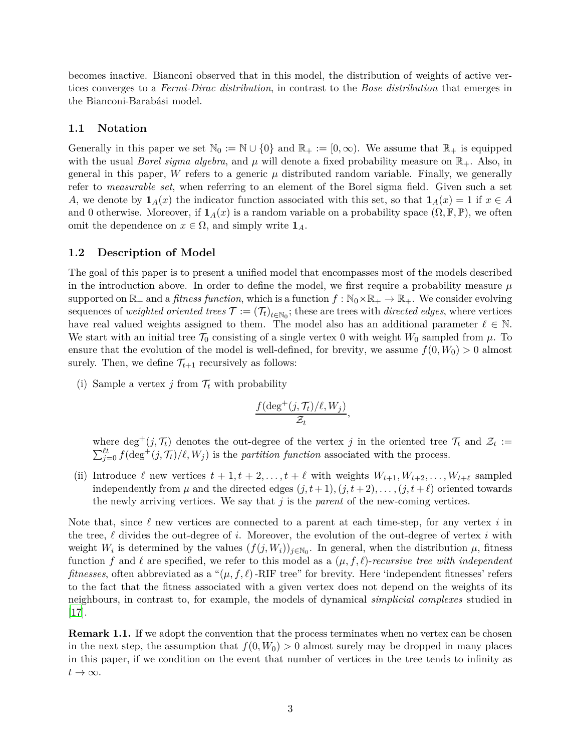becomes inactive. Bianconi observed that in this model, the distribution of weights of active vertices converges to a *Fermi-Dirac distribution*, in contrast to the *Bose distribution* that emerges in the Bianconi-Barabási model.

### 1.1 Notation

Generally in this paper we set $\mathbb{N}_0 := \mathbb{N} \cup \{0\}$ and $\mathbb{R}_+ := [0, \infty)$. We assume that $\mathbb{R}_+$ is equipped with the usual *Borel sigma algebra*, and $\mu$ will denote a fixed probability measure on $\mathbb{R}_+$. Also, in general in this paper, $W$ refers to a generic $\mu$ distributed random variable. Finally, we generally refer to *measurable set*, when referring to an element of the Borel sigma field. Given such a set $A$, we denote by $\mathbf{1}_A(x)$ the indicator function associated with this set, so that $\mathbf{1}_A(x) = 1$ if $x \in A$ and 0 otherwise. Moreover, if $\mathbf{1}_A(x)$ is a random variable on a probability space $(\Omega, \mathbb{F}, \mathbb{P})$, we often omit the dependence on $x \in \Omega$, and simply write $\mathbf{1}_A$.

### 1.2 Description of Model

The goal of this paper is to present a unified model that encompasses most of the models described in the introduction above. In order to define the model, we first require a probability measure $\mu$ supported on $\mathbb{R}_+$ and a *fitness function*, which is a function $f : \mathbb{N}_0 \times \mathbb{R}_+ \to \mathbb{R}_+$. We consider evolving sequences of *weighted oriented trees* $\mathcal{T} := (\mathcal{T}_t)_{t \in \mathbb{N}_0}$; these are trees with *directed edges*, where vertices have real valued weights assigned to them. The model also has an additional parameter $\ell \in \mathbb{N}$. We start with an initial tree $\mathcal{T}_0$ consisting of a single vertex 0 with weight $W_0$ sampled from $\mu$. To ensure that the evolution of the model is well-defined, for brevity, we assume $f(0, W_0) > 0$ almost surely. Then, we define $\mathcal{T}_{t+1}$ recursively as follows:

(i) Sample a vertex $j$ from $\mathcal{T}_t$ with probability

$$\frac{f(\deg^+(j, \mathcal{T}_t)/\ell, W_j)}{\mathcal{Z}_t},$$

where $\deg^+(j, \mathcal{T}_t)$ denotes the out-degree of the vertex $j$ in the oriented tree $\mathcal{T}_t$ and $\mathcal{Z}_t := \sum_{j=0}^{\ell t} f(\deg^+(j, \mathcal{T}_t)/\ell, W_j)$ is the *partition function* associated with the process.

(ii) Introduce $\ell$ new vertices $t+1, t+2, \ldots, t+\ell$ with weights $W_{t+1}, W_{t+2}, \ldots, W_{t+\ell}$ sampled independently from $\mu$ and the directed edges $(j, t+1), (j, t+2), \ldots, (j, t+\ell)$ oriented towards the newly arriving vertices. We say that $j$ is the *parent* of the new-coming vertices.

Note that, since $\ell$ new vertices are connected to a parent at each time-step, for any vertex $i$ in the tree, $\ell$ divides the out-degree of $i$. Moreover, the evolution of the out-degree of vertex $i$ with weight $W_i$ is determined by the values $(f(j, W_i))_{j \in \mathbb{N}_0}$. In general, when the distribution $\mu$, fitness function $f$ and $\ell$ are specified, we refer to this model as a *$(\mu, f, \ell)$-recursive tree with independent fitnesses*, often abbreviated as a "$(\mu, f, \ell)$-RIF tree" for brevity. Here 'independent fitnesses' refers to the fact that the fitness associated with a given vertex does not depend on the weights of its neighbours, in contrast to, for example, the models of dynamical *simplicial complexes* studied in [17].

**Remark 1.1.** If we adopt the convention that the process terminates when no vertex can be chosen in the next step, the assumption that $f(0, W_0) > 0$ almost surely may be dropped in many places in this paper, if we condition on the event that number of vertices in the tree tends to infinity as $t \to \infty$.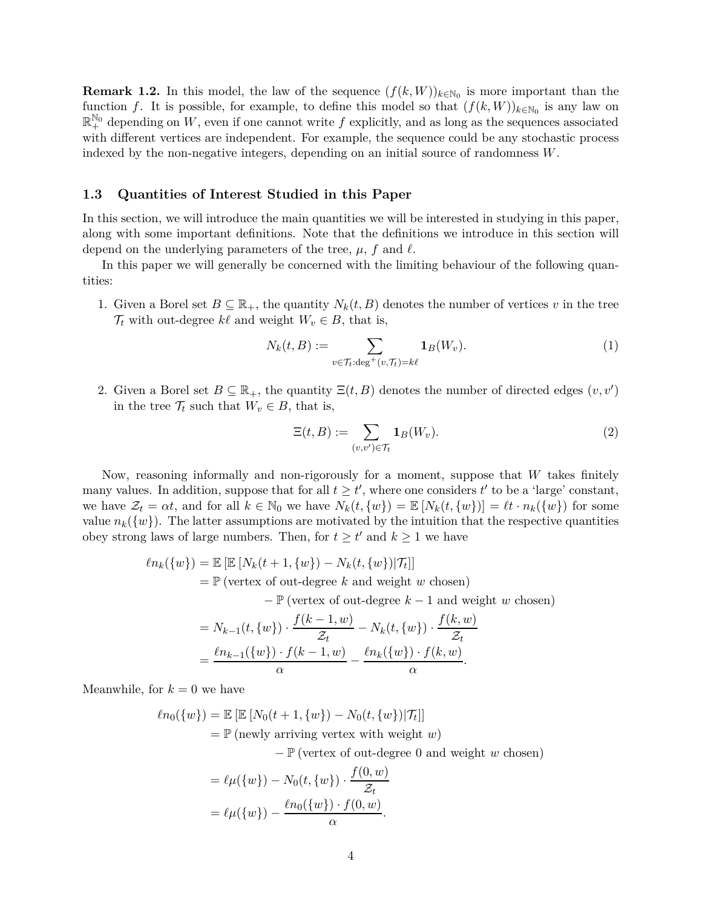**Remark 1.2.** In this model, the law of the sequence $(f(k,W))_{k\in\mathbb{N}_0}$ is more important than the function $f$. It is possible, for example, to define this model so that $(f(k,W))_{k\in\mathbb{N}_0}$ is any law on $\mathbb{R}_+^{\mathbb{N}_0}$ depending on $W$, even if one cannot write $f$ explicitly, and as long as the sequences associated with different vertices are independent. For example, the sequence could be any stochastic process indexed by the non-negative integers, depending on an initial source of randomness $W$.

### 1.3 Quantities of Interest Studied in this Paper

In this section, we will introduce the main quantities we will be interested in studying in this paper, along with some important definitions. Note that the definitions we introduce in this section will depend on the underlying parameters of the tree, $\mu$, $f$ and $\ell$.

In this paper we will generally be concerned with the limiting behaviour of the following quantities:

1. Given a Borel set $B \subseteq \mathbb{R}_+$, the quantity $N_k(t,B)$ denotes the number of vertices $v$ in the tree $\mathcal{T}_t$ with out-degree $k\ell$ and weight $W_v \in B$, that is,
$$N_k(t,B) := \sum_{v\in\mathcal{T}_t:\deg^+(v,\mathcal{T}_t)=k\ell} \mathbf{1}_B(W_v). \tag{1}$$

2. Given a Borel set $B \subseteq \mathbb{R}_+$, the quantity $\Xi(t,B)$ denotes the number of directed edges $(v,v')$ in the tree $\mathcal{T}_t$ such that $W_v \in B$, that is,
$$\Xi(t,B) := \sum_{(v,v')\in\mathcal{T}_t} \mathbf{1}_B(W_v). \tag{2}$$

Now, reasoning informally and non-rigorously for a moment, suppose that $W$ takes finitely many values. In addition, suppose that for all $t \geq t'$, where one considers $t'$ to be a 'large' constant, we have $\mathcal{Z}_t = \alpha t$, and for all $k \in \mathbb{N}_0$ we have $N_k(t,\{w\}) = \mathbb{E}\left[N_k(t,\{w\})\right] = \ell t \cdot n_k(\{w\})$ for some value $n_k(\{w\})$. The latter assumptions are motivated by the intuition that the respective quantities obey strong laws of large numbers. Then, for $t \geq t'$ and $k \geq 1$ we have

$$\begin{aligned}
\ell n_k(\{w\}) &= \mathbb{E}\left[\mathbb{E}\left[N_k(t+1,\{w\}) - N_k(t,\{w\})|\mathcal{T}_t\right]\right] \\
&= \mathbb{P}\left(\text{vertex of out-degree } k \text{ and weight } w \text{ chosen}\right) \\
&\qquad - \mathbb{P}\left(\text{vertex of out-degree } k-1 \text{ and weight } w \text{ chosen}\right) \\
&= N_{k-1}(t,\{w\}) \cdot \frac{f(k-1,w)}{\mathcal{Z}_t} - N_k(t,\{w\}) \cdot \frac{f(k,w)}{\mathcal{Z}_t} \\
&= \frac{\ell n_{k-1}(\{w\}) \cdot f(k-1,w)}{\alpha} - \frac{\ell n_k(\{w\}) \cdot f(k,w)}{\alpha}.
\end{aligned}$$

Meanwhile, for $k = 0$ we have

$$\begin{aligned}
\ell n_0(\{w\}) &= \mathbb{E}\left[\mathbb{E}\left[N_0(t+1,\{w\}) - N_0(t,\{w\})|\mathcal{T}_t\right]\right] \\
&= \mathbb{P}\left(\text{newly arriving vertex with weight } w\right) \\
&\qquad - \mathbb{P}\left(\text{vertex of out-degree } 0 \text{ and weight } w \text{ chosen}\right) \\
&= \ell\mu(\{w\}) - N_0(t,\{w\}) \cdot \frac{f(0,w)}{\mathcal{Z}_t} \\
&= \ell\mu(\{w\}) - \frac{\ell n_0(\{w\}) \cdot f(0,w)}{\alpha}.
\end{aligned}$$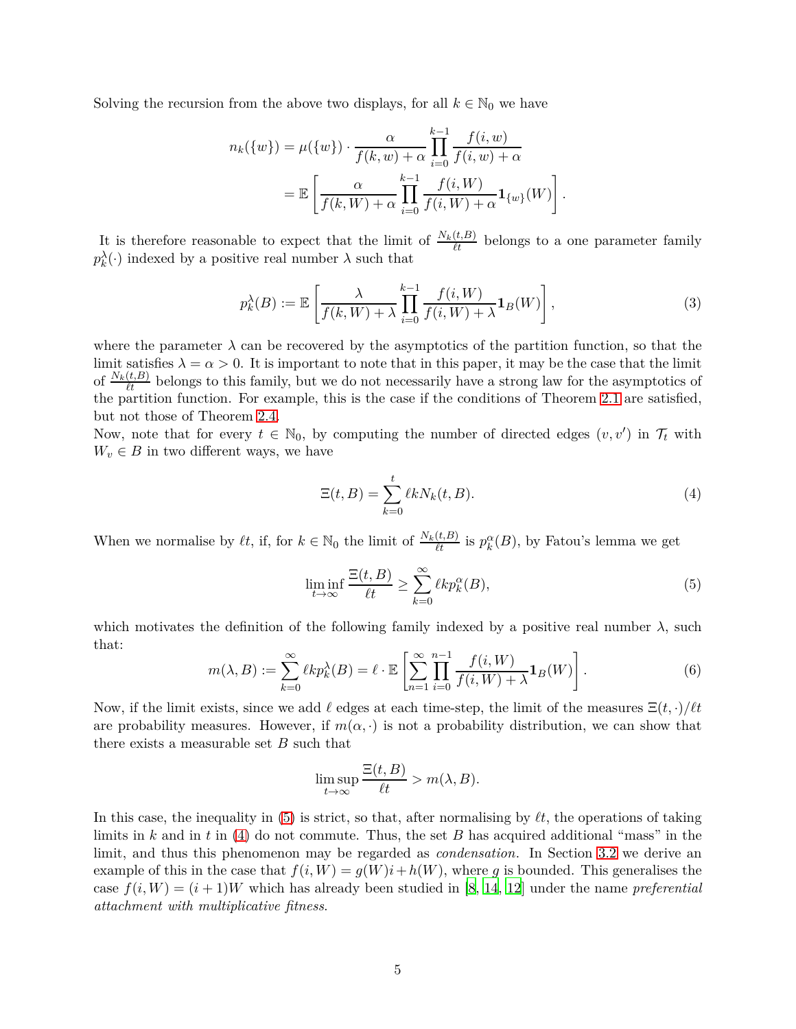Solving the recursion from the above two displays, for all $k \in \mathbb{N}_0$ we have

$$
\begin{aligned}
n_k(\{w\}) &= \mu(\{w\}) \cdot \frac{\alpha}{f(k,w)+\alpha} \prod_{i=0}^{k-1} \frac{f(i,w)}{f(i,w)+\alpha} \\
&= \mathbb{E}\left[\frac{\alpha}{f(k,W)+\alpha} \prod_{i=0}^{k-1} \frac{f(i,W)}{f(i,W)+\alpha} \mathbf{1}_{\{w\}}(W)\right].
\end{aligned}
$$

It is therefore reasonable to expect that the limit of $\frac{N_k(t,B)}{\ell t}$ belongs to a one parameter family $p_k^{\lambda}(\cdot)$ indexed by a positive real number $\lambda$ such that

$$
p_k^{\lambda}(B) := \mathbb{E}\left[\frac{\lambda}{f(k,W)+\lambda} \prod_{i=0}^{k-1} \frac{f(i,W)}{f(i,W)+\lambda} \mathbf{1}_B(W)\right], \tag{3}
$$

where the parameter $\lambda$ can be recovered by the asymptotics of the partition function, so that the limit satisfies $\lambda = \alpha > 0$. It is important to note that in this paper, it may be the case that the limit of $\frac{N_k(t,B)}{\ell t}$ belongs to this family, but we do not necessarily have a strong law for the asymptotics of the partition function. For example, this is the case if the conditions of Theorem 2.1 are satisfied, but not those of Theorem 2.4.

Now, note that for every $t \in \mathbb{N}_0$, by computing the number of directed edges $(v, v')$ in $\mathcal{T}_t$ with $W_v \in B$ in two different ways, we have

$$
\Xi(t,B) = \sum_{k=0}^{t} \ell k N_k(t,B). \tag{4}
$$

When we normalise by $\ell t$, if, for $k \in \mathbb{N}_0$ the limit of $\frac{N_k(t,B)}{\ell t}$ is $p_k^{\alpha}(B)$, by Fatou's lemma we get

$$
\liminf_{t \to \infty} \frac{\Xi(t,B)}{\ell t} \geq \sum_{k=0}^{\infty} \ell k p_k^{\alpha}(B), \tag{5}
$$

which motivates the definition of the following family indexed by a positive real number $\lambda$, such that:

$$
m(\lambda, B) := \sum_{k=0}^{\infty} \ell k p_k^{\lambda}(B) = \ell \cdot \mathbb{E}\left[\sum_{n=1}^{\infty} \prod_{i=0}^{n-1} \frac{f(i,W)}{f(i,W)+\lambda} \mathbf{1}_B(W)\right]. \tag{6}
$$

Now, if the limit exists, since we add $\ell$ edges at each time-step, the limit of the measures $\Xi(t,\cdot)/\ell t$ are probability measures. However, if $m(\alpha, \cdot)$ is not a probability distribution, we can show that there exists a measurable set $B$ such that

$$
\limsup_{t \to \infty} \frac{\Xi(t,B)}{\ell t} > m(\lambda, B).
$$

In this case, the inequality in (5) is strict, so that, after normalising by $\ell t$, the operations of taking limits in $k$ and in $t$ in (4) do not commute. Thus, the set $B$ has acquired additional "mass" in the limit, and thus this phenomenon may be regarded as *condensation*. In Section 3.2 we derive an example of this in the case that $f(i,W) = g(W)i + h(W)$, where $g$ is bounded. This generalises the case $f(i,W) = (i+1)W$ which has already been studied in [8, 14, 12] under the name *preferential attachment with multiplicative fitness*.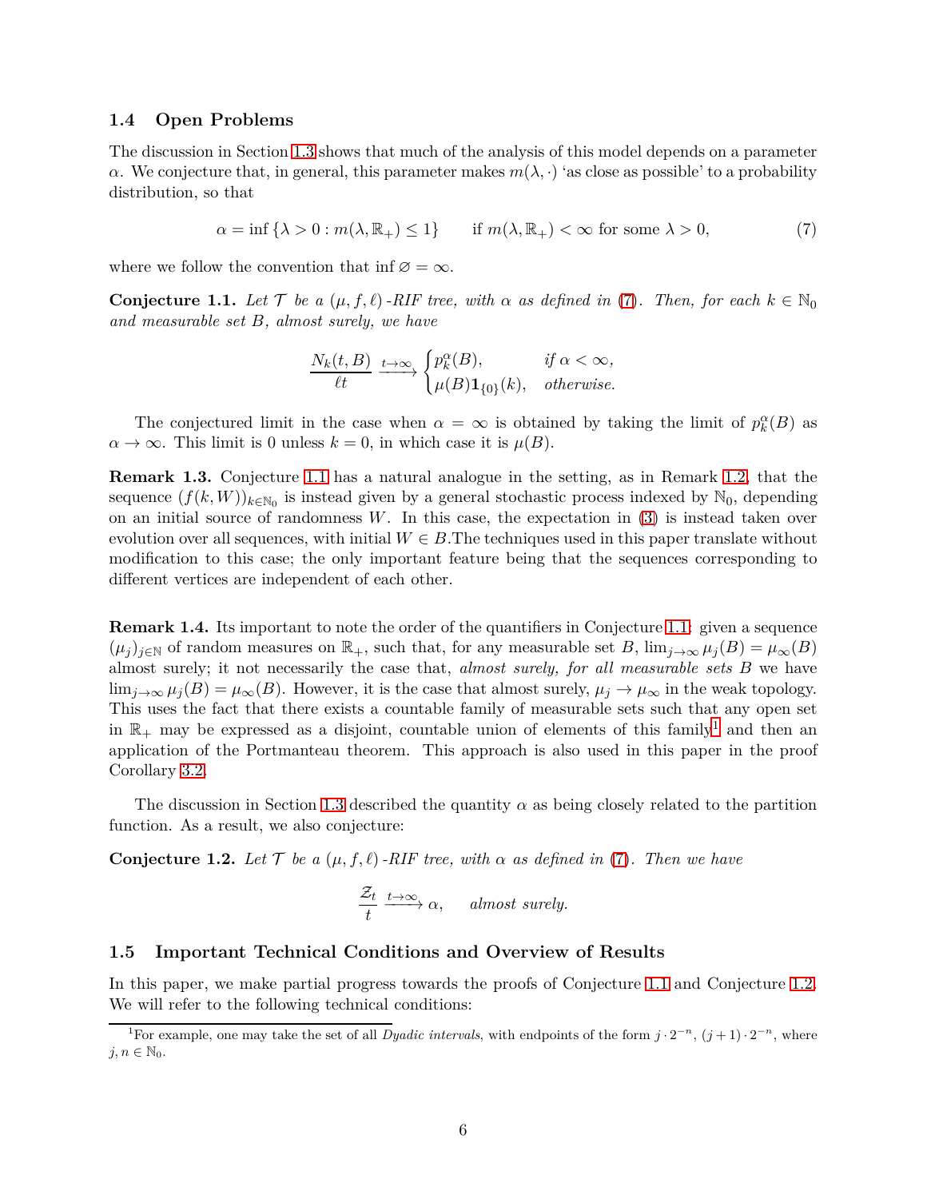### 1.4 Open Problems

The discussion in Section 1.3 shows that much of the analysis of this model depends on a parameter $\alpha$. We conjecture that, in general, this parameter makes $m(\lambda, \cdot)$ 'as close as possible' to a probability distribution, so that

$$\alpha = \inf \{\lambda > 0 : m(\lambda, \mathbb{R}_+) \leq 1\} \qquad \text{if } m(\lambda, \mathbb{R}_+) < \infty \text{ for some } \lambda > 0, \tag{7}$$

where we follow the convention that $\inf \varnothing = \infty$.

**Conjecture 1.1.** *Let $\mathcal{T}$ be a $(\mu, f, \ell)$-RIF tree, with $\alpha$ as defined in (7). Then, for each $k \in \mathbb{N}_0$ and measurable set $B$, almost surely, we have*

$$\frac{N_k(t,B)}{\ell t} \xrightarrow{t \to \infty} \begin{cases} p_k^{\alpha}(B), & \text{if } \alpha < \infty, \\ \mu(B)\mathbf{1}_{\{0\}}(k), & \text{otherwise.} \end{cases}$$

The conjectured limit in the case when $\alpha = \infty$ is obtained by taking the limit of $p_k^{\alpha}(B)$ as $\alpha \to \infty$. This limit is 0 unless $k = 0$, in which case it is $\mu(B)$.

**Remark 1.3.** Conjecture 1.1 has a natural analogue in the setting, as in Remark 1.2, that the sequence $(f(k,W))_{k \in \mathbb{N}_0}$ is instead given by a general stochastic process indexed by $\mathbb{N}_0$, depending on an initial source of randomness $W$. In this case, the expectation in (3) is instead taken over evolution over all sequences, with initial $W \in B$.The techniques used in this paper translate without modification to this case; the only important feature being that the sequences corresponding to different vertices are independent of each other.

**Remark 1.4.** Its important to note the order of the quantifiers in Conjecture 1.1: given a sequence $(\mu_j)_{j \in \mathbb{N}}$ of random measures on $\mathbb{R}_+$, such that, for any measurable set $B$, $\lim_{j \to \infty} \mu_j(B) = \mu_\infty(B)$ almost surely; it not necessarily the case that, *almost surely, for all measurable sets $B$* we have $\lim_{j \to \infty} \mu_j(B) = \mu_\infty(B)$. However, it is the case that almost surely, $\mu_j \to \mu_\infty$ in the weak topology. This uses the fact that there exists a countable family of measurable sets such that any open set in $\mathbb{R}_+$ may be expressed as a disjoint, countable union of elements of this family[1] and then an application of the Portmanteau theorem. This approach is also used in this paper in the proof Corollary 3.2.

The discussion in Section 1.3 described the quantity $\alpha$ as being closely related to the partition function. As a result, we also conjecture:

**Conjecture 1.2.** *Let $\mathcal{T}$ be a $(\mu, f, \ell)$-RIF tree, with $\alpha$ as defined in (7). Then we have*

$$\frac{\mathcal{Z}_t}{t} \xrightarrow{t \to \infty} \alpha, \qquad \textit{almost surely.}$$

### 1.5 Important Technical Conditions and Overview of Results

In this paper, we make partial progress towards the proofs of Conjecture 1.1 and Conjecture 1.2. We will refer to the following technical conditions:

[1] For example, one may take the set of all *Dyadic intervals*, with endpoints of the form $j \cdot 2^{-n}$, $(j+1) \cdot 2^{-n}$, where $j, n \in \mathbb{N}_0$.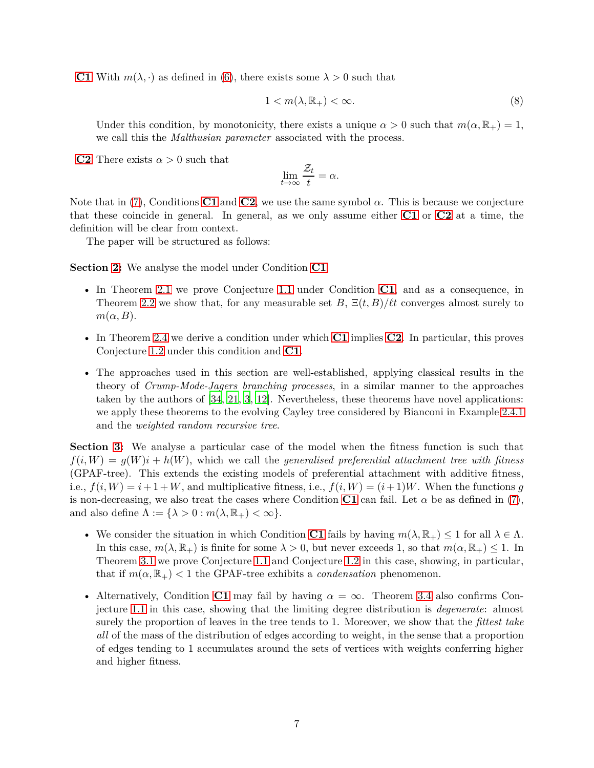**C1** With $m(\lambda, \cdot)$ as defined in (6), there exists some $\lambda > 0$ such that

$$1 < m(\lambda, \mathbb{R}_+) < \infty. \tag{8}$$

Under this condition, by monotonicity, there exists a unique $\alpha > 0$ such that $m(\alpha, \mathbb{R}_+) = 1$, we call this the *Malthusian parameter* associated with the process.

**C2** There exists $\alpha > 0$ such that

$$\lim_{t \to \infty} \frac{\mathcal{Z}_t}{t} = \alpha.$$

Note that in (7), Conditions **C1** and **C2**, we use the same symbol $\alpha$. This is because we conjecture that these coincide in general. In general, as we only assume either **C1** or **C2** at a time, the definition will be clear from context.

The paper will be structured as follows:

**Section 2:** We analyse the model under Condition **C1**.

- In Theorem 2.1 we prove Conjecture 1.1 under Condition **C1**, and as a consequence, in Theorem 2.2 we show that, for any measurable set $B$, $\Xi(t, B)/\ell t$ converges almost surely to $m(\alpha, B)$.
- In Theorem 2.4 we derive a condition under which **C1** implies **C2**. In particular, this proves Conjecture 1.2 under this condition and **C1**.
- The approaches used in this section are well-established, applying classical results in the theory of *Crump-Mode-Jagers branching processes*, in a similar manner to the approaches taken by the authors of [34, 21, 3, 12]. Nevertheless, these theorems have novel applications: we apply these theorems to the evolving Cayley tree considered by Bianconi in Example 2.4.1 and the *weighted random recursive tree*.

**Section 3:** We analyse a particular case of the model when the fitness function is such that $f(i, W) = g(W)i + h(W)$, which we call the *generalised preferential attachment tree with fitness* (GPAF-tree). This extends the existing models of preferential attachment with additive fitness, i.e., $f(i, W) = i + 1 + W$, and multiplicative fitness, i.e., $f(i, W) = (i+1)W$. When the functions $g$ is non-decreasing, we also treat the cases where Condition **C1** can fail. Let $\alpha$ be as defined in (7), and also define $\Lambda := \{\lambda > 0 : m(\lambda, \mathbb{R}_+) < \infty\}$.

- We consider the situation in which Condition **C1** fails by having $m(\lambda, \mathbb{R}_+) \leq 1$ for all $\lambda \in \Lambda$. In this case, $m(\lambda, \mathbb{R}_+)$ is finite for some $\lambda > 0$, but never exceeds 1, so that $m(\alpha, \mathbb{R}_+) \leq 1$. In Theorem 3.1 we prove Conjecture 1.1 and Conjecture 1.2 in this case, showing, in particular, that if $m(\alpha, \mathbb{R}_+) < 1$ the GPAF-tree exhibits a *condensation* phenomenon.
- Alternatively, Condition **C1** may fail by having $\alpha = \infty$. Theorem 3.4 also confirms Conjecture 1.1 in this case, showing that the limiting degree distribution is *degenerate*: almost surely the proportion of leaves in the tree tends to 1. Moreover, we show that the *fittest take all* of the mass of the distribution of edges according to weight, in the sense that a proportion of edges tending to 1 accumulates around the sets of vertices with weights conferring higher and higher fitness.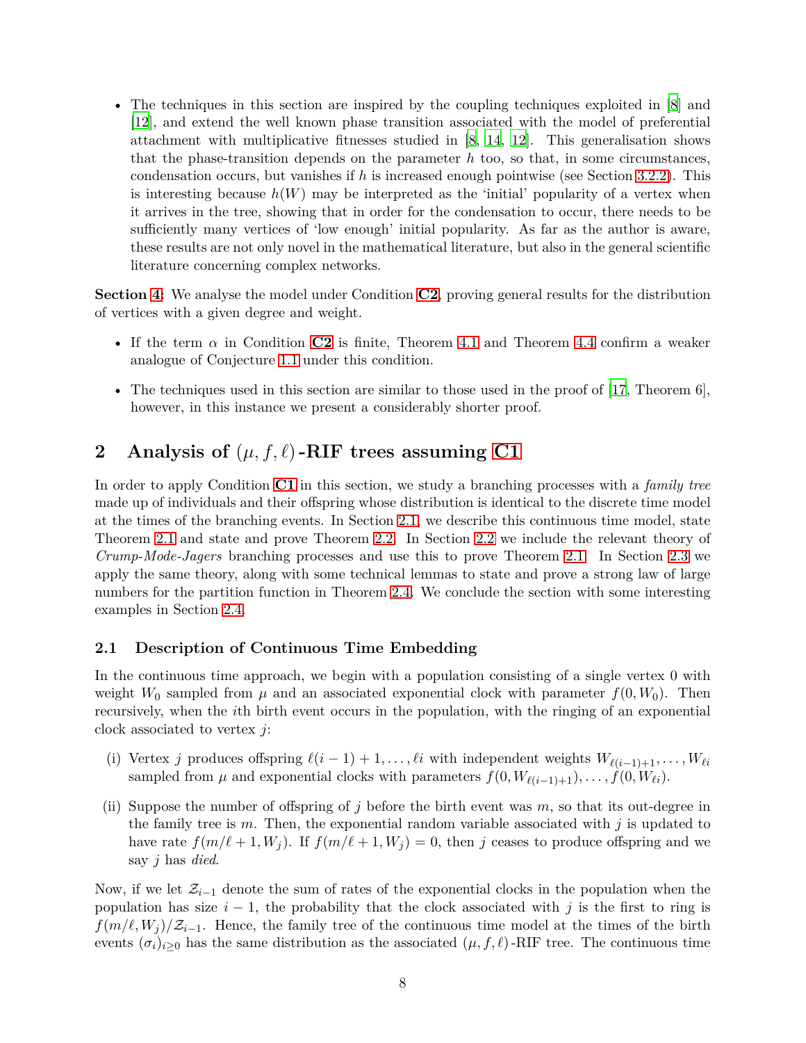- The techniques in this section are inspired by the coupling techniques exploited in [8] and [12], and extend the well known phase transition associated with the model of preferential attachment with multiplicative fitnesses studied in [8, 14, 12]. This generalisation shows that the phase-transition depends on the parameter $h$ too, so that, in some circumstances, condensation occurs, but vanishes if $h$ is increased enough pointwise (see Section 3.2.2). This is interesting because $h(W)$ may be interpreted as the 'initial' popularity of a vertex when it arrives in the tree, showing that in order for the condensation to occur, there needs to be sufficiently many vertices of 'low enough' initial popularity. As far as the author is aware, these results are not only novel in the mathematical literature, but also in the general scientific literature concerning complex networks.

**Section 4:** We analyse the model under Condition **C2**, proving general results for the distribution of vertices with a given degree and weight.

- If the term $\alpha$ in Condition **C2** is finite, Theorem 4.1 and Theorem 4.4 confirm a weaker analogue of Conjecture 1.1 under this condition.
- The techniques used in this section are similar to those used in the proof of [17, Theorem 6], however, in this instance we present a considerably shorter proof.

## 2 Analysis of $(\mu, f, \ell)$-RIF trees assuming C1

In order to apply Condition **C1** in this section, we study a branching processes with a *family tree* made up of individuals and their offspring whose distribution is identical to the discrete time model at the times of the branching events. In Section 2.1, we describe this continuous time model, state Theorem 2.1 and state and prove Theorem 2.2. In Section 2.2 we include the relevant theory of *Crump-Mode-Jagers* branching processes and use this to prove Theorem 2.1. In Section 2.3 we apply the same theory, along with some technical lemmas to state and prove a strong law of large numbers for the partition function in Theorem 2.4. We conclude the section with some interesting examples in Section 2.4.

### 2.1 Description of Continuous Time Embedding

In the continuous time approach, we begin with a population consisting of a single vertex 0 with weight $W_0$ sampled from $\mu$ and an associated exponential clock with parameter $f(0, W_0)$. Then recursively, when the $i$th birth event occurs in the population, with the ringing of an exponential clock associated to vertex $j$:

(i) Vertex $j$ produces offspring $\ell(i-1)+1, \dots, \ell i$ with independent weights $W_{\ell(i-1)+1}, \dots, W_{\ell i}$ sampled from $\mu$ and exponential clocks with parameters $f(0, W_{\ell(i-1)+1}), \dots, f(0, W_{\ell i})$.

(ii) Suppose the number of offspring of $j$ before the birth event was $m$, so that its out-degree in the family tree is $m$. Then, the exponential random variable associated with $j$ is updated to have rate $f(m/\ell + 1, W_j)$. If $f(m/\ell + 1, W_j) = 0$, then $j$ ceases to produce offspring and we say $j$ has *died*.

Now, if we let $\mathcal{Z}_{i-1}$ denote the sum of rates of the exponential clocks in the population when the population has size $i-1$, the probability that the clock associated with $j$ is the first to ring is $f(m/\ell, W_j)/\mathcal{Z}_{i-1}$. Hence, the family tree of the continuous time model at the times of the birth events $(\sigma_i)_{i\geq 0}$ has the same distribution as the associated $(\mu, f, \ell)$-RIF tree. The continuous time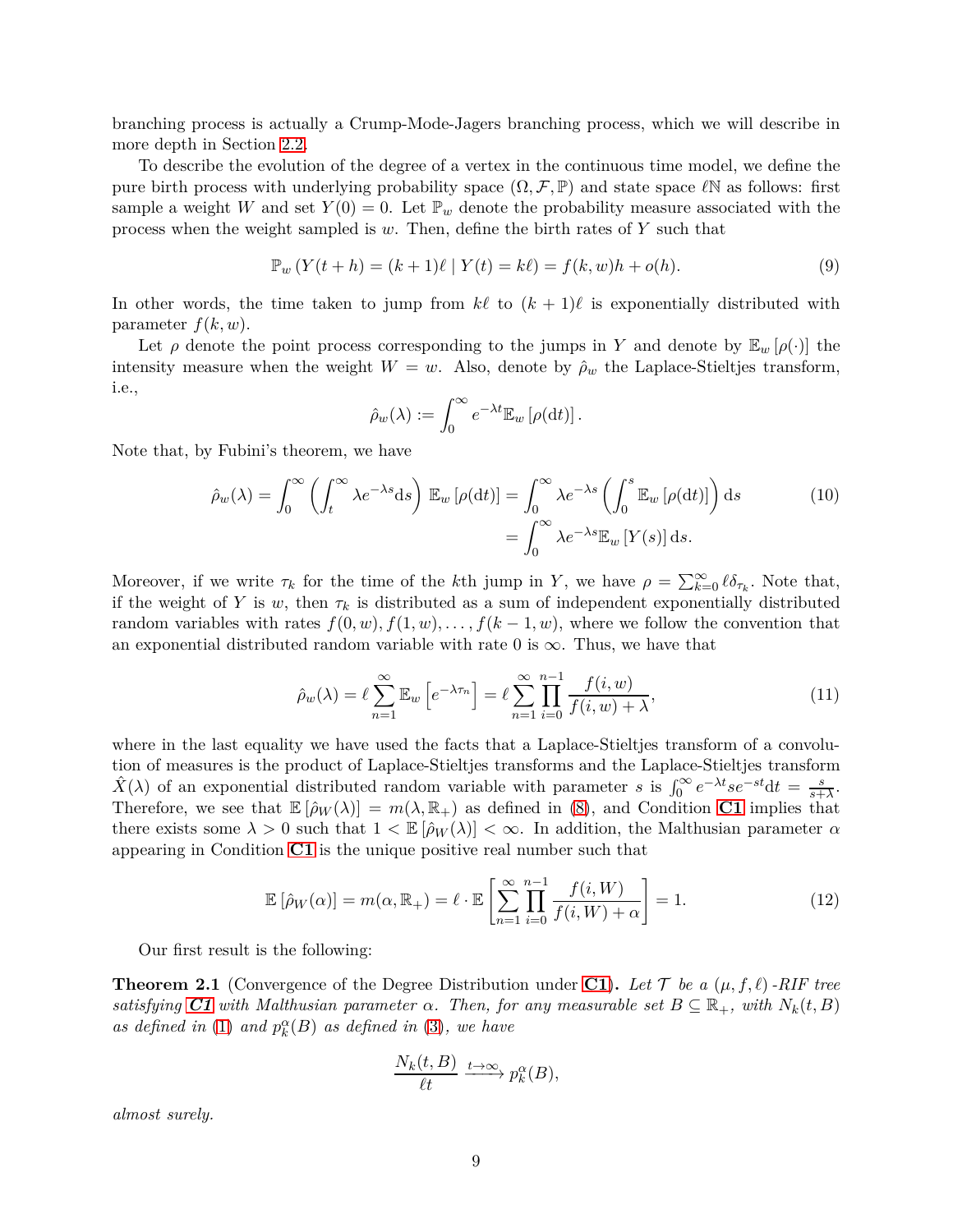branching process is actually a Crump-Mode-Jagers branching process, which we will describe in more depth in Section 2.2.

To describe the evolution of the degree of a vertex in the continuous time model, we define the pure birth process with underlying probability space $(\Omega, \mathcal{F}, \mathbb{P})$ and state space $\ell\mathbb{N}$ as follows: first sample a weight $W$ and set $Y(0) = 0$. Let $\mathbb{P}_w$ denote the probability measure associated with the process when the weight sampled is $w$. Then, define the birth rates of $Y$ such that

$$\mathbb{P}_w\left(Y(t+h) = (k+1)\ell \mid Y(t) = k\ell\right) = f(k,w)h + o(h). \tag{9}$$

In other words, the time taken to jump from $k\ell$ to $(k+1)\ell$ is exponentially distributed with parameter $f(k,w)$.

Let $\rho$ denote the point process corresponding to the jumps in $Y$ and denote by $\mathbb{E}_w[\rho(\cdot)]$ the intensity measure when the weight $W = w$. Also, denote by $\hat{\rho}_w$ the Laplace-Stieltjes transform, i.e.,

$$\hat{\rho}_w(\lambda) := \int_0^\infty e^{-\lambda t}\mathbb{E}_w[\rho(\mathrm{d}t)].$$

Note that, by Fubini's theorem, we have

$$\begin{aligned}\hat{\rho}_w(\lambda) = \int_0^\infty \left(\int_t^\infty \lambda e^{-\lambda s}\mathrm{d}s\right)\mathbb{E}_w[\rho(\mathrm{d}t)] &= \int_0^\infty \lambda e^{-\lambda s}\left(\int_0^s \mathbb{E}_w[\rho(\mathrm{d}t)]\right)\mathrm{d}s \\ &= \int_0^\infty \lambda e^{-\lambda s}\mathbb{E}_w[Y(s)]\,\mathrm{d}s.\end{aligned} \tag{10}$$

Moreover, if we write $\tau_k$ for the time of the $k$th jump in $Y$, we have $\rho = \sum_{k=0}^\infty \ell\delta_{\tau_k}$. Note that, if the weight of $Y$ is $w$, then $\tau_k$ is distributed as a sum of independent exponentially distributed random variables with rates $f(0,w), f(1,w), \dots, f(k-1,w)$, where we follow the convention that an exponential distributed random variable with rate 0 is $\infty$. Thus, we have that

$$\hat{\rho}_w(\lambda) = \ell\sum_{n=1}^\infty \mathbb{E}_w\left[e^{-\lambda\tau_n}\right] = \ell\sum_{n=1}^\infty\prod_{i=0}^{n-1}\frac{f(i,w)}{f(i,w)+\lambda}, \tag{11}$$

where in the last equality we have used the facts that a Laplace-Stieltjes transform of a convolution of measures is the product of Laplace-Stieltjes transforms and the Laplace-Stieltjes transform $\hat{X}(\lambda)$ of an exponential distributed random variable with parameter $s$ is $\int_0^\infty e^{-\lambda t}se^{-st}\mathrm{d}t = \frac{s}{s+\lambda}$. Therefore, we see that $\mathbb{E}[\hat{\rho}_W(\lambda)] = m(\lambda, \mathbb{R}_+)$ as defined in (8), and Condition **C1** implies that there exists some $\lambda > 0$ such that $1 < \mathbb{E}[\hat{\rho}_W(\lambda)] < \infty$. In addition, the Malthusian parameter $\alpha$ appearing in Condition **C1** is the unique positive real number such that

$$\mathbb{E}[\hat{\rho}_W(\alpha)] = m(\alpha, \mathbb{R}_+) = \ell\cdot\mathbb{E}\left[\sum_{n=1}^\infty\prod_{i=0}^{n-1}\frac{f(i,W)}{f(i,W)+\alpha}\right] = 1. \tag{12}$$

Our first result is the following:

**Theorem 2.1** (Convergence of the Degree Distribution under **C1**)**.** *Let $\mathcal{T}$ be a $(\mu, f, \ell)$-RIF tree satisfying **C1** with Malthusian parameter $\alpha$. Then, for any measurable set $B \subseteq \mathbb{R}_+$, with $N_k(t,B)$ as defined in (1) and $p_k^\alpha(B)$ as defined in (3), we have*

$$\frac{N_k(t,B)}{\ell t} \xrightarrow{t\to\infty} p_k^\alpha(B),$$

*almost surely.*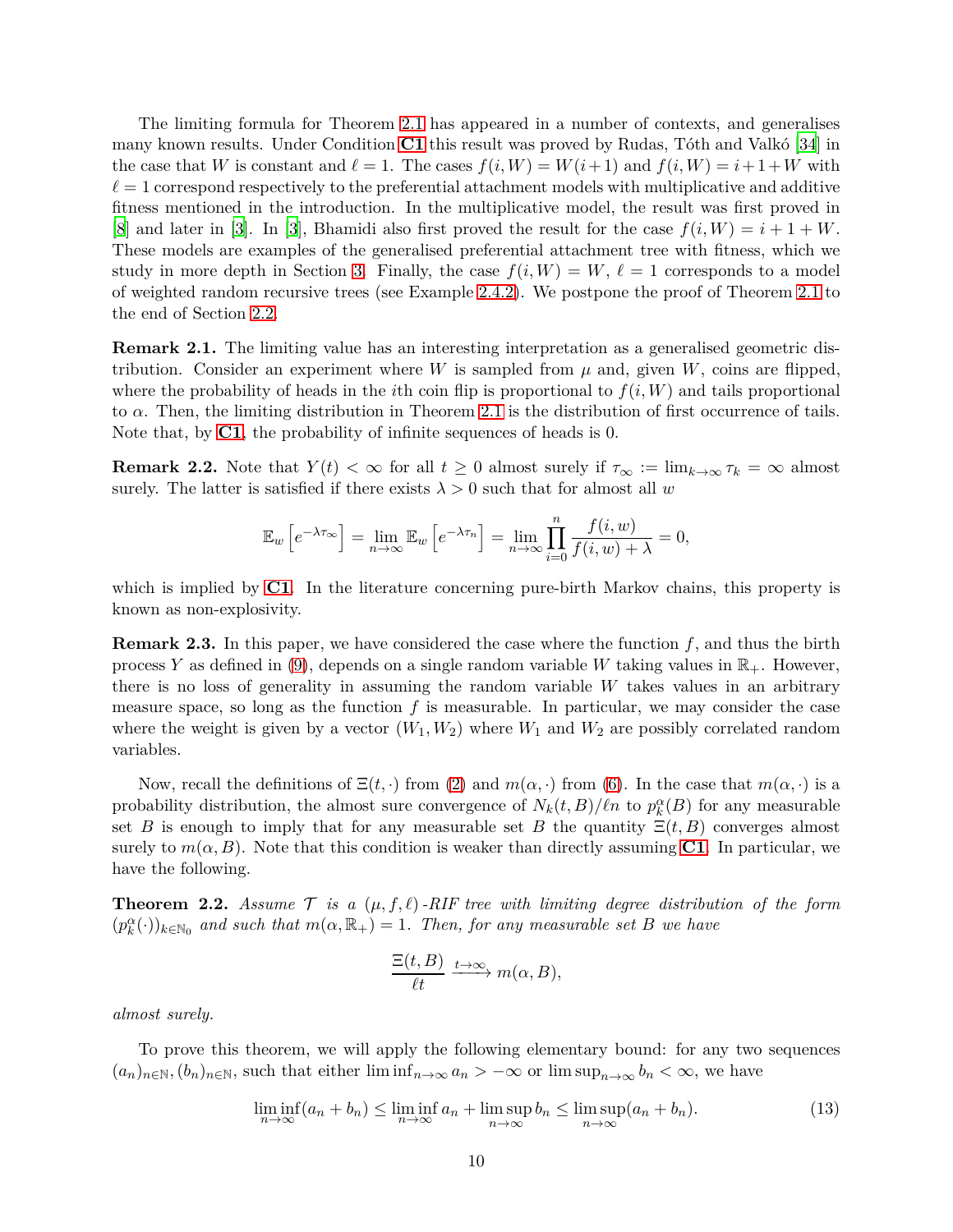The limiting formula for Theorem 2.1 has appeared in a number of contexts, and generalises many known results. Under Condition **C1** this result was proved by Rudas, Tóth and Valkó [34] in the case that $W$ is constant and $\ell = 1$. The cases $f(i, W) = W(i+1)$ and $f(i, W) = i+1+W$ with $\ell = 1$ correspond respectively to the preferential attachment models with multiplicative and additive fitness mentioned in the introduction. In the multiplicative model, the result was first proved in [8] and later in [3]. In [3], Bhamidi also first proved the result for the case $f(i, W) = i + 1 + W$. These models are examples of the generalised preferential attachment tree with fitness, which we study in more depth in Section 3. Finally, the case $f(i, W) = W$, $\ell = 1$ corresponds to a model of weighted random recursive trees (see Example 2.4.2). We postpone the proof of Theorem 2.1 to the end of Section 2.2.

**Remark 2.1.** The limiting value has an interesting interpretation as a generalised geometric distribution. Consider an experiment where $W$ is sampled from $\mu$ and, given $W$, coins are flipped, where the probability of heads in the $i$th coin flip is proportional to $f(i, W)$ and tails proportional to $\alpha$. Then, the limiting distribution in Theorem 2.1 is the distribution of first occurrence of tails. Note that, by **C1**, the probability of infinite sequences of heads is 0.

**Remark 2.2.** Note that $Y(t) < \infty$ for all $t \geq 0$ almost surely if $\tau_\infty := \lim_{k\to\infty} \tau_k = \infty$ almost surely. The latter is satisfied if there exists $\lambda > 0$ such that for almost all $w$

$$\mathbb{E}_w\left[e^{-\lambda \tau_\infty}\right] = \lim_{n\to\infty} \mathbb{E}_w\left[e^{-\lambda \tau_n}\right] = \lim_{n\to\infty} \prod_{i=0}^{n} \frac{f(i, w)}{f(i, w) + \lambda} = 0,$$

which is implied by **C1**. In the literature concerning pure-birth Markov chains, this property is known as non-explosivity.

**Remark 2.3.** In this paper, we have considered the case where the function $f$, and thus the birth process $Y$ as defined in (9), depends on a single random variable $W$ taking values in $\mathbb{R}_+$. However, there is no loss of generality in assuming the random variable $W$ takes values in an arbitrary measure space, so long as the function $f$ is measurable. In particular, we may consider the case where the weight is given by a vector $(W_1, W_2)$ where $W_1$ and $W_2$ are possibly correlated random variables.

Now, recall the definitions of $\Xi(t, \cdot)$ from (2) and $m(\alpha, \cdot)$ from (6). In the case that $m(\alpha, \cdot)$ is a probability distribution, the almost sure convergence of $N_k(t, B)/\ell n$ to $p_k^\alpha(B)$ for any measurable set $B$ is enough to imply that for any measurable set $B$ the quantity $\Xi(t, B)$ converges almost surely to $m(\alpha, B)$. Note that this condition is weaker than directly assuming **C1**. In particular, we have the following.

**Theorem 2.2.** *Assume $\mathcal{T}$ is a $(\mu, f, \ell)$-RIF tree with limiting degree distribution of the form $(p_k^\alpha(\cdot))_{k\in\mathbb{N}_0}$ and such that $m(\alpha, \mathbb{R}_+) = 1$. Then, for any measurable set $B$ we have*

$$\frac{\Xi(t, B)}{\ell t} \xrightarrow{t\to\infty} m(\alpha, B),$$

*almost surely.*

To prove this theorem, we will apply the following elementary bound: for any two sequences $(a_n)_{n\in\mathbb{N}}, (b_n)_{n\in\mathbb{N}}$, such that either $\liminf_{n\to\infty} a_n > -\infty$ or $\limsup_{n\to\infty} b_n < \infty$, we have

$$\liminf_{n\to\infty}(a_n + b_n) \leq \liminf_{n\to\infty} a_n + \limsup_{n\to\infty} b_n \leq \limsup_{n\to\infty}(a_n + b_n). \tag{13}$$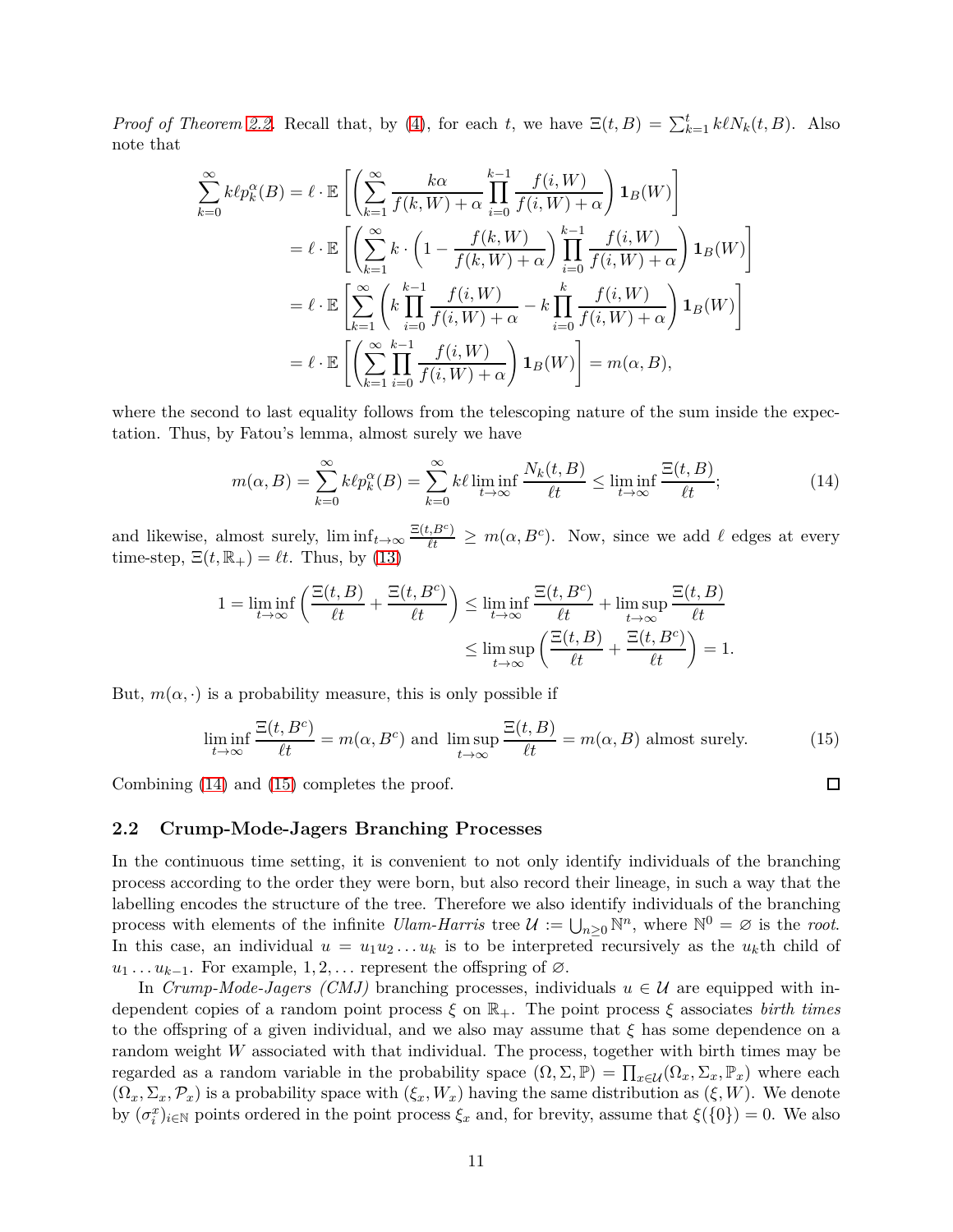*Proof of Theorem 2.2.* Recall that, by (4), for each $t$, we have $\Xi(t, B) = \sum_{k=1}^{t} k\ell N_k(t, B)$. Also note that

$$
\begin{aligned}
\sum_{k=0}^{\infty} k\ell p_k^{\alpha}(B) &= \ell \cdot \mathbb{E}\left[\left(\sum_{k=1}^{\infty} \frac{k\alpha}{f(k,W)+\alpha} \prod_{i=0}^{k-1} \frac{f(i,W)}{f(i,W)+\alpha}\right) \mathbf{1}_B(W)\right] \\
&= \ell \cdot \mathbb{E}\left[\left(\sum_{k=1}^{\infty} k \cdot \left(1 - \frac{f(k,W)}{f(k,W)+\alpha}\right) \prod_{i=0}^{k-1} \frac{f(i,W)}{f(i,W)+\alpha}\right) \mathbf{1}_B(W)\right] \\
&= \ell \cdot \mathbb{E}\left[\sum_{k=1}^{\infty} \left(k \prod_{i=0}^{k-1} \frac{f(i,W)}{f(i,W)+\alpha} - k \prod_{i=0}^{k} \frac{f(i,W)}{f(i,W)+\alpha}\right) \mathbf{1}_B(W)\right] \\
&= \ell \cdot \mathbb{E}\left[\left(\sum_{k=1}^{\infty} \prod_{i=0}^{k-1} \frac{f(i,W)}{f(i,W)+\alpha}\right) \mathbf{1}_B(W)\right] = m(\alpha, B),
\end{aligned}
$$

where the second to last equality follows from the telescoping nature of the sum inside the expectation. Thus, by Fatou's lemma, almost surely we have

$$
m(\alpha, B) = \sum_{k=0}^{\infty} k\ell p_k^{\alpha}(B) = \sum_{k=0}^{\infty} k\ell \liminf_{t\to\infty} \frac{N_k(t,B)}{\ell t} \leq \liminf_{t\to\infty} \frac{\Xi(t,B)}{\ell t}; \tag{14}
$$

and likewise, almost surely, $\liminf_{t\to\infty} \frac{\Xi(t,B^c)}{\ell t} \geq m(\alpha, B^c)$. Now, since we add $\ell$ edges at every time-step, $\Xi(t, \mathbb{R}_+) = \ell t$. Thus, by (13)

$$
\begin{aligned}
1 = \liminf_{t\to\infty} \left(\frac{\Xi(t,B)}{\ell t} + \frac{\Xi(t,B^c)}{\ell t}\right) &\leq \liminf_{t\to\infty} \frac{\Xi(t,B^c)}{\ell t} + \limsup_{t\to\infty} \frac{\Xi(t,B)}{\ell t} \\
&\leq \limsup_{t\to\infty} \left(\frac{\Xi(t,B)}{\ell t} + \frac{\Xi(t,B^c)}{\ell t}\right) = 1.
\end{aligned}
$$

But, $m(\alpha, \cdot)$ is a probability measure, this is only possible if

$$
\liminf_{t\to\infty} \frac{\Xi(t,B^c)}{\ell t} = m(\alpha, B^c) \text{ and } \limsup_{t\to\infty} \frac{\Xi(t,B)}{\ell t} = m(\alpha, B) \text{ almost surely.} \tag{15}
$$

Combining (14) and (15) completes the proof. ◻

## 2.2 Crump-Mode-Jagers Branching Processes

In the continuous time setting, it is convenient to not only identify individuals of the branching process according to the order they were born, but also record their lineage, in such a way that the labelling encodes the structure of the tree. Therefore we also identify individuals of the branching process with elements of the infinite *Ulam-Harris* tree $\mathcal{U} := \bigcup_{n\geq 0} \mathbb{N}^n$, where $\mathbb{N}^0 = \varnothing$ is the *root*. In this case, an individual $u = u_1 u_2 \dots u_k$ is to be interpreted recursively as the $u_k$th child of $u_1 \dots u_{k-1}$. For example, $1, 2, \dots$ represent the offspring of $\varnothing$.

In *Crump-Mode-Jagers (CMJ)* branching processes, individuals $u \in \mathcal{U}$ are equipped with independent copies of a random point process $\xi$ on $\mathbb{R}_+$. The point process $\xi$ associates *birth times* to the offspring of a given individual, and we also may assume that $\xi$ has some dependence on a random weight $W$ associated with that individual. The process, together with birth times may be regarded as a random variable in the probability space $(\Omega, \Sigma, \mathbb{P}) = \prod_{x\in\mathcal{U}} (\Omega_x, \Sigma_x, \mathbb{P}_x)$ where each $(\Omega_x, \Sigma_x, \mathcal{P}_x)$ is a probability space with $(\xi_x, W_x)$ having the same distribution as $(\xi, W)$. We denote by $(\sigma_i^x)_{i\in\mathbb{N}}$ points ordered in the point process $\xi_x$ and, for brevity, assume that $\xi(\{0\}) = 0$. We also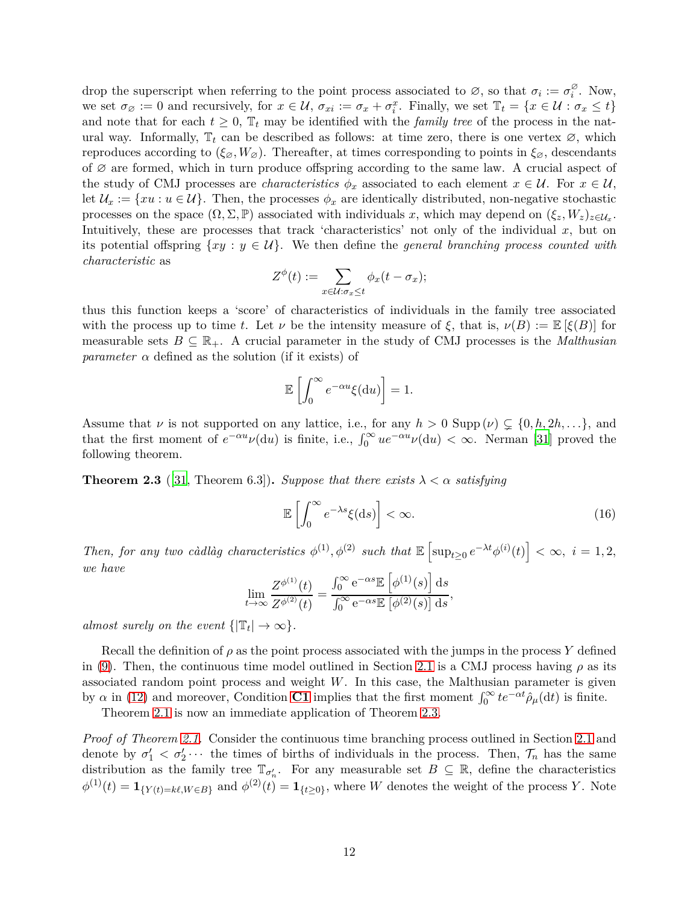drop the superscript when referring to the point process associated to $\varnothing$, so that $\sigma_i := \sigma_i^{\varnothing}$. Now, we set $\sigma_{\varnothing} := 0$ and recursively, for $x \in \mathcal{U}$, $\sigma_{xi} := \sigma_x + \sigma_i^x$. Finally, we set $\mathbb{T}_t = \{x \in \mathcal{U} : \sigma_x \leq t\}$ and note that for each $t \geq 0$, $\mathbb{T}_t$ may be identified with the *family tree* of the process in the natural way. Informally, $\mathbb{T}_t$ can be described as follows: at time zero, there is one vertex $\varnothing$, which reproduces according to $(\xi_{\varnothing}, W_{\varnothing})$. Thereafter, at times corresponding to points in $\xi_{\varnothing}$, descendants of $\varnothing$ are formed, which in turn produce offspring according to the same law. A crucial aspect of the study of CMJ processes are *characteristics* $\phi_x$ associated to each element $x \in \mathcal{U}$. For $x \in \mathcal{U}$, let $\mathcal{U}_x := \{xu : u \in \mathcal{U}\}$. Then, the processes $\phi_x$ are identically distributed, non-negative stochastic processes on the space $(\Omega, \Sigma, \mathbb{P})$ associated with individuals $x$, which may depend on $(\xi_z, W_z)_{z \in \mathcal{U}_x}$. Intuitively, these are processes that track 'characteristics' not only of the individual $x$, but on its potential offspring $\{xy : y \in \mathcal{U}\}$. We then define the *general branching process counted with characteristic* as

$$Z^{\phi}(t) := \sum_{x \in \mathcal{U} : \sigma_x \leq t} \phi_x(t - \sigma_x);$$

thus this function keeps a 'score' of characteristics of individuals in the family tree associated with the process up to time $t$. Let $\nu$ be the intensity measure of $\xi$, that is, $\nu(B) := \mathbb{E}[\xi(B)]$ for measurable sets $B \subseteq \mathbb{R}_+$. A crucial parameter in the study of CMJ processes is the *Malthusian parameter* $\alpha$ defined as the solution (if it exists) of

$$\mathbb{E}\left[\int_0^{\infty} e^{-\alpha u} \xi(\mathrm{d}u)\right] = 1.$$

Assume that $\nu$ is not supported on any lattice, i.e., for any $h > 0$ $\mathrm{Supp}(\nu) \subsetneq \{0, h, 2h, \ldots\}$, and that the first moment of $e^{-\alpha u}\nu(\mathrm{d}u)$ is finite, i.e., $\int_0^{\infty} u e^{-\alpha u} \nu(\mathrm{d}u) < \infty$. Nerman [31] proved the following theorem.

**Theorem 2.3** ([31, Theorem 6.3]). *Suppose that there exists $\lambda < \alpha$ satisfying*

$$\mathbb{E}\left[\int_0^{\infty} e^{-\lambda s} \xi(\mathrm{d}s)\right] < \infty. \tag{16}$$

*Then, for any two càdlàg characteristics $\phi^{(1)}, \phi^{(2)}$ such that $\mathbb{E}\left[\sup_{t \geq 0} e^{-\lambda t} \phi^{(i)}(t)\right] < \infty,\ i = 1, 2$, we have*

$$\lim_{t \to \infty} \frac{Z^{\phi^{(1)}}(t)}{Z^{\phi^{(2)}}(t)} = \frac{\int_0^{\infty} \mathrm{e}^{-\alpha s} \mathbb{E}\left[\phi^{(1)}(s)\right] \mathrm{d}s}{\int_0^{\infty} \mathrm{e}^{-\alpha s} \mathbb{E}\left[\phi^{(2)}(s)\right] \mathrm{d}s},$$

*almost surely on the event $\{|\mathbb{T}_t| \to \infty\}$.*

Recall the definition of $\rho$ as the point process associated with the jumps in the process $Y$ defined in (9). Then, the continuous time model outlined in Section 2.1 is a CMJ process having $\rho$ as its associated random point process and weight $W$. In this case, the Malthusian parameter is given by $\alpha$ in (12) and moreover, Condition **C1** implies that the first moment $\int_0^{\infty} t e^{-\alpha t} \hat{\rho}_{\mu}(\mathrm{d}t)$ is finite.

Theorem 2.1 is now an immediate application of Theorem 2.3.

*Proof of Theorem 2.1.* Consider the continuous time branching process outlined in Section 2.1 and denote by $\sigma_1' < \sigma_2' \cdots$ the times of births of individuals in the process. Then, $\mathcal{T}_n$ has the same distribution as the family tree $\mathbb{T}_{\sigma_n'}$. For any measurable set $B \subseteq \mathbb{R}$, define the characteristics $\phi^{(1)}(t) = \mathbf{1}_{\{Y(t) = k\ell, W \in B\}}$ and $\phi^{(2)}(t) = \mathbf{1}_{\{t \geq 0\}}$, where $W$ denotes the weight of the process $Y$. Note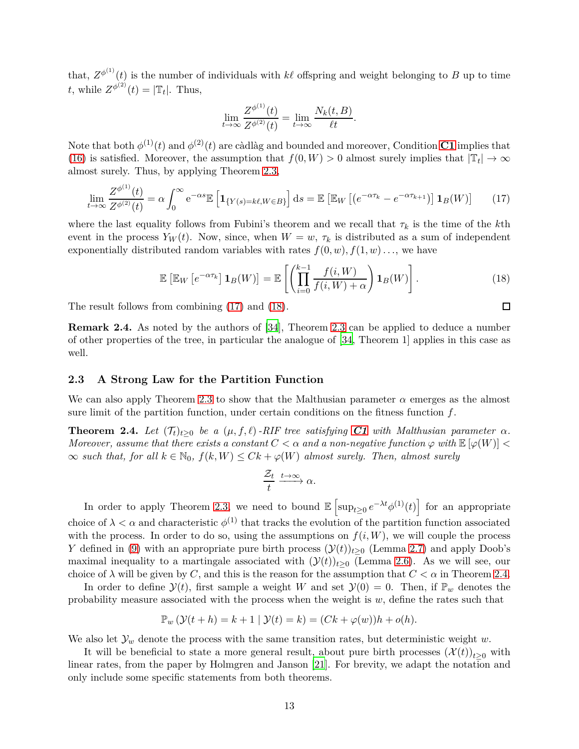that, $Z^{\phi^{(1)}}(t)$ is the number of individuals with $k\ell$ offspring and weight belonging to $B$ up to time $t$, while $Z^{\phi^{(2)}}(t) = |\mathbb{T}_t|$. Thus,

$$\lim_{t\to\infty} \frac{Z^{\phi^{(1)}}(t)}{Z^{\phi^{(2)}}(t)} = \lim_{t\to\infty} \frac{N_k(t,B)}{\ell t}.$$

Note that both $\phi^{(1)}(t)$ and $\phi^{(2)}(t)$ are càdlàg and bounded and moreover, Condition **C1** implies that (16) is satisfied. Moreover, the assumption that $f(0,W) > 0$ almost surely implies that $|\mathbb{T}_t| \to \infty$ almost surely. Thus, by applying Theorem 2.3,

$$\lim_{t\to\infty} \frac{Z^{\phi^{(1)}}(t)}{Z^{\phi^{(2)}}(t)} = \alpha \int_0^\infty \mathrm{e}^{-\alpha s} \mathbb{E}\left[\mathbf{1}_{\{Y(s)=k\ell, W\in B\}}\right] \mathrm{d}s = \mathbb{E}\left[\mathbb{E}_W\left[(e^{-\alpha\tau_k} - e^{-\alpha\tau_{k+1}})\right]\mathbf{1}_B(W)\right] \tag{17}$$

where the last equality follows from Fubini's theorem and we recall that $\tau_k$ is the time of the $k$th event in the process $Y_W(t)$. Now, since, when $W = w$, $\tau_k$ is distributed as a sum of independent exponentially distributed random variables with rates $f(0,w), f(1,w)\ldots$, we have

$$\mathbb{E}\left[\mathbb{E}_W\left[e^{-\alpha\tau_k}\right]\mathbf{1}_B(W)\right] = \mathbb{E}\left[\left(\prod_{i=0}^{k-1} \frac{f(i,W)}{f(i,W)+\alpha}\right)\mathbf{1}_B(W)\right]. \tag{18}$$

The result follows from combining (17) and (18). □

**Remark 2.4.** As noted by the authors of [34], Theorem 2.3 can be applied to deduce a number of other properties of the tree, in particular the analogue of [34, Theorem 1] applies in this case as well.

### 2.3 A Strong Law for the Partition Function

We can also apply Theorem 2.3 to show that the Malthusian parameter $\alpha$ emerges as the almost sure limit of the partition function, under certain conditions on the fitness function $f$.

**Theorem 2.4.** *Let $(\mathcal{T}_t)_{t\geq 0}$ be a $(\mu, f, \ell)$-RIF tree satisfying **C1** with Malthusian parameter $\alpha$. Moreover, assume that there exists a constant $C < \alpha$ and a non-negative function $\varphi$ with $\mathbb{E}[\varphi(W)] < \infty$ such that, for all $k \in \mathbb{N}_0$, $f(k,W) \leq Ck + \varphi(W)$ almost surely. Then, almost surely*

$$\frac{\mathcal{Z}_t}{t} \xrightarrow{t\to\infty} \alpha.$$

In order to apply Theorem 2.3, we need to bound $\mathbb{E}\left[\sup_{t\geq 0} e^{-\lambda t}\phi^{(1)}(t)\right]$ for an appropriate choice of $\lambda < \alpha$ and characteristic $\phi^{(1)}$ that tracks the evolution of the partition function associated with the process. In order to do so, using the assumptions on $f(i,W)$, we will couple the process $Y$ defined in (9) with an appropriate pure birth process $(\mathcal{Y}(t))_{t\geq 0}$ (Lemma 2.7) and apply Doob's maximal inequality to a martingale associated with $(\mathcal{Y}(t))_{t\geq 0}$ (Lemma 2.6). As we will see, our choice of $\lambda$ will be given by $C$, and this is the reason for the assumption that $C < \alpha$ in Theorem 2.4.

In order to define $\mathcal{Y}(t)$, first sample a weight $W$ and set $\mathcal{Y}(0) = 0$. Then, if $\mathbb{P}_w$ denotes the probability measure associated with the process when the weight is $w$, define the rates such that

$$\mathbb{P}_w\left(\mathcal{Y}(t+h) = k+1 \mid \mathcal{Y}(t) = k\right) = (Ck + \varphi(w))h + o(h).$$

We also let $\mathcal{Y}_w$ denote the process with the same transition rates, but deterministic weight $w$.

It will be beneficial to state a more general result, about pure birth processes $(\mathcal{X}(t))_{t\geq 0}$ with linear rates, from the paper by Holmgren and Janson [21]. For brevity, we adapt the notation and only include some specific statements from both theorems.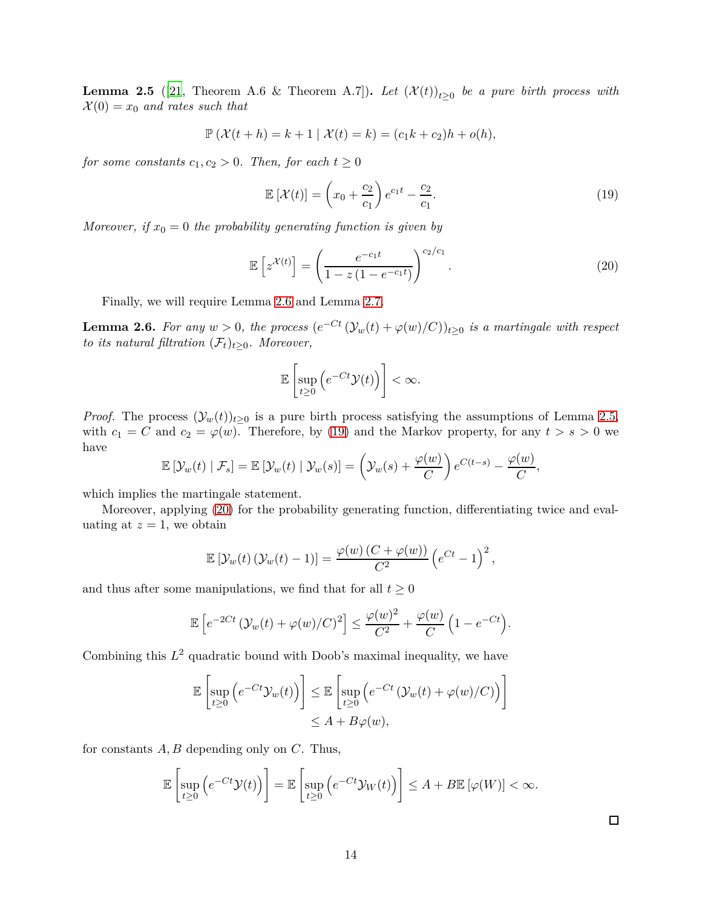**Lemma 2.5** ([21, Theorem A.6 & Theorem A.7]). *Let $(\mathcal{X}(t))_{t\geq 0}$ be a pure birth process with $\mathcal{X}(0) = x_0$ and rates such that*

$$\mathbb{P}\left(\mathcal{X}(t+h) = k+1 \mid \mathcal{X}(t) = k\right) = (c_1 k + c_2)h + o(h),$$

*for some constants $c_1, c_2 > 0$. Then, for each $t \geq 0$*

$$\mathbb{E}\left[\mathcal{X}(t)\right] = \left(x_0 + \frac{c_2}{c_1}\right) e^{c_1 t} - \frac{c_2}{c_1}. \tag{19}$$

*Moreover, if $x_0 = 0$ the probability generating function is given by*

$$\mathbb{E}\left[z^{\mathcal{X}(t)}\right] = \left(\frac{e^{-c_1 t}}{1 - z\left(1 - e^{-c_1 t}\right)}\right)^{c_2/c_1}. \tag{20}$$

Finally, we will require Lemma 2.6 and Lemma 2.7.

**Lemma 2.6.** *For any $w > 0$, the process $(e^{-Ct}\left(\mathcal{Y}_w(t) + \varphi(w)/C\right))_{t\geq 0}$ is a martingale with respect to its natural filtration $(\mathcal{F}_t)_{t\geq 0}$. Moreover,*

$$\mathbb{E}\left[\sup_{t\geq 0}\left(e^{-Ct}\mathcal{Y}(t)\right)\right] < \infty.$$

*Proof.* The process $(\mathcal{Y}_w(t))_{t\geq 0}$ is a pure birth process satisfying the assumptions of Lemma 2.5, with $c_1 = C$ and $c_2 = \varphi(w)$. Therefore, by (19) and the Markov property, for any $t > s > 0$ we have

$$\mathbb{E}\left[\mathcal{Y}_w(t) \mid \mathcal{F}_s\right] = \mathbb{E}\left[\mathcal{Y}_w(t) \mid \mathcal{Y}_w(s)\right] = \left(\mathcal{Y}_w(s) + \frac{\varphi(w)}{C}\right) e^{C(t-s)} - \frac{\varphi(w)}{C},$$

which implies the martingale statement.

Moreover, applying (20) for the probability generating function, differentiating twice and evaluating at $z = 1$, we obtain

$$\mathbb{E}\left[\mathcal{Y}_w(t)\left(\mathcal{Y}_w(t) - 1\right)\right] = \frac{\varphi(w)\left(C + \varphi(w)\right)}{C^2}\left(e^{Ct} - 1\right)^2,$$

and thus after some manipulations, we find that for all $t \geq 0$

$$\mathbb{E}\left[e^{-2Ct}\left(\mathcal{Y}_w(t) + \varphi(w)/C\right)^2\right] \leq \frac{\varphi(w)^2}{C^2} + \frac{\varphi(w)}{C}\left(1 - e^{-Ct}\right).$$

Combining this $L^2$ quadratic bound with Doob's maximal inequality, we have

$$\begin{aligned}
\mathbb{E}\left[\sup_{t\geq 0}\left(e^{-Ct}\mathcal{Y}_w(t)\right)\right] &\leq \mathbb{E}\left[\sup_{t\geq 0}\left(e^{-Ct}\left(\mathcal{Y}_w(t) + \varphi(w)/C\right)\right)\right] \\
&\leq A + B\varphi(w),
\end{aligned}$$

for constants $A, B$ depending only on $C$. Thus,

$$\mathbb{E}\left[\sup_{t\geq 0}\left(e^{-Ct}\mathcal{Y}(t)\right)\right] = \mathbb{E}\left[\sup_{t\geq 0}\left(e^{-Ct}\mathcal{Y}_W(t)\right)\right] \leq A + B\mathbb{E}\left[\varphi(W)\right] < \infty.$$

□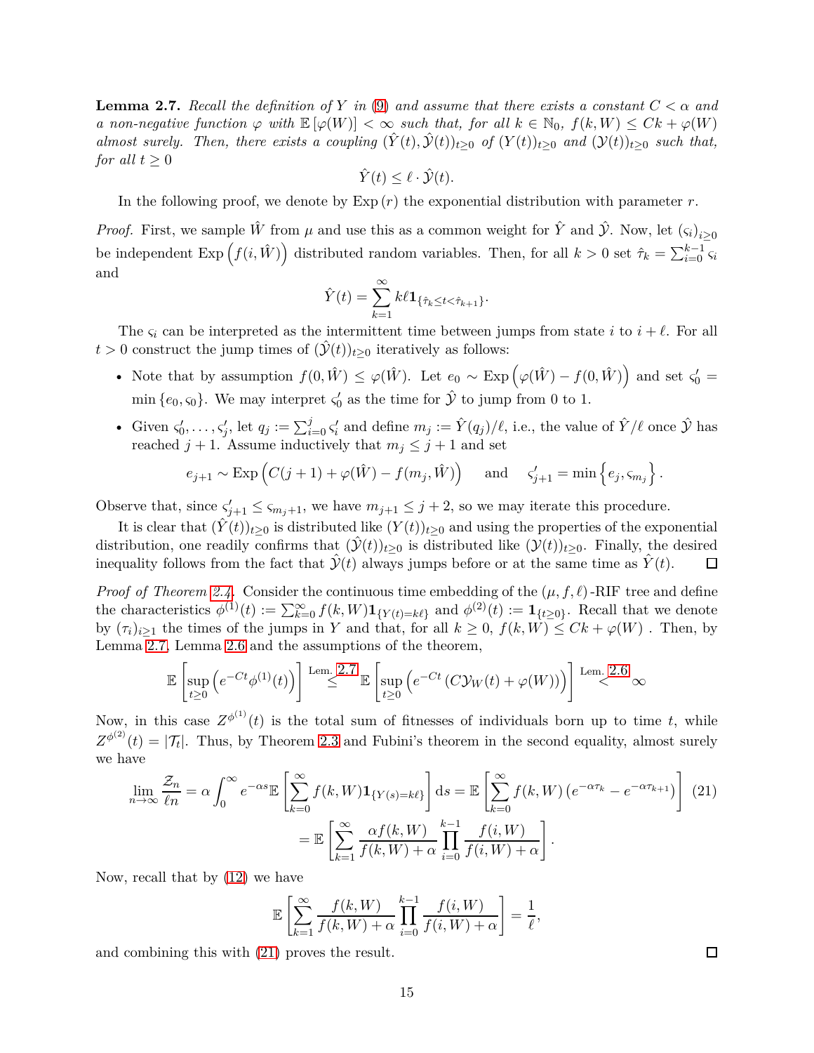**Lemma 2.7.** *Recall the definition of $Y$ in (9) and assume that there exists a constant $C < \alpha$ and a non-negative function $\varphi$ with $\mathbb{E}[\varphi(W)] < \infty$ such that, for all $k \in \mathbb{N}_0$, $f(k, W) \leq Ck + \varphi(W)$ almost surely. Then, there exists a coupling $(\hat{Y}(t), \hat{\mathcal{Y}}(t))_{t \geq 0}$ of $(Y(t))_{t\geq 0}$ and $(\mathcal{Y}(t))_{t\geq 0}$ such that, for all $t \geq 0$*

$$\hat{Y}(t) \leq \ell \cdot \hat{\mathcal{Y}}(t).$$

In the following proof, we denote by $\mathrm{Exp}\,(r)$ the exponential distribution with parameter $r$.

*Proof.* First, we sample $\hat{W}$ from $\mu$ and use this as a common weight for $\hat{Y}$ and $\hat{\mathcal{Y}}$. Now, let $(\varsigma_i)_{i\geq 0}$ be independent $\mathrm{Exp}\left(f(i, \hat{W})\right)$ distributed random variables. Then, for all $k > 0$ set $\hat{\tau}_k = \sum_{i=0}^{k-1} \varsigma_i$ and

$$\hat{Y}(t) = \sum_{k=1}^{\infty} k\ell \mathbf{1}_{\{\hat{\tau}_k \leq t < \hat{\tau}_{k+1}\}}.$$

The $\varsigma_i$ can be interpreted as the intermittent time between jumps from state $i$ to $i + \ell$. For all $t > 0$ construct the jump times of $(\hat{\mathcal{Y}}(t))_{t\geq 0}$ iteratively as follows:

- Note that by assumption $f(0, \hat{W}) \leq \varphi(\hat{W})$. Let $e_0 \sim \mathrm{Exp}\left(\varphi(\hat{W}) - f(0, \hat{W})\right)$ and set $\varsigma'_0 = \min\{e_0, \varsigma_0\}$. We may interpret $\varsigma'_0$ as the time for $\hat{\mathcal{Y}}$ to jump from 0 to 1.
- Given $\varsigma'_0, \ldots, \varsigma'_j$, let $q_j := \sum_{i=0}^{j} \varsigma'_i$ and define $m_j := \hat{Y}(q_j)/\ell$, i.e., the value of $\hat{Y}/\ell$ once $\hat{\mathcal{Y}}$ has reached $j + 1$. Assume inductively that $m_j \leq j + 1$ and set

$$e_{j+1} \sim \mathrm{Exp}\left(C(j + 1) + \varphi(\hat{W}) - f(m_j, \hat{W})\right) \quad \text{ and } \quad \varsigma'_{j+1} = \min\left\{e_j, \varsigma_{m_j}\right\}.$$

Observe that, since $\varsigma'_{j+1} \leq \varsigma_{m_j+1}$, we have $m_{j+1} \leq j + 2$, so we may iterate this procedure.

It is clear that $(\hat{Y}(t))_{t\geq 0}$ is distributed like $(Y(t))_{t\geq 0}$ and using the properties of the exponential distribution, one readily confirms that $(\hat{\mathcal{Y}}(t))_{t\geq 0}$ is distributed like $(\mathcal{Y}(t))_{t\geq 0}$. Finally, the desired inequality follows from the fact that $\hat{\mathcal{Y}}(t)$ always jumps before or at the same time as $\hat{Y}(t)$. $\square$

*Proof of Theorem 2.4.* Consider the continuous time embedding of the $(\mu, f, \ell)$-RIF tree and define the characteristics $\phi^{(1)}(t) := \sum_{k=0}^{\infty} f(k, W)\mathbf{1}_{\{Y(t)=k\ell\}}$ and $\phi^{(2)}(t) := \mathbf{1}_{\{t\geq 0\}}$. Recall that we denote by $(\tau_i)_{i\geq 1}$ the times of the jumps in $Y$ and that, for all $k \geq 0$, $f(k, W) \leq Ck + \varphi(W)$ . Then, by Lemma 2.7, Lemma 2.6 and the assumptions of the theorem,

$$\mathbb{E}\left[\sup_{t\geq 0}\left(e^{-Ct}\phi^{(1)}(t)\right)\right] \overset{\text{Lem. 2.7}}{\leq} \mathbb{E}\left[\sup_{t\geq 0}\left(e^{-Ct}\left(C\mathcal{Y}_W(t) + \varphi(W)\right)\right)\right] \overset{\text{Lem. 2.6}}{<} \infty$$

Now, in this case $Z^{\phi^{(1)}}(t)$ is the total sum of fitnesses of individuals born up to time $t$, while $Z^{\phi^{(2)}}(t) = |\mathcal{T}_t|$. Thus, by Theorem 2.3 and Fubini's theorem in the second equality, almost surely we have

$$\begin{aligned}\lim_{n\to\infty} \frac{\mathcal{Z}_n}{\ell n} = \alpha \int_0^{\infty} e^{-\alpha s}\mathbb{E}\left[\sum_{k=0}^{\infty} f(k, W)\mathbf{1}_{\{Y(s)=k\ell\}}\right] \mathrm{d}s &= \mathbb{E}\left[\sum_{k=0}^{\infty} f(k, W)\left(e^{-\alpha\tau_k} - e^{-\alpha\tau_{k+1}}\right)\right] \quad (21)\\ &= \mathbb{E}\left[\sum_{k=1}^{\infty} \frac{\alpha f(k, W)}{f(k, W) + \alpha} \prod_{i=0}^{k-1} \frac{f(i, W)}{f(i, W) + \alpha}\right].\end{aligned}$$

Now, recall that by (12) we have

$$\mathbb{E}\left[\sum_{k=1}^{\infty} \frac{f(k, W)}{f(k, W) + \alpha} \prod_{i=0}^{k-1} \frac{f(i, W)}{f(i, W) + \alpha}\right] = \frac{1}{\ell},$$

and combining this with (21) proves the result. $\square$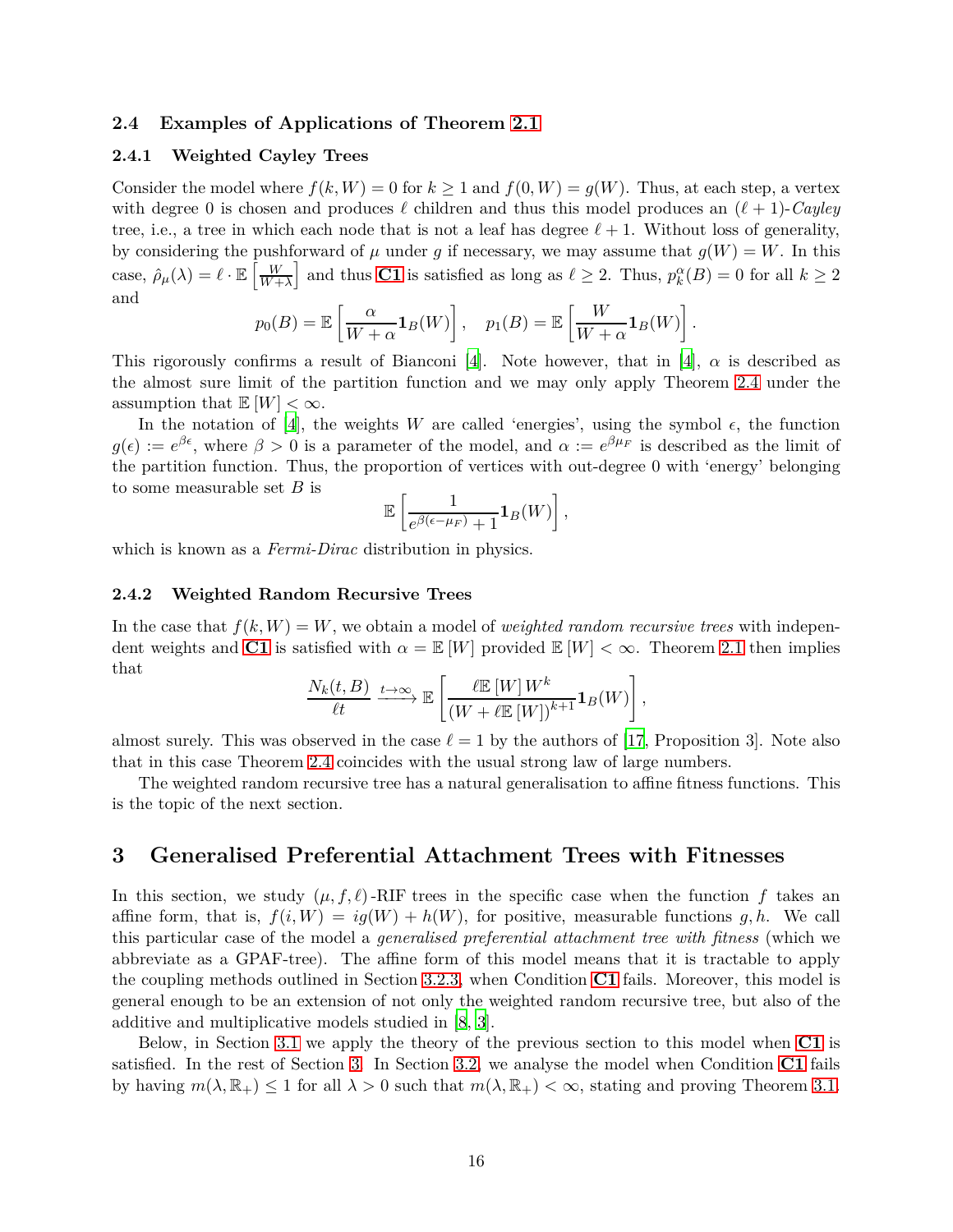### 2.4 Examples of Applications of Theorem 2.1

#### 2.4.1 Weighted Cayley Trees

Consider the model where $f(k, W) = 0$ for $k \geq 1$ and $f(0, W) = g(W)$. Thus, at each step, a vertex with degree 0 is chosen and produces $\ell$ children and thus this model produces an $(\ell+1)$-*Cayley* tree, i.e., a tree in which each node that is not a leaf has degree $\ell + 1$. Without loss of generality, by considering the pushforward of $\mu$ under $g$ if necessary, we may assume that $g(W) = W$. In this case, $\hat{\rho}_\mu(\lambda) = \ell \cdot \mathbb{E}\left[\frac{W}{W+\lambda}\right]$ and thus **C1** is satisfied as long as $\ell \geq 2$. Thus, $p_k^\alpha(B) = 0$ for all $k \geq 2$ and

$$p_0(B) = \mathbb{E}\left[\frac{\alpha}{W+\alpha}\mathbf{1}_B(W)\right], \quad p_1(B) = \mathbb{E}\left[\frac{W}{W+\alpha}\mathbf{1}_B(W)\right].$$

This rigorously confirms a result of Bianconi [4]. Note however, that in [4], $\alpha$ is described as the almost sure limit of the partition function and we may only apply Theorem 2.4 under the assumption that $\mathbb{E}[W] < \infty$.

In the notation of [4], the weights $W$ are called 'energies', using the symbol $\epsilon$, the function $g(\epsilon) := e^{\beta\epsilon}$, where $\beta > 0$ is a parameter of the model, and $\alpha := e^{\beta \mu_F}$ is described as the limit of the partition function. Thus, the proportion of vertices with out-degree 0 with 'energy' belonging to some measurable set $B$ is

$$\mathbb{E}\left[\frac{1}{e^{\beta(\epsilon - \mu_F)} + 1}\mathbf{1}_B(W)\right],$$

which is known as a *Fermi-Dirac* distribution in physics.

#### 2.4.2 Weighted Random Recursive Trees

In the case that $f(k, W) = W$, we obtain a model of *weighted random recursive trees* with independent weights and **C1** is satisfied with $\alpha = \mathbb{E}[W]$ provided $\mathbb{E}[W] < \infty$. Theorem 2.1 then implies that

$$\frac{N_k(t, B)}{\ell t} \xrightarrow{t \to \infty} \mathbb{E}\left[\frac{\ell \mathbb{E}[W] W^k}{(W + \ell \mathbb{E}[W])^{k+1}}\mathbf{1}_B(W)\right],$$

almost surely. This was observed in the case $\ell = 1$ by the authors of [17, Proposition 3]. Note also that in this case Theorem 2.4 coincides with the usual strong law of large numbers.

The weighted random recursive tree has a natural generalisation to affine fitness functions. This is the topic of the next section.

## 3 Generalised Preferential Attachment Trees with Fitnesses

In this section, we study $(\mu, f, \ell)$-RIF trees in the specific case when the function $f$ takes an affine form, that is, $f(i, W) = ig(W) + h(W)$, for positive, measurable functions $g, h$. We call this particular case of the model a *generalised preferential attachment tree with fitness* (which we abbreviate as a GPAF-tree). The affine form of this model means that it is tractable to apply the coupling methods outlined in Section 3.2.3, when Condition **C1** fails. Moreover, this model is general enough to be an extension of not only the weighted random recursive tree, but also of the additive and multiplicative models studied in [8, 3].

Below, in Section 3.1 we apply the theory of the previous section to this model when **C1** is satisfied. In the rest of Section 3. In Section 3.2, we analyse the model when Condition **C1** fails by having $m(\lambda, \mathbb{R}_+) \leq 1$ for all $\lambda > 0$ such that $m(\lambda, \mathbb{R}_+) < \infty$, stating and proving Theorem 3.1.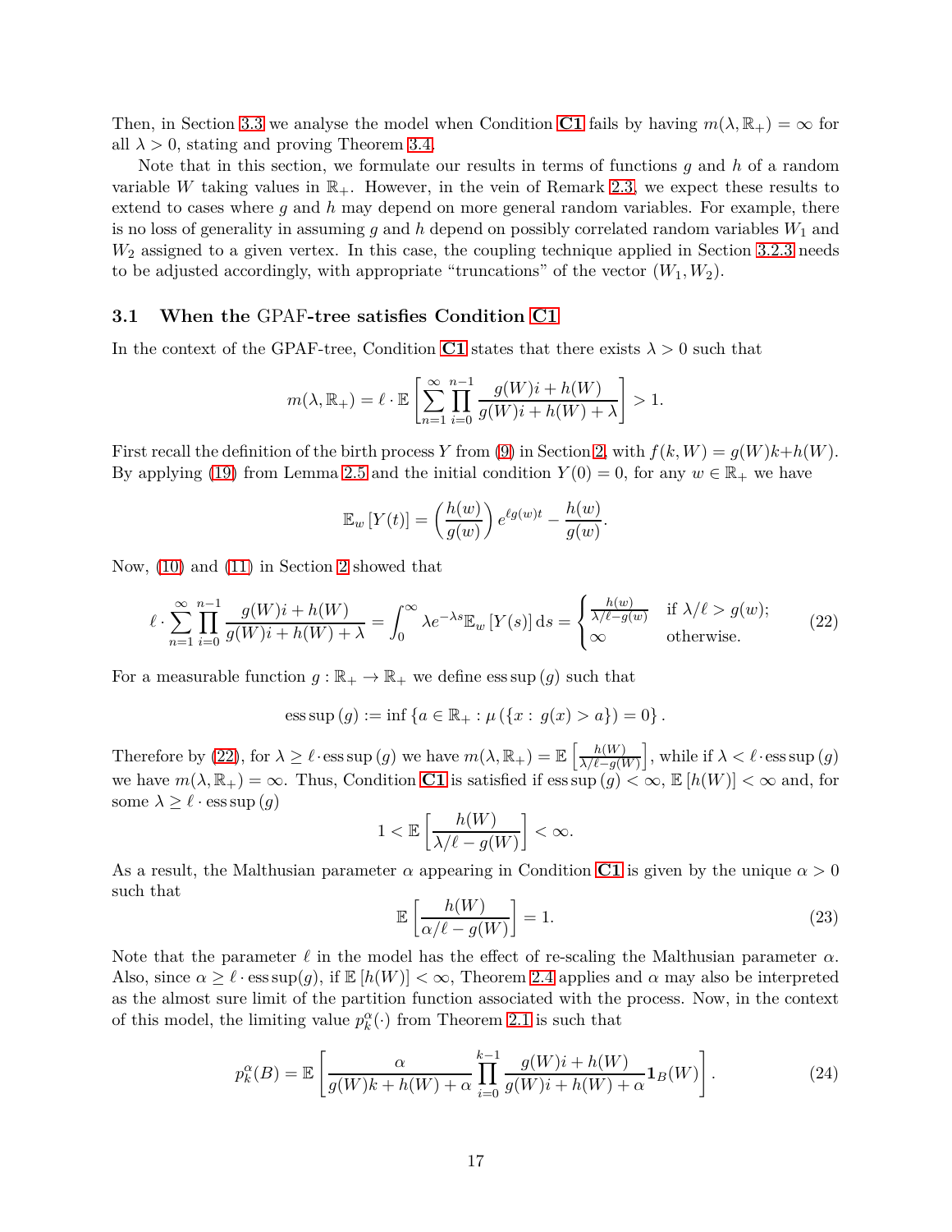Then, in Section 3.3 we analyse the model when Condition **C1** fails by having $m(\lambda, \mathbb{R}_+) = \infty$ for all $\lambda > 0$, stating and proving Theorem 3.4.

Note that in this section, we formulate our results in terms of functions $g$ and $h$ of a random variable $W$ taking values in $\mathbb{R}_+$. However, in the vein of Remark 2.3, we expect these results to extend to cases where $g$ and $h$ may depend on more general random variables. For example, there is no loss of generality in assuming $g$ and $h$ depend on possibly correlated random variables $W_1$ and $W_2$ assigned to a given vertex. In this case, the coupling technique applied in Section 3.2.3 needs to be adjusted accordingly, with appropriate "truncations" of the vector $(W_1, W_2)$.

### 3.1 When the GPAF-tree satisfies Condition C1

In the context of the GPAF-tree, Condition **C1** states that there exists $\lambda > 0$ such that

$$m(\lambda, \mathbb{R}_+) = \ell \cdot \mathbb{E}\left[\sum_{n=1}^{\infty} \prod_{i=0}^{n-1} \frac{g(W)i + h(W)}{g(W)i + h(W) + \lambda}\right] > 1.$$

First recall the definition of the birth process $Y$ from (9) in Section 2, with $f(k, W) = g(W)k + h(W)$. By applying (19) from Lemma 2.5 and the initial condition $Y(0) = 0$, for any $w \in \mathbb{R}_+$ we have

$$\mathbb{E}_w\left[Y(t)\right] = \left(\frac{h(w)}{g(w)}\right) e^{\ell g(w) t} - \frac{h(w)}{g(w)}.$$

Now, (10) and (11) in Section 2 showed that

$$\ell \cdot \sum_{n=1}^{\infty} \prod_{i=0}^{n-1} \frac{g(W)i + h(W)}{g(W)i + h(W) + \lambda} = \int_0^{\infty} \lambda e^{-\lambda s} \mathbb{E}_w\left[Y(s)\right] \mathrm{d}s = \begin{cases} \frac{h(w)}{\lambda/\ell - g(w)} & \text{if } \lambda/\ell > g(w); \\ \infty & \text{otherwise.} \end{cases} \tag{22}$$

For a measurable function $g : \mathbb{R}_+ \to \mathbb{R}_+$ we define $\operatorname{ess\,sup}(g)$ such that

$$\operatorname{ess\,sup}(g) := \inf\left\{a \in \mathbb{R}_+ : \mu\left(\{x : \, g(x) > a\}\right) = 0\right\}.$$

Therefore by (22), for $\lambda \geq \ell \cdot \operatorname{ess\,sup}(g)$ we have $m(\lambda, \mathbb{R}_+) = \mathbb{E}\left[\frac{h(W)}{\lambda/\ell - g(W)}\right]$, while if $\lambda < \ell \cdot \operatorname{ess\,sup}(g)$ we have $m(\lambda, \mathbb{R}_+) = \infty$. Thus, Condition **C1** is satisfied if $\operatorname{ess\,sup}(g) < \infty$, $\mathbb{E}\left[h(W)\right] < \infty$ and, for some $\lambda \geq \ell \cdot \operatorname{ess\,sup}(g)$

$$1 < \mathbb{E}\left[\frac{h(W)}{\lambda/\ell - g(W)}\right] < \infty.$$

As a result, the Malthusian parameter $\alpha$ appearing in Condition **C1** is given by the unique $\alpha > 0$ such that

$$\mathbb{E}\left[\frac{h(W)}{\alpha/\ell - g(W)}\right] = 1. \tag{23}$$

Note that the parameter $\ell$ in the model has the effect of re-scaling the Malthusian parameter $\alpha$. Also, since $\alpha \geq \ell \cdot \operatorname{ess\,sup}(g)$, if $\mathbb{E}\left[h(W)\right] < \infty$, Theorem 2.4 applies and $\alpha$ may also be interpreted as the almost sure limit of the partition function associated with the process. Now, in the context of this model, the limiting value $p_k^{\alpha}(\cdot)$ from Theorem 2.1 is such that

$$p_k^{\alpha}(B) = \mathbb{E}\left[\frac{\alpha}{g(W)k + h(W) + \alpha} \prod_{i=0}^{k-1} \frac{g(W)i + h(W)}{g(W)i + h(W) + \alpha} \mathbf{1}_B(W)\right]. \tag{24}$$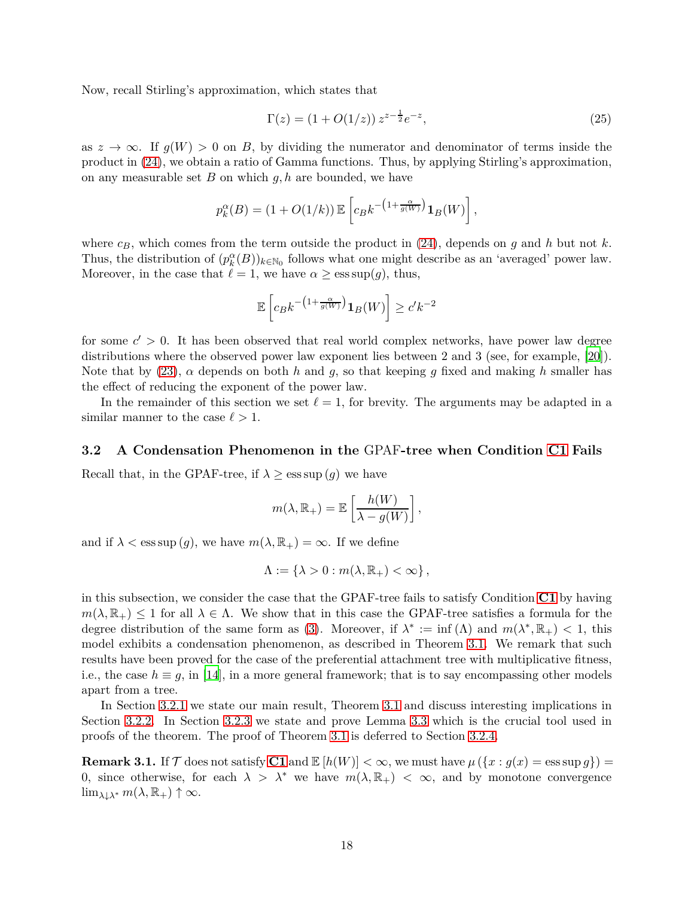Now, recall Stirling's approximation, which states that

$$\Gamma(z) = (1 + O(1/z))\, z^{z-\frac{1}{2}} e^{-z}, \tag{25}$$

as $z \to \infty$. If $g(W) > 0$ on $B$, by dividing the numerator and denominator of terms inside the product in (24), we obtain a ratio of Gamma functions. Thus, by applying Stirling's approximation, on any measurable set $B$ on which $g, h$ are bounded, we have

$$p_k^{\alpha}(B) = (1 + O(1/k))\, \mathbb{E}\left[ c_B k^{-\left(1+\frac{\alpha}{g(W)}\right)} \mathbf{1}_B(W) \right],$$

where $c_B$, which comes from the term outside the product in (24), depends on $g$ and $h$ but not $k$. Thus, the distribution of $(p_k^{\alpha}(B))_{k \in \mathbb{N}_0}$ follows what one might describe as an 'averaged' power law. Moreover, in the case that $\ell = 1$, we have $\alpha \geq \operatorname{ess\,sup}(g)$, thus,

$$\mathbb{E}\left[ c_B k^{-\left(1+\frac{\alpha}{g(W)}\right)} \mathbf{1}_B(W) \right] \geq c' k^{-2}$$

for some $c' > 0$. It has been observed that real world complex networks, have power law degree distributions where the observed power law exponent lies between 2 and 3 (see, for example, [20]). Note that by (23), $\alpha$ depends on both $h$ and $g$, so that keeping $g$ fixed and making $h$ smaller has the effect of reducing the exponent of the power law.

In the remainder of this section we set $\ell = 1$, for brevity. The arguments may be adapted in a similar manner to the case $\ell > 1$.

### 3.2 A Condensation Phenomenon in the GPAF-tree when Condition C1 Fails

Recall that, in the GPAF-tree, if $\lambda \geq \operatorname{ess\,sup}(g)$ we have

$$m(\lambda, \mathbb{R}_+) = \mathbb{E}\left[ \frac{h(W)}{\lambda - g(W)} \right],$$

and if $\lambda < \operatorname{ess\,sup}(g)$, we have $m(\lambda, \mathbb{R}_+) = \infty$. If we define

$$\Lambda := \{\lambda > 0 : m(\lambda, \mathbb{R}_+) < \infty\},$$

in this subsection, we consider the case that the GPAF-tree fails to satisfy Condition **C1** by having $m(\lambda, \mathbb{R}_+) \leq 1$ for all $\lambda \in \Lambda$. We show that in this case the GPAF-tree satisfies a formula for the degree distribution of the same form as (3). Moreover, if $\lambda^* := \inf(\Lambda)$ and $m(\lambda^*, \mathbb{R}_+) < 1$, this model exhibits a condensation phenomenon, as described in Theorem 3.1. We remark that such results have been proved for the case of the preferential attachment tree with multiplicative fitness, i.e., the case $h \equiv g$, in [14], in a more general framework; that is to say encompassing other models apart from a tree.

In Section 3.2.1 we state our main result, Theorem 3.1 and discuss interesting implications in Section 3.2.2. In Section 3.2.3 we state and prove Lemma 3.3 which is the crucial tool used in proofs of the theorem. The proof of Theorem 3.1 is deferred to Section 3.2.4.

**Remark 3.1.** If $\mathcal{T}$ does not satisfy **C1** and $\mathbb{E}[h(W)] < \infty$, we must have $\mu(\{x : g(x) = \operatorname{ess\,sup} g\}) = 0$, since otherwise, for each $\lambda > \lambda^*$ we have $m(\lambda, \mathbb{R}_+) < \infty$, and by monotone convergence $\lim_{\lambda \downarrow \lambda^*} m(\lambda, \mathbb{R}_+) \uparrow \infty$.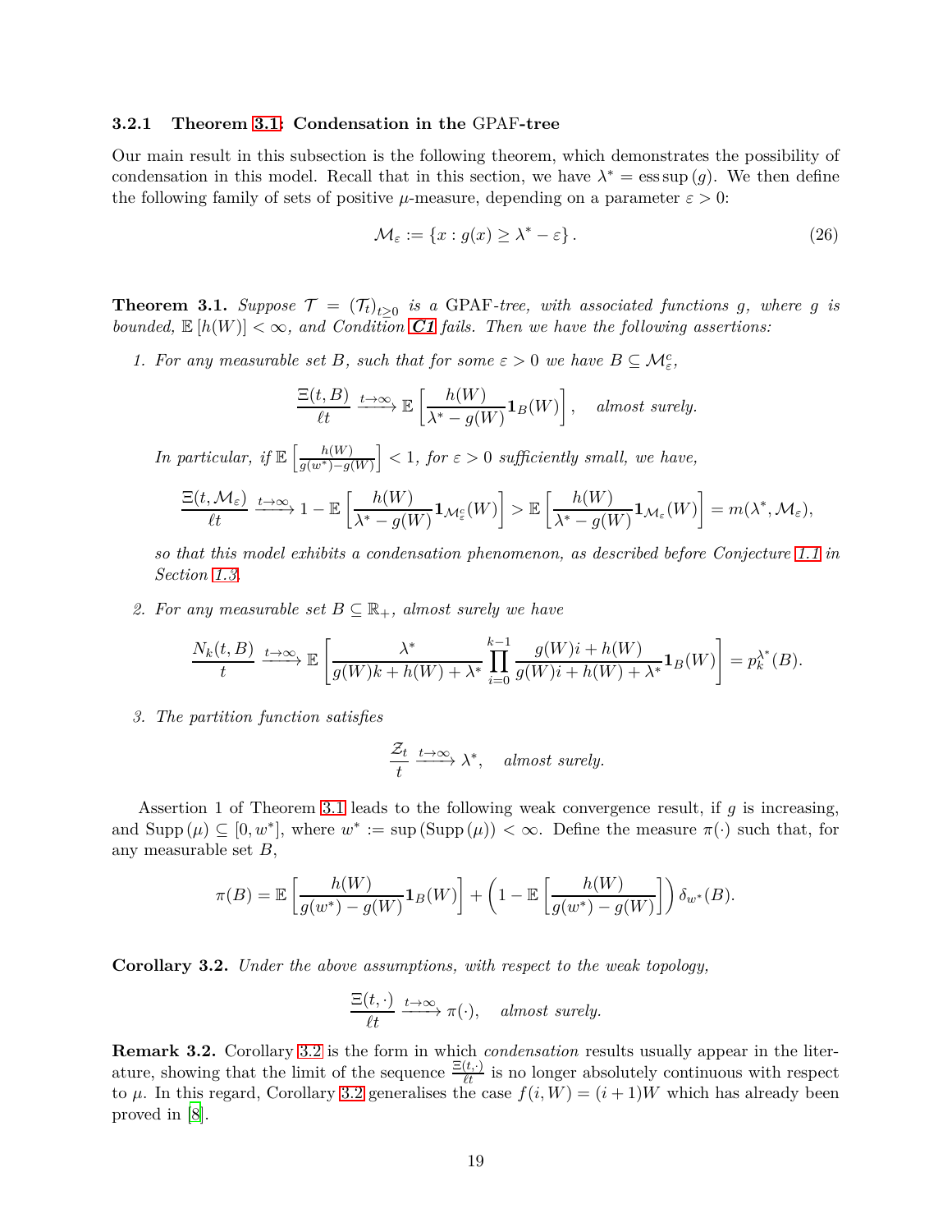#### 3.2.1 Theorem 3.1: Condensation in the GPAF-tree

Our main result in this subsection is the following theorem, which demonstrates the possibility of condensation in this model. Recall that in this section, we have $\lambda^* = \operatorname{ess\,sup}(g)$. We then define the following family of sets of positive $\mu$-measure, depending on a parameter $\varepsilon > 0$:

$$\mathcal{M}_\varepsilon := \{x : g(x) \geq \lambda^* - \varepsilon\}. \tag{26}$$

**Theorem 3.1.** *Suppose $\mathcal{T} = (\mathcal{T}_t)_{t \geq 0}$ is a* GPAF*-tree, with associated functions $g$, where $g$ is bounded, $\mathbb{E}[h(W)] < \infty$, and Condition **C1** fails. Then we have the following assertions:*

1. *For any measurable set $B$, such that for some $\varepsilon > 0$ we have $B \subseteq \mathcal{M}_\varepsilon^c$,*

$$\frac{\Xi(t, B)}{\ell t} \xrightarrow{t \to \infty} \mathbb{E}\left[\frac{h(W)}{\lambda^* - g(W)} \mathbf{1}_B(W)\right], \quad \textit{almost surely.}$$

   *In particular, if $\mathbb{E}\left[\frac{h(W)}{g(w^*) - g(W)}\right] < 1$, for $\varepsilon > 0$ sufficiently small, we have,*

$$\frac{\Xi(t, \mathcal{M}_\varepsilon)}{\ell t} \xrightarrow{t \to \infty} 1 - \mathbb{E}\left[\frac{h(W)}{\lambda^* - g(W)} \mathbf{1}_{\mathcal{M}_\varepsilon^c}(W)\right] > \mathbb{E}\left[\frac{h(W)}{\lambda^* - g(W)} \mathbf{1}_{\mathcal{M}_\varepsilon}(W)\right] = m(\lambda^*, \mathcal{M}_\varepsilon),$$

   *so that this model exhibits a condensation phenomenon, as described before Conjecture 1.1 in Section 1.3.*

2. *For any measurable set $B \subseteq \mathbb{R}_+$, almost surely we have*

$$\frac{N_k(t, B)}{t} \xrightarrow{t \to \infty} \mathbb{E}\left[\frac{\lambda^*}{g(W)k + h(W) + \lambda^*} \prod_{i=0}^{k-1} \frac{g(W)i + h(W)}{g(W)i + h(W) + \lambda^*} \mathbf{1}_B(W)\right] = p_k^{\lambda^*}(B).$$

3. *The partition function satisfies*

$$\frac{\mathcal{Z}_t}{t} \xrightarrow{t \to \infty} \lambda^*, \quad \textit{almost surely.}$$

Assertion 1 of Theorem 3.1 leads to the following weak convergence result, if $g$ is increasing, and $\operatorname{Supp}(\mu) \subseteq [0, w^*]$, where $w^* := \sup(\operatorname{Supp}(\mu)) < \infty$. Define the measure $\pi(\cdot)$ such that, for any measurable set $B$,

$$\pi(B) = \mathbb{E}\left[\frac{h(W)}{g(w^*) - g(W)} \mathbf{1}_B(W)\right] + \left(1 - \mathbb{E}\left[\frac{h(W)}{g(w^*) - g(W)}\right]\right) \delta_{w^*}(B).$$

**Corollary 3.2.** *Under the above assumptions, with respect to the weak topology,*

$$\frac{\Xi(t, \cdot)}{\ell t} \xrightarrow{t \to \infty} \pi(\cdot), \quad \textit{almost surely.}$$

**Remark 3.2.** Corollary 3.2 is the form in which *condensation* results usually appear in the literature, showing that the limit of the sequence $\frac{\Xi(t, \cdot)}{\ell t}$ is no longer absolutely continuous with respect to $\mu$. In this regard, Corollary 3.2 generalises the case $f(i, W) = (i + 1)W$ which has already been proved in [8].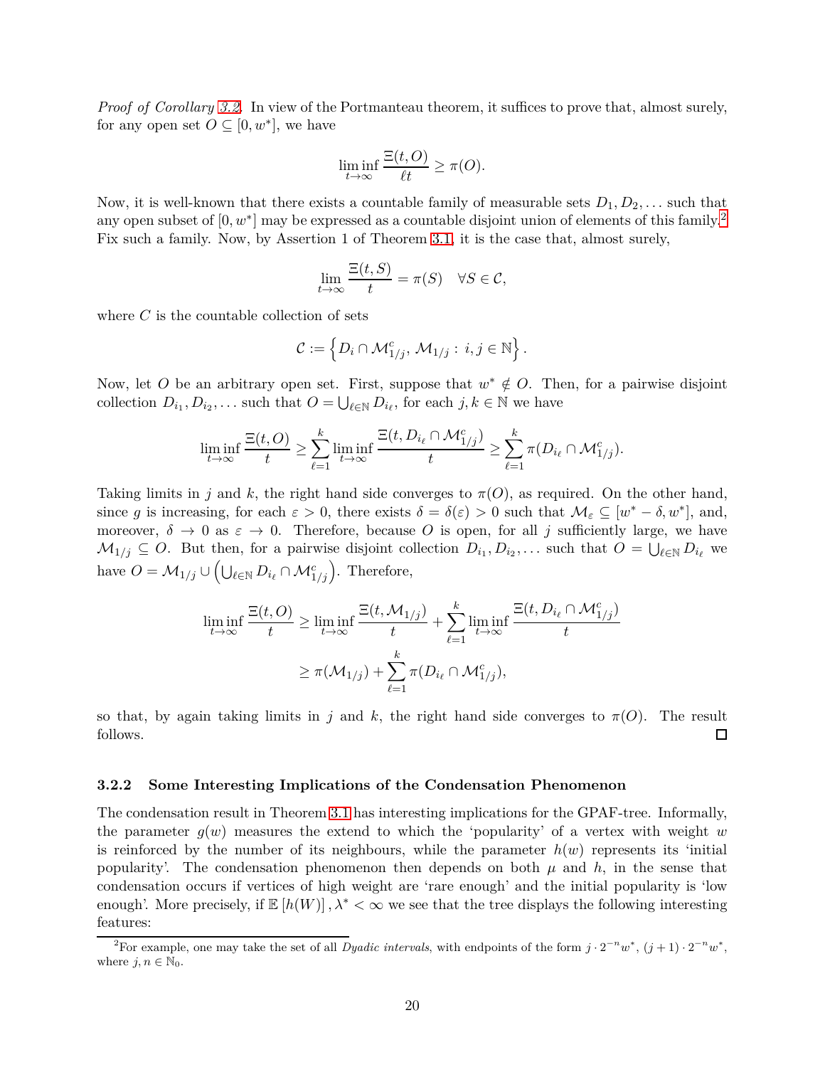*Proof of Corollary 3.2.* In view of the Portmanteau theorem, it suffices to prove that, almost surely, for any open set $O \subseteq [0, w^*]$, we have

$$\liminf_{t \to \infty} \frac{\Xi(t, O)}{\ell t} \geq \pi(O).$$

Now, it is well-known that there exists a countable family of measurable sets $D_1, D_2, \dots$ such that any open subset of $[0, w^*]$ may be expressed as a countable disjoint union of elements of this family.[2] Fix such a family. Now, by Assertion 1 of Theorem 3.1, it is the case that, almost surely,

$$\lim_{t \to \infty} \frac{\Xi(t, S)}{t} = \pi(S) \quad \forall S \in \mathcal{C},$$

where $C$ is the countable collection of sets

$$\mathcal{C} := \left\{ D_i \cap \mathcal{M}_{1/j}^c,\, \mathcal{M}_{1/j} : i, j \in \mathbb{N} \right\}.$$

Now, let $O$ be an arbitrary open set. First, suppose that $w^* \notin O$. Then, for a pairwise disjoint collection $D_{i_1}, D_{i_2}, \dots$ such that $O = \bigcup_{\ell \in \mathbb{N}} D_{i_\ell}$, for each $j, k \in \mathbb{N}$ we have

$$\liminf_{t \to \infty} \frac{\Xi(t, O)}{t} \geq \sum_{\ell=1}^{k} \liminf_{t \to \infty} \frac{\Xi(t, D_{i_\ell} \cap \mathcal{M}_{1/j}^c)}{t} \geq \sum_{\ell=1}^{k} \pi(D_{i_\ell} \cap \mathcal{M}_{1/j}^c).$$

Taking limits in $j$ and $k$, the right hand side converges to $\pi(O)$, as required. On the other hand, since $g$ is increasing, for each $\varepsilon > 0$, there exists $\delta = \delta(\varepsilon) > 0$ such that $\mathcal{M}_\varepsilon \subseteq [w^* - \delta, w^*]$, and, moreover, $\delta \to 0$ as $\varepsilon \to 0$. Therefore, because $O$ is open, for all $j$ sufficiently large, we have $\mathcal{M}_{1/j} \subseteq O$. But then, for a pairwise disjoint collection $D_{i_1}, D_{i_2}, \dots$ such that $O = \bigcup_{\ell \in \mathbb{N}} D_{i_\ell}$ we have $O = \mathcal{M}_{1/j} \cup \left( \bigcup_{\ell \in \mathbb{N}} D_{i_\ell} \cap \mathcal{M}_{1/j}^c \right)$. Therefore,

$$\begin{aligned}
\liminf_{t \to \infty} \frac{\Xi(t, O)}{t} &\geq \liminf_{t \to \infty} \frac{\Xi(t, \mathcal{M}_{1/j})}{t} + \sum_{\ell=1}^{k} \liminf_{t \to \infty} \frac{\Xi(t, D_{i_\ell} \cap \mathcal{M}_{1/j}^c)}{t} \\
&\geq \pi(\mathcal{M}_{1/j}) + \sum_{\ell=1}^{k} \pi(D_{i_\ell} \cap \mathcal{M}_{1/j}^c),
\end{aligned}$$

so that, by again taking limits in $j$ and $k$, the right hand side converges to $\pi(O)$. The result follows. $\square$

### 3.2.2 Some Interesting Implications of the Condensation Phenomenon

The condensation result in Theorem 3.1 has interesting implications for the GPAF-tree. Informally, the parameter $g(w)$ measures the extend to which the 'popularity' of a vertex with weight $w$ is reinforced by the number of its neighbours, while the parameter $h(w)$ represents its 'initial popularity'. The condensation phenomenon then depends on both $\mu$ and $h$, in the sense that condensation occurs if vertices of high weight are 'rare enough' and the initial popularity is 'low enough'. More precisely, if $\mathbb{E}\left[h(W)\right], \lambda^* < \infty$ we see that the tree displays the following interesting features:

[2] For example, one may take the set of all *Dyadic intervals*, with endpoints of the form $j \cdot 2^{-n} w^*$, $(j + 1) \cdot 2^{-n} w^*$, where $j, n \in \mathbb{N}_0$.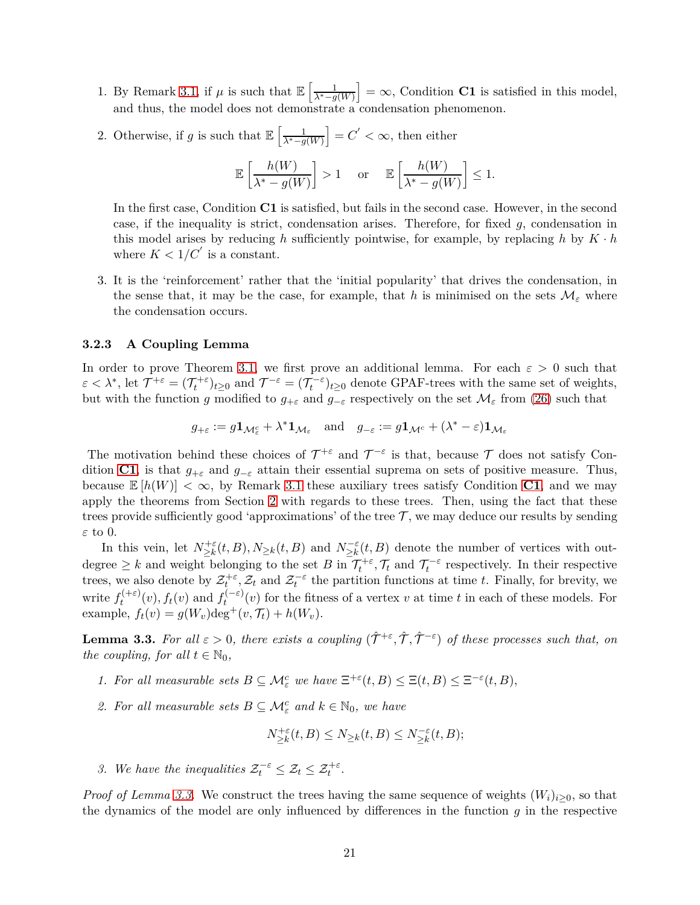1. By Remark 3.1, if $\mu$ is such that $\mathbb{E}\left[\frac{1}{\lambda^* - g(W)}\right] = \infty$, Condition **C1** is satisfied in this model, and thus, the model does not demonstrate a condensation phenomenon.

2. Otherwise, if $g$ is such that $\mathbb{E}\left[\frac{1}{\lambda^* - g(W)}\right] = C' < \infty$, then either

$$\mathbb{E}\left[\frac{h(W)}{\lambda^* - g(W)}\right] > 1 \quad \text{or} \quad \mathbb{E}\left[\frac{h(W)}{\lambda^* - g(W)}\right] \leq 1.$$

   In the first case, Condition **C1** is satisfied, but fails in the second case. However, in the second case, if the inequality is strict, condensation arises. Therefore, for fixed $g$, condensation in this model arises by reducing $h$ sufficiently pointwise, for example, by replacing $h$ by $K \cdot h$ where $K < 1/C'$ is a constant.

3. It is the 'reinforcement' rather that the 'initial popularity' that drives the condensation, in the sense that, it may be the case, for example, that $h$ is minimised on the sets $\mathcal{M}_\varepsilon$ where the condensation occurs.

### 3.2.3 A Coupling Lemma

In order to prove Theorem 3.1, we first prove an additional lemma. For each $\varepsilon > 0$ such that $\varepsilon < \lambda^*$, let $\mathcal{T}^{+\varepsilon} = (\mathcal{T}_t^{+\varepsilon})_{t \geq 0}$ and $\mathcal{T}^{-\varepsilon} = (\mathcal{T}_t^{-\varepsilon})_{t \geq 0}$ denote GPAF-trees with the same set of weights, but with the function $g$ modified to $g_{+\varepsilon}$ and $g_{-\varepsilon}$ respectively on the set $\mathcal{M}_\varepsilon$ from (26) such that

$$g_{+\varepsilon} := g\mathbf{1}_{\mathcal{M}_\varepsilon^c} + \lambda^* \mathbf{1}_{\mathcal{M}_\varepsilon} \quad \text{and} \quad g_{-\varepsilon} := g\mathbf{1}_{\mathcal{M}^c} + (\lambda^* - \varepsilon)\mathbf{1}_{\mathcal{M}_\varepsilon}$$

The motivation behind these choices of $\mathcal{T}^{+\varepsilon}$ and $\mathcal{T}^{-\varepsilon}$ is that, because $\mathcal{T}$ does not satisfy Condition **C1**, is that $g_{+\varepsilon}$ and $g_{-\varepsilon}$ attain their essential suprema on sets of positive measure. Thus, because $\mathbb{E}[h(W)] < \infty$, by Remark 3.1 these auxiliary trees satisfy Condition **C1**, and we may apply the theorems from Section 2 with regards to these trees. Then, using the fact that these trees provide sufficiently good 'approximations' of the tree $\mathcal{T}$, we may deduce our results by sending $\varepsilon$ to 0.

In this vein, let $N_{\geq k}^{+\varepsilon}(t, B), N_{\geq k}(t, B)$ and $N_{\geq k}^{-\varepsilon}(t, B)$ denote the number of vertices with out-degree $\geq k$ and weight belonging to the set $B$ in $\mathcal{T}_t^{+\varepsilon}, \mathcal{T}_t$ and $\mathcal{T}_t^{-\varepsilon}$ respectively. In their respective trees, we also denote by $\mathcal{Z}_t^{+\varepsilon}, \mathcal{Z}_t$ and $\mathcal{Z}_t^{-\varepsilon}$ the partition functions at time $t$. Finally, for brevity, we write $f_t^{(+\varepsilon)}(v), f_t(v)$ and $f_t^{(-\varepsilon)}(v)$ for the fitness of a vertex $v$ at time $t$ in each of these models. For example, $f_t(v) = g(W_v)\deg^+(v, \mathcal{T}_t) + h(W_v)$.

**Lemma 3.3.** *For all $\varepsilon > 0$, there exists a coupling $(\hat{\mathcal{T}}^{+\varepsilon}, \hat{\mathcal{T}}, \hat{\mathcal{T}}^{-\varepsilon})$ of these processes such that, on the coupling, for all $t \in \mathbb{N}_0$,*

1. *For all measurable sets $B \subseteq \mathcal{M}_\varepsilon^c$ we have $\Xi^{+\varepsilon}(t, B) \leq \Xi(t, B) \leq \Xi^{-\varepsilon}(t, B)$,*

2. *For all measurable sets $B \subseteq \mathcal{M}_\varepsilon^c$ and $k \in \mathbb{N}_0$, we have*

$$N_{\geq k}^{+\varepsilon}(t, B) \leq N_{\geq k}(t, B) \leq N_{\geq k}^{-\varepsilon}(t, B);$$

3. *We have the inequalities $\mathcal{Z}_t^{-\varepsilon} \leq \mathcal{Z}_t \leq \mathcal{Z}_t^{+\varepsilon}$.*

*Proof of Lemma 3.3.* We construct the trees having the same sequence of weights $(W_i)_{i \geq 0}$, so that the dynamics of the model are only influenced by differences in the function $g$ in the respective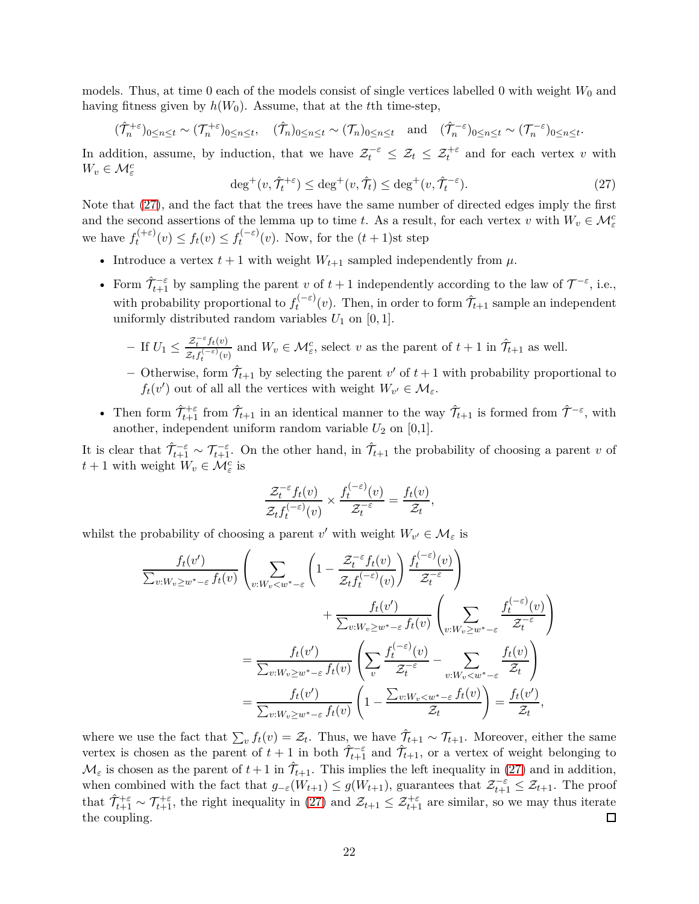models. Thus, at time 0 each of the models consist of single vertices labelled 0 with weight $W_0$ and having fitness given by $h(W_0)$. Assume, that at the $t$th time-step,

$$(\hat{\mathcal{T}}_n^{+\varepsilon})_{0 \le n \le t} \sim (\mathcal{T}_n^{+\varepsilon})_{0 \le n \le t}, \quad (\hat{\mathcal{T}}_n)_{0 \le n \le t} \sim (\mathcal{T}_n)_{0 \le n \le t} \quad \text{and} \quad (\hat{\mathcal{T}}_n^{-\varepsilon})_{0 \le n \le t} \sim (\mathcal{T}_n^{-\varepsilon})_{0 \le n \le t}.$$

In addition, assume, by induction, that we have $\mathcal{Z}_t^{-\varepsilon} \le \mathcal{Z}_t \le \mathcal{Z}_t^{+\varepsilon}$ and for each vertex $v$ with $W_v \in \mathcal{M}_\varepsilon^c$

$$\deg^+(v, \hat{\mathcal{T}}_t^{+\varepsilon}) \le \deg^+(v, \hat{\mathcal{T}}_t) \le \deg^+(v, \hat{\mathcal{T}}_t^{-\varepsilon}). \tag{27}$$

Note that (27), and the fact that the trees have the same number of directed edges imply the first and the second assertions of the lemma up to time $t$. As a result, for each vertex $v$ with $W_v \in \mathcal{M}_\varepsilon^c$ we have $f_t^{(+\varepsilon)}(v) \le f_t(v) \le f_t^{(-\varepsilon)}(v)$. Now, for the $(t+1)$st step

- Introduce a vertex $t+1$ with weight $W_{t+1}$ sampled independently from $\mu$.
- Form $\hat{\mathcal{T}}_{t+1}^{-\varepsilon}$ by sampling the parent $v$ of $t+1$ independently according to the law of $\mathcal{T}^{-\varepsilon}$, i.e., with probability proportional to $f_t^{(-\varepsilon)}(v)$. Then, in order to form $\hat{\mathcal{T}}_{t+1}$ sample an independent uniformly distributed random variables $U_1$ on $[0,1]$.
  - If $U_1 \le \frac{\mathcal{Z}_t^{-\varepsilon} f_t(v)}{\mathcal{Z}_t f_t^{(-\varepsilon)}(v)}$ and $W_v \in \mathcal{M}_\varepsilon^c$, select $v$ as the parent of $t+1$ in $\hat{\mathcal{T}}_{t+1}$ as well.
  - Otherwise, form $\hat{\mathcal{T}}_{t+1}$ by selecting the parent $v'$ of $t+1$ with probability proportional to $f_t(v')$ out of all all the vertices with weight $W_{v'} \in \mathcal{M}_\varepsilon$.
- Then form $\hat{\mathcal{T}}_{t+1}^{+\varepsilon}$ from $\hat{\mathcal{T}}_{t+1}$ in an identical manner to the way $\hat{\mathcal{T}}_{t+1}$ is formed from $\hat{\mathcal{T}}^{-\varepsilon}$, with another, independent uniform random variable $U_2$ on [0,1].

It is clear that $\hat{\mathcal{T}}_{t+1}^{-\varepsilon} \sim \mathcal{T}_{t+1}^{-\varepsilon}$. On the other hand, in $\hat{\mathcal{T}}_{t+1}$ the probability of choosing a parent $v$ of $t+1$ with weight $W_v \in \mathcal{M}_\varepsilon^c$ is

$$\frac{\mathcal{Z}_t^{-\varepsilon} f_t(v)}{\mathcal{Z}_t f_t^{(-\varepsilon)}(v)} \times \frac{f_t^{(-\varepsilon)}(v)}{\mathcal{Z}_t^{-\varepsilon}} = \frac{f_t(v)}{\mathcal{Z}_t},$$

whilst the probability of choosing a parent $v'$ with weight $W_{v'} \in \mathcal{M}_\varepsilon$ is

$$\begin{aligned}
&\frac{f_t(v')}{\sum_{v:W_v \ge w^*-\varepsilon} f_t(v)} \left( \sum_{v:W_v<w^*-\varepsilon} \left(1 - \frac{\mathcal{Z}_t^{-\varepsilon} f_t(v)}{\mathcal{Z}_t f_t^{(-\varepsilon)}(v)}\right) \frac{f_t^{(-\varepsilon)}(v)}{\mathcal{Z}_t^{-\varepsilon}} \right) \\
&\qquad\qquad\qquad\qquad + \frac{f_t(v')}{\sum_{v:W_v \ge w^*-\varepsilon} f_t(v)} \left( \sum_{v:W_v \ge w^*-\varepsilon} \frac{f_t^{(-\varepsilon)}(v)}{\mathcal{Z}_t^{-\varepsilon}} \right) \\
&= \frac{f_t(v')}{\sum_{v:W_v \ge w^*-\varepsilon} f_t(v)} \left( \sum_v \frac{f_t^{(-\varepsilon)}(v)}{\mathcal{Z}_t^{-\varepsilon}} - \sum_{v:W_v<w^*-\varepsilon} \frac{f_t(v)}{\mathcal{Z}_t} \right) \\
&= \frac{f_t(v')}{\sum_{v:W_v \ge w^*-\varepsilon} f_t(v)} \left( 1 - \frac{\sum_{v:W_v<w^*-\varepsilon} f_t(v)}{\mathcal{Z}_t} \right) = \frac{f_t(v')}{\mathcal{Z}_t},
\end{aligned}$$

where we use the fact that $\sum_v f_t(v) = \mathcal{Z}_t$. Thus, we have $\hat{\mathcal{T}}_{t+1} \sim \mathcal{T}_{t+1}$. Moreover, either the same vertex is chosen as the parent of $t+1$ in both $\hat{\mathcal{T}}_{t+1}^{-\varepsilon}$ and $\hat{\mathcal{T}}_{t+1}$, or a vertex of weight belonging to $\mathcal{M}_\varepsilon$ is chosen as the parent of $t+1$ in $\hat{\mathcal{T}}_{t+1}$. This implies the left inequality in (27) and in addition, when combined with the fact that $g_{-\varepsilon}(W_{t+1}) \le g(W_{t+1})$, guarantees that $\mathcal{Z}_{t+1}^{-\varepsilon} \le \mathcal{Z}_{t+1}$. The proof that $\hat{\mathcal{T}}_{t+1}^{+\varepsilon} \sim \mathcal{T}_{t+1}^{+\varepsilon}$, the right inequality in (27) and $\mathcal{Z}_{t+1} \le \mathcal{Z}_{t+1}^{+\varepsilon}$ are similar, so we may thus iterate the coupling. $\square$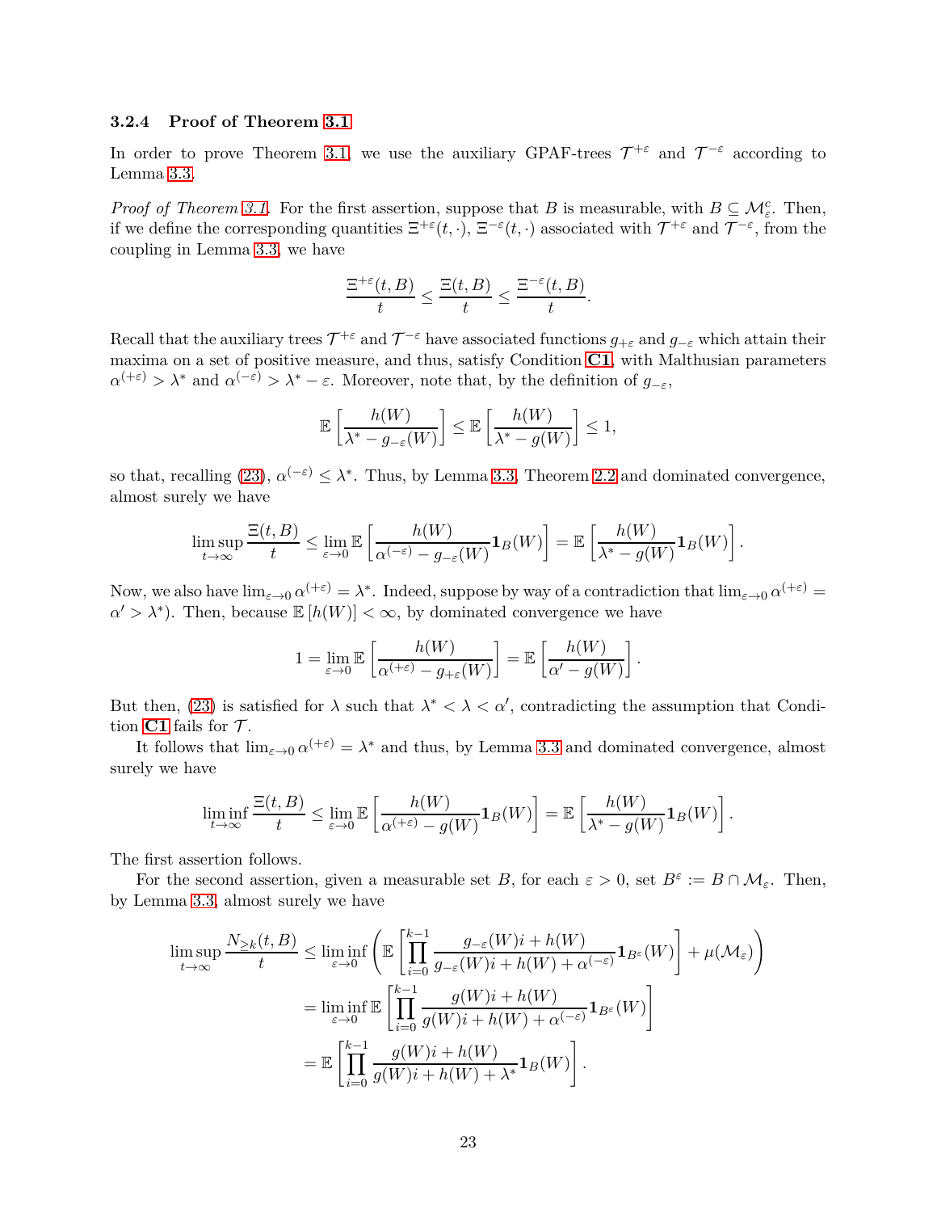### 3.2.4 Proof of Theorem 3.1

In order to prove Theorem 3.1, we use the auxiliary GPAF-trees $\mathcal{T}^{+\varepsilon}$ and $\mathcal{T}^{-\varepsilon}$ according to Lemma 3.3.

*Proof of Theorem 3.1.* For the first assertion, suppose that $B$ is measurable, with $B \subseteq \mathcal{M}_{\varepsilon}^{c}$. Then, if we define the corresponding quantities $\Xi^{+\varepsilon}(t,\cdot)$, $\Xi^{-\varepsilon}(t,\cdot)$ associated with $\mathcal{T}^{+\varepsilon}$ and $\mathcal{T}^{-\varepsilon}$, from the coupling in Lemma 3.3, we have

$$\frac{\Xi^{+\varepsilon}(t,B)}{t} \leq \frac{\Xi(t,B)}{t} \leq \frac{\Xi^{-\varepsilon}(t,B)}{t}.$$

Recall that the auxiliary trees $\mathcal{T}^{+\varepsilon}$ and $\mathcal{T}^{-\varepsilon}$ have associated functions $g_{+\varepsilon}$ and $g_{-\varepsilon}$ which attain their maxima on a set of positive measure, and thus, satisfy Condition **C1**, with Malthusian parameters $\alpha^{(+\varepsilon)} > \lambda^*$ and $\alpha^{(-\varepsilon)} > \lambda^* - \varepsilon$. Moreover, note that, by the definition of $g_{-\varepsilon}$,

$$\mathbb{E}\left[\frac{h(W)}{\lambda^* - g_{-\varepsilon}(W)}\right] \leq \mathbb{E}\left[\frac{h(W)}{\lambda^* - g(W)}\right] \leq 1,$$

so that, recalling (23), $\alpha^{(-\varepsilon)} \leq \lambda^*$. Thus, by Lemma 3.3, Theorem 2.2 and dominated convergence, almost surely we have

$$\limsup_{t\to\infty} \frac{\Xi(t,B)}{t} \leq \lim_{\varepsilon\to 0} \mathbb{E}\left[\frac{h(W)}{\alpha^{(-\varepsilon)} - g_{-\varepsilon}(W)}\mathbf{1}_{B}(W)\right] = \mathbb{E}\left[\frac{h(W)}{\lambda^* - g(W)}\mathbf{1}_{B}(W)\right].$$

Now, we also have $\lim_{\varepsilon\to 0}\alpha^{(+\varepsilon)} = \lambda^*$. Indeed, suppose by way of a contradiction that $\lim_{\varepsilon\to 0}\alpha^{(+\varepsilon)} = \alpha' > \lambda^*$). Then, because $\mathbb{E}\left[h(W)\right] < \infty$, by dominated convergence we have

$$1 = \lim_{\varepsilon\to 0} \mathbb{E}\left[\frac{h(W)}{\alpha^{(+\varepsilon)} - g_{+\varepsilon}(W)}\right] = \mathbb{E}\left[\frac{h(W)}{\alpha' - g(W)}\right].$$

But then, (23) is satisfied for $\lambda$ such that $\lambda^* < \lambda < \alpha'$, contradicting the assumption that Condition **C1** fails for $\mathcal{T}$.

It follows that $\lim_{\varepsilon\to 0}\alpha^{(+\varepsilon)} = \lambda^*$ and thus, by Lemma 3.3 and dominated convergence, almost surely we have

$$\liminf_{t\to\infty} \frac{\Xi(t,B)}{t} \leq \lim_{\varepsilon\to 0} \mathbb{E}\left[\frac{h(W)}{\alpha^{(+\varepsilon)} - g(W)}\mathbf{1}_{B}(W)\right] = \mathbb{E}\left[\frac{h(W)}{\lambda^* - g(W)}\mathbf{1}_{B}(W)\right].$$

The first assertion follows.

For the second assertion, given a measurable set $B$, for each $\varepsilon > 0$, set $B^{\varepsilon} := B \cap \mathcal{M}_{\varepsilon}$. Then, by Lemma 3.3, almost surely we have

$$\begin{aligned}
\limsup_{t\to\infty} \frac{N_{\geq k}(t,B)}{t} &\leq \liminf_{\varepsilon\to 0}\left(\mathbb{E}\left[\prod_{i=0}^{k-1}\frac{g_{-\varepsilon}(W)i + h(W)}{g_{-\varepsilon}(W)i + h(W) + \alpha^{(-\varepsilon)}}\mathbf{1}_{B^{\varepsilon}}(W)\right] + \mu(\mathcal{M}_{\varepsilon})\right) \\
&= \liminf_{\varepsilon\to 0} \mathbb{E}\left[\prod_{i=0}^{k-1}\frac{g(W)i + h(W)}{g(W)i + h(W) + \alpha^{(-\varepsilon)}}\mathbf{1}_{B^{\varepsilon}}(W)\right] \\
&= \mathbb{E}\left[\prod_{i=0}^{k-1}\frac{g(W)i + h(W)}{g(W)i + h(W) + \lambda^*}\mathbf{1}_{B}(W)\right].
\end{aligned}$$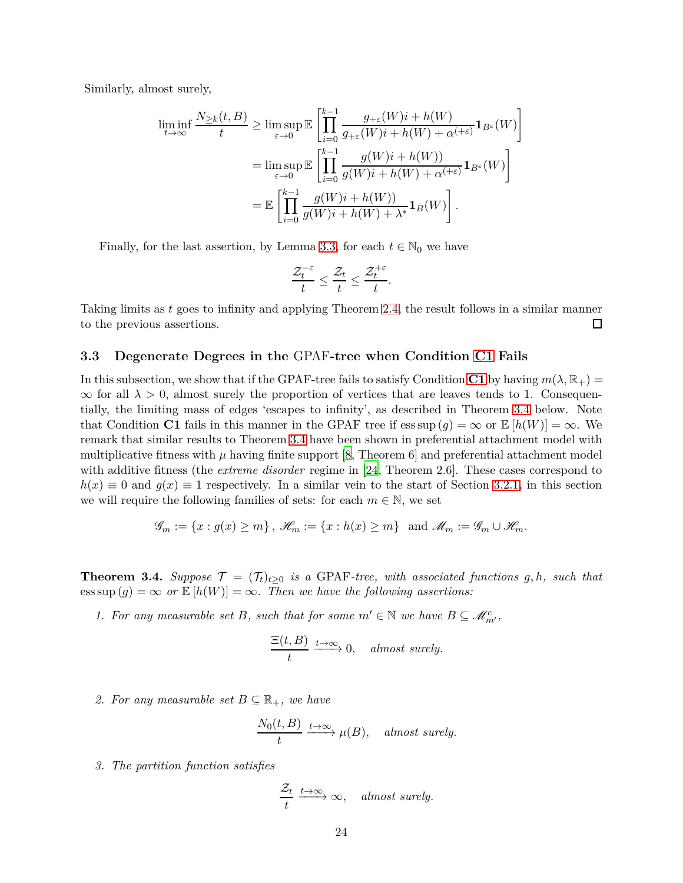Similarly, almost surely,

$$
\begin{aligned}
\liminf_{t\to\infty} \frac{N_{\geq k}(t,B)}{t} &\geq \limsup_{\varepsilon\to 0} \mathbb{E}\left[\prod_{i=0}^{k-1} \frac{g_{+\varepsilon}(W)i + h(W)}{g_{+\varepsilon}(W)i + h(W) + \alpha^{(+\varepsilon)}} \mathbf{1}_{B^\varepsilon}(W)\right] \\
&= \limsup_{\varepsilon\to 0} \mathbb{E}\left[\prod_{i=0}^{k-1} \frac{g(W)i + h(W))}{g(W)i + h(W) + \alpha^{(+\varepsilon)}} \mathbf{1}_{B^\varepsilon}(W)\right] \\
&= \mathbb{E}\left[\prod_{i=0}^{k-1} \frac{g(W)i + h(W))}{g(W)i + h(W) + \lambda^*} \mathbf{1}_{B}(W)\right].
\end{aligned}
$$

Finally, for the last assertion, by Lemma 3.3, for each $t \in \mathbb{N}_0$ we have

$$
\frac{\mathcal{Z}_t^{-\varepsilon}}{t} \leq \frac{\mathcal{Z}_t}{t} \leq \frac{\mathcal{Z}_t^{+\varepsilon}}{t}.
$$

Taking limits as $t$ goes to infinity and applying Theorem 2.4, the result follows in a similar manner to the previous assertions. $\square$

### 3.3 Degenerate Degrees in the GPAF-tree when Condition C1 Fails

In this subsection, we show that if the GPAF-tree fails to satisfy Condition **C1** by having $m(\lambda, \mathbb{R}_+) = \infty$ for all $\lambda > 0$, almost surely the proportion of vertices that are leaves tends to 1. Consequentially, the limiting mass of edges 'escapes to infinity', as described in Theorem 3.4 below. Note that Condition **C1** fails in this manner in the GPAF tree if $\operatorname{ess\,sup}(g) = \infty$ or $\mathbb{E}[h(W)] = \infty$. We remark that similar results to Theorem 3.4 have been shown in preferential attachment model with multiplicative fitness with $\mu$ having finite support [8, Theorem 6] and preferential attachment model with additive fitness (the *extreme disorder* regime in [24, Theorem 2.6]. These cases correspond to $h(x) \equiv 0$ and $g(x) \equiv 1$ respectively. In a similar vein to the start of Section 3.2.1, in this section we will require the following families of sets: for each $m \in \mathbb{N}$, we set

$$
\mathscr{G}_m := \{x : g(x) \geq m\}, \ \mathscr{H}_m := \{x : h(x) \geq m\} \ \text{ and } \mathscr{M}_m := \mathscr{G}_m \cup \mathscr{H}_m.
$$

**Theorem 3.4.** *Suppose $\mathcal{T} = (\mathcal{T}_t)_{t\geq 0}$ is a* GPAF*-tree, with associated functions $g, h$, such that $\operatorname{ess\,sup}(g) = \infty$ or $\mathbb{E}[h(W)] = \infty$. Then we have the following assertions:*

1. *For any measurable set $B$, such that for some $m' \in \mathbb{N}$ we have $B \subseteq \mathscr{M}_{m'}^c$,*

$$
\frac{\Xi(t,B)}{t} \xrightarrow{t\to\infty} 0, \quad \text{almost surely.}
$$

2. *For any measurable set $B \subseteq \mathbb{R}_+$, we have*

$$
\frac{N_0(t,B)}{t} \xrightarrow{t\to\infty} \mu(B), \quad \text{almost surely.}
$$

3. *The partition function satisfies*

$$
\frac{\mathcal{Z}_t}{t} \xrightarrow{t\to\infty} \infty, \quad \text{almost surely.}
$$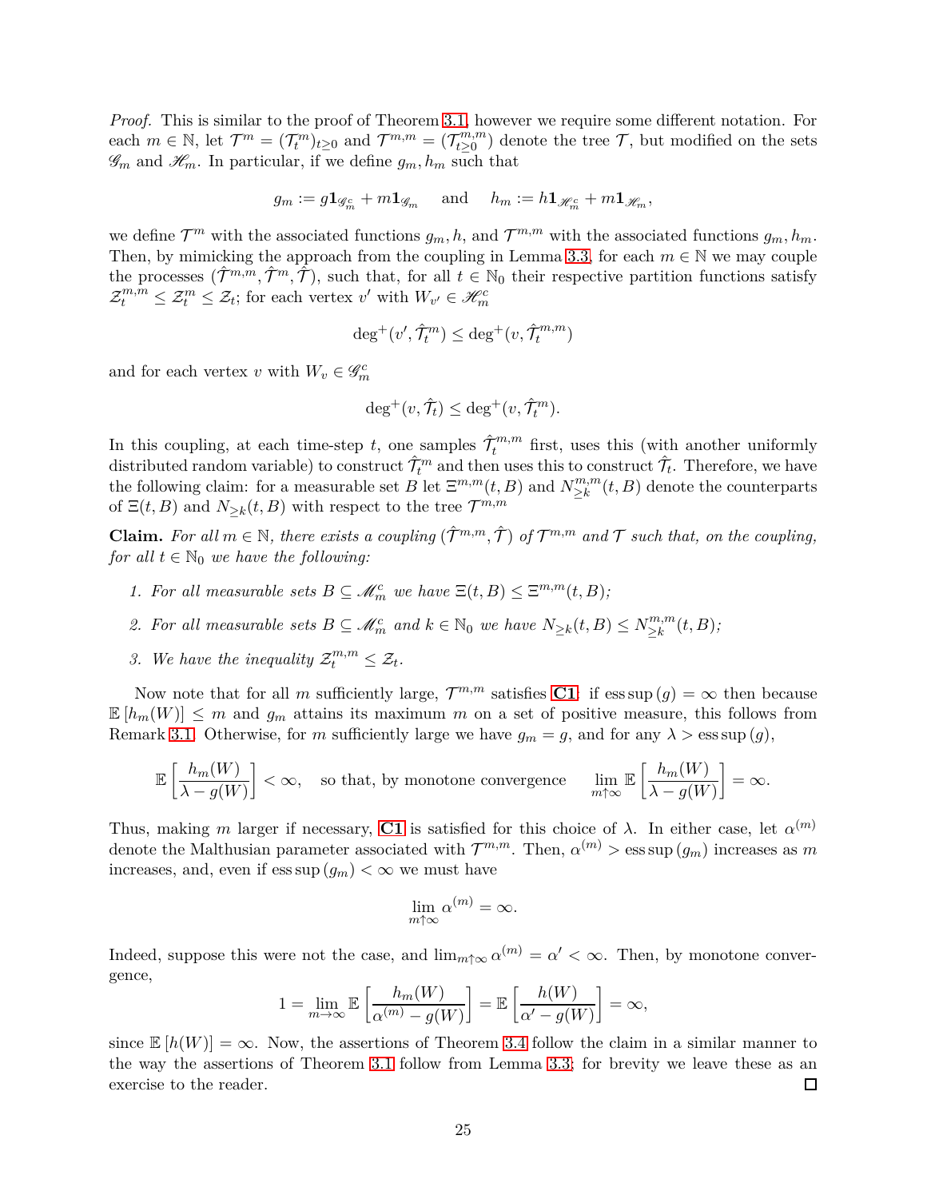*Proof.* This is similar to the proof of Theorem 3.1, however we require some different notation. For each $m \in \mathbb{N}$, let $\mathcal{T}^m = (\mathcal{T}_t^m)_{t \geq 0}$ and $\mathcal{T}^{m,m} = (\mathcal{T}_{t \geq 0}^{m,m})$ denote the tree $\mathcal{T}$, but modified on the sets $\mathscr{G}_m$ and $\mathscr{H}_m$. In particular, if we define $g_m, h_m$ such that

$$g_m := g\mathbf{1}_{\mathscr{G}_m^c} + m\mathbf{1}_{\mathscr{G}_m} \quad \text{and} \quad h_m := h\mathbf{1}_{\mathscr{H}_m^c} + m\mathbf{1}_{\mathscr{H}_m},$$

we define $\mathcal{T}^m$ with the associated functions $g_m, h$, and $\mathcal{T}^{m,m}$ with the associated functions $g_m, h_m$. Then, by mimicking the approach from the coupling in Lemma 3.3, for each $m \in \mathbb{N}$ we may couple the processes $(\hat{\mathcal{T}}^{m,m}, \hat{\mathcal{T}}^m, \hat{\mathcal{T}})$, such that, for all $t \in \mathbb{N}_0$ their respective partition functions satisfy $\mathcal{Z}_t^{m,m} \leq \mathcal{Z}_t^m \leq \mathcal{Z}_t$; for each vertex $v'$ with $W_{v'} \in \mathscr{H}_m^c$

$$\deg^+(v', \hat{\mathcal{T}}_t^m) \leq \deg^+(v, \hat{\mathcal{T}}_t^{m,m})$$

and for each vertex $v$ with $W_v \in \mathscr{G}_m^c$

$$\deg^+(v, \hat{\mathcal{T}}_t) \leq \deg^+(v, \hat{\mathcal{T}}_t^m).$$

In this coupling, at each time-step $t$, one samples $\hat{\mathcal{T}}_t^{m,m}$ first, uses this (with another uniformly distributed random variable) to construct $\hat{\mathcal{T}}_t^m$ and then uses this to construct $\hat{\mathcal{T}}_t$. Therefore, we have the following claim: for a measurable set $B$ let $\Xi^{m,m}(t, B)$ and $N_{\geq k}^{m,m}(t, B)$ denote the counterparts of $\Xi(t, B)$ and $N_{\geq k}(t, B)$ with respect to the tree $\mathcal{T}^{m,m}$

**Claim.** *For all $m \in \mathbb{N}$, there exists a coupling $(\hat{\mathcal{T}}^{m,m}, \hat{\mathcal{T}})$ of $\mathcal{T}^{m,m}$ and $\mathcal{T}$ such that, on the coupling, for all $t \in \mathbb{N}_0$ we have the following:*

1. *For all measurable sets $B \subseteq \mathscr{M}_m^c$ we have $\Xi(t, B) \leq \Xi^{m,m}(t, B)$;*
2. *For all measurable sets $B \subseteq \mathscr{M}_m^c$ and $k \in \mathbb{N}_0$ we have $N_{\geq k}(t, B) \leq N_{\geq k}^{m,m}(t, B)$;*
3. *We have the inequality $\mathcal{Z}_t^{m,m} \leq \mathcal{Z}_t$.*

Now note that for all $m$ sufficiently large, $\mathcal{T}^{m,m}$ satisfies **C1**: if $\operatorname{ess\,sup}(g) = \infty$ then because $\mathbb{E}[h_m(W)] \leq m$ and $g_m$ attains its maximum $m$ on a set of positive measure, this follows from Remark 3.1. Otherwise, for $m$ sufficiently large we have $g_m = g$, and for any $\lambda > \operatorname{ess\,sup}(g)$,

$$\mathbb{E}\left[\frac{h_m(W)}{\lambda - g(W)}\right] < \infty, \quad \text{so that, by monotone convergence} \quad \lim_{m \uparrow \infty} \mathbb{E}\left[\frac{h_m(W)}{\lambda - g(W)}\right] = \infty.$$

Thus, making $m$ larger if necessary, **C1** is satisfied for this choice of $\lambda$. In either case, let $\alpha^{(m)}$ denote the Malthusian parameter associated with $\mathcal{T}^{m,m}$. Then, $\alpha^{(m)} > \operatorname{ess\,sup}(g_m)$ increases as $m$ increases, and, even if $\operatorname{ess\,sup}(g_m) < \infty$ we must have

$$\lim_{m \uparrow \infty} \alpha^{(m)} = \infty.$$

Indeed, suppose this were not the case, and $\lim_{m \uparrow \infty} \alpha^{(m)} = \alpha' < \infty$. Then, by monotone convergence,

$$1 = \lim_{m \to \infty} \mathbb{E}\left[\frac{h_m(W)}{\alpha^{(m)} - g(W)}\right] = \mathbb{E}\left[\frac{h(W)}{\alpha' - g(W)}\right] = \infty,$$

since $\mathbb{E}[h(W)] = \infty$. Now, the assertions of Theorem 3.4 follow the claim in a similar manner to the way the assertions of Theorem 3.1 follow from Lemma 3.3; for brevity we leave these as an exercise to the reader. $\square$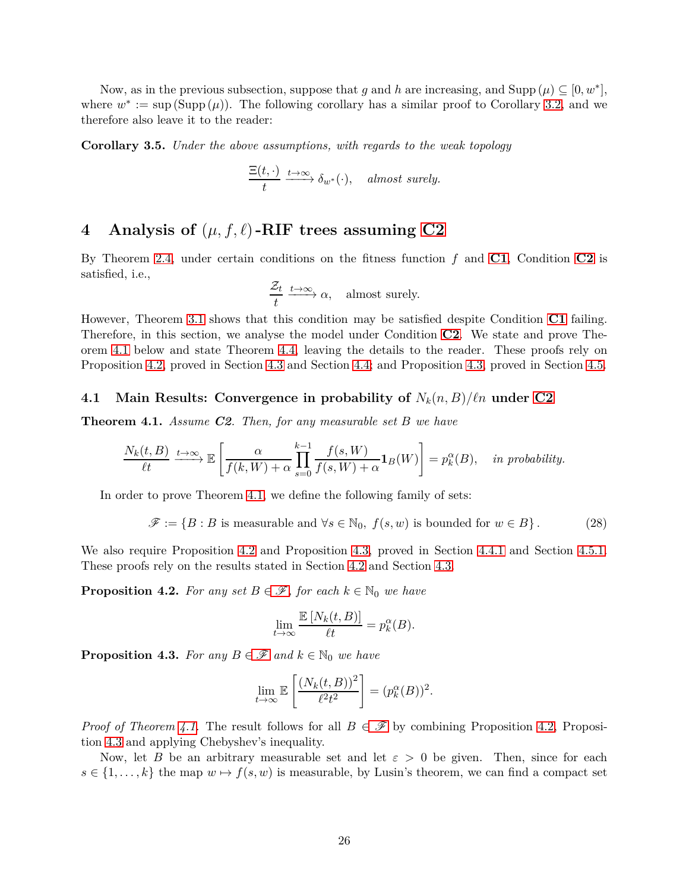Now, as in the previous subsection, suppose that $g$ and $h$ are increasing, and $\mathrm{Supp}(\mu) \subseteq [0, w^*]$, where $w^* := \sup(\mathrm{Supp}(\mu))$. The following corollary has a similar proof to Corollary 3.2, and we therefore also leave it to the reader:

**Corollary 3.5.** *Under the above assumptions, with regards to the weak topology*

$$\frac{\Xi(t,\cdot)}{t} \xrightarrow{t\to\infty} \delta_{w^*}(\cdot), \quad \text{almost surely.}$$

# 4 Analysis of $(\mu, f, \ell)$-RIF trees assuming C2

By Theorem 2.4, under certain conditions on the fitness function $f$ and **C1**, Condition **C2** is satisfied, i.e.,

$$\frac{\mathcal{Z}_t}{t} \xrightarrow{t\to\infty} \alpha, \quad \text{almost surely.}$$

However, Theorem 3.1 shows that this condition may be satisfied despite Condition **C1** failing. Therefore, in this section, we analyse the model under Condition **C2**. We state and prove Theorem 4.1 below and state Theorem 4.4, leaving the details to the reader. These proofs rely on Proposition 4.2, proved in Section 4.3 and Section 4.4; and Proposition 4.3, proved in Section 4.5.

## 4.1 Main Results: Convergence in probability of $N_k(n, B)/\ell n$ under C2

**Theorem 4.1.** *Assume* ***C2****. Then, for any measurable set $B$ we have*

$$\frac{N_k(t,B)}{\ell t} \xrightarrow{t\to\infty} \mathbb{E}\left[\frac{\alpha}{f(k,W)+\alpha}\prod_{s=0}^{k-1}\frac{f(s,W)}{f(s,W)+\alpha}\mathbf{1}_B(W)\right] = p_k^\alpha(B), \quad \text{in probability.}$$

In order to prove Theorem 4.1, we define the following family of sets:

$$\mathscr{F} := \{B : B \text{ is measurable and } \forall s \in \mathbb{N}_0, \ f(s,w) \text{ is bounded for } w \in B\}. \tag{28}$$

We also require Proposition 4.2 and Proposition 4.3, proved in Section 4.4.1 and Section 4.5.1. These proofs rely on the results stated in Section 4.2 and Section 4.3.

**Proposition 4.2.** *For any set $B \in \mathscr{F}$, for each $k \in \mathbb{N}_0$ we have*

$$\lim_{t\to\infty}\frac{\mathbb{E}\left[N_k(t,B)\right]}{\ell t} = p_k^\alpha(B).$$

**Proposition 4.3.** *For any $B \in \mathscr{F}$ and $k \in \mathbb{N}_0$ we have*

$$\lim_{t\to\infty}\mathbb{E}\left[\frac{(N_k(t,B))^2}{\ell^2 t^2}\right] = (p_k^\alpha(B))^2.$$

*Proof of Theorem 4.1.* The result follows for all $B \in \mathscr{F}$ by combining Proposition 4.2, Proposition 4.3 and applying Chebyshev's inequality.

Now, let $B$ be an arbitrary measurable set and let $\varepsilon > 0$ be given. Then, since for each $s \in \{1, \dots, k\}$ the map $w \mapsto f(s,w)$ is measurable, by Lusin's theorem, we can find a compact set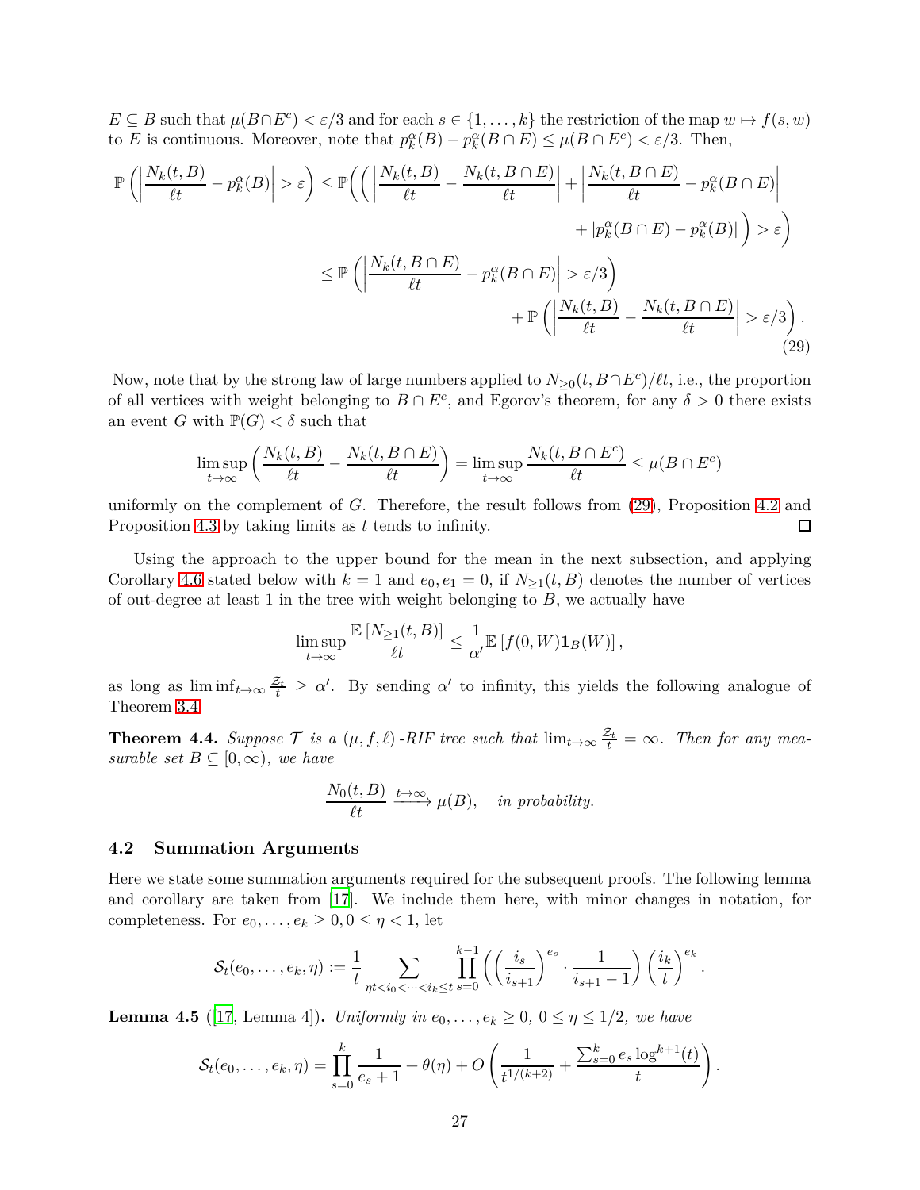$E \subseteq B$ such that $\mu(B \cap E^c) < \varepsilon/3$ and for each $s \in \{1, \ldots, k\}$ the restriction of the map $w \mapsto f(s, w)$ to $E$ is continuous. Moreover, note that $p_k^\alpha(B) - p_k^\alpha(B \cap E) \leq \mu(B \cap E^c) < \varepsilon/3$. Then,

$$
\begin{aligned}
\mathbb{P}\left(\left|\frac{N_k(t,B)}{\ell t} - p_k^\alpha(B)\right| > \varepsilon\right) &\leq \mathbb{P}\Bigg(\Bigg(\left|\frac{N_k(t,B)}{\ell t} - \frac{N_k(t,B\cap E)}{\ell t}\right| + \left|\frac{N_k(t,B\cap E)}{\ell t} - p_k^\alpha(B\cap E)\right| \\
&\qquad\qquad + \left|p_k^\alpha(B\cap E) - p_k^\alpha(B)\right|\Bigg) > \varepsilon\Bigg) \\
&\leq \mathbb{P}\left(\left|\frac{N_k(t,B\cap E)}{\ell t} - p_k^\alpha(B\cap E)\right| > \varepsilon/3\right) \\
&\qquad\qquad + \mathbb{P}\left(\left|\frac{N_k(t,B)}{\ell t} - \frac{N_k(t,B\cap E)}{\ell t}\right| > \varepsilon/3\right).
\end{aligned}
\tag{29}
$$

Now, note that by the strong law of large numbers applied to $N_{\geq 0}(t, B\cap E^c)/\ell t$, i.e., the proportion of all vertices with weight belonging to $B \cap E^c$, and Egorov's theorem, for any $\delta > 0$ there exists an event $G$ with $\mathbb{P}(G) < \delta$ such that

$$
\limsup_{t\to\infty}\left(\frac{N_k(t,B)}{\ell t} - \frac{N_k(t,B\cap E)}{\ell t}\right) = \limsup_{t\to\infty}\frac{N_k(t,B\cap E^c)}{\ell t} \leq \mu(B\cap E^c)
$$

uniformly on the complement of $G$. Therefore, the result follows from (29), Proposition 4.2 and Proposition 4.3 by taking limits as $t$ tends to infinity. □

Using the approach to the upper bound for the mean in the next subsection, and applying Corollary 4.6 stated below with $k = 1$ and $e_0, e_1 = 0$, if $N_{\geq 1}(t, B)$ denotes the number of vertices of out-degree at least 1 in the tree with weight belonging to $B$, we actually have

$$
\limsup_{t\to\infty}\frac{\mathbb{E}\left[N_{\geq 1}(t,B)\right]}{\ell t} \leq \frac{1}{\alpha'}\mathbb{E}\left[f(0,W)\mathbf{1}_B(W)\right],
$$

as long as $\liminf_{t\to\infty}\frac{\mathcal{Z}_t}{t} \geq \alpha'$. By sending $\alpha'$ to infinity, this yields the following analogue of Theorem 3.4:

**Theorem 4.4.** *Suppose $\mathcal{T}$ is a $(\mu, f, \ell)$-RIF tree such that $\lim_{t\to\infty}\frac{\mathcal{Z}_t}{t} = \infty$. Then for any measurable set $B \subseteq [0,\infty)$, we have*

$$
\frac{N_0(t,B)}{\ell t} \xrightarrow{t\to\infty} \mu(B), \quad \textit{in probability.}
$$

## 4.2 Summation Arguments

Here we state some summation arguments required for the subsequent proofs. The following lemma and corollary are taken from [17]. We include them here, with minor changes in notation, for completeness. For $e_0, \ldots, e_k \geq 0, 0 \leq \eta < 1$, let

$$
\mathcal{S}_t(e_0,\ldots,e_k,\eta) := \frac{1}{t}\sum_{\eta t < i_0 < \cdots < i_k \leq t}\prod_{s=0}^{k-1}\left(\left(\frac{i_s}{i_{s+1}}\right)^{e_s}\cdot\frac{1}{i_{s+1}-1}\right)\left(\frac{i_k}{t}\right)^{e_k}.
$$

**Lemma 4.5** ([17, Lemma 4])**.** *Uniformly in $e_0, \ldots, e_k \geq 0$, $0 \leq \eta \leq 1/2$, we have*

$$
\mathcal{S}_t(e_0,\ldots,e_k,\eta) = \prod_{s=0}^{k}\frac{1}{e_s+1} + \theta(\eta) + O\left(\frac{1}{t^{1/(k+2)}} + \frac{\sum_{s=0}^{k} e_s \log^{k+1}(t)}{t}\right).
$$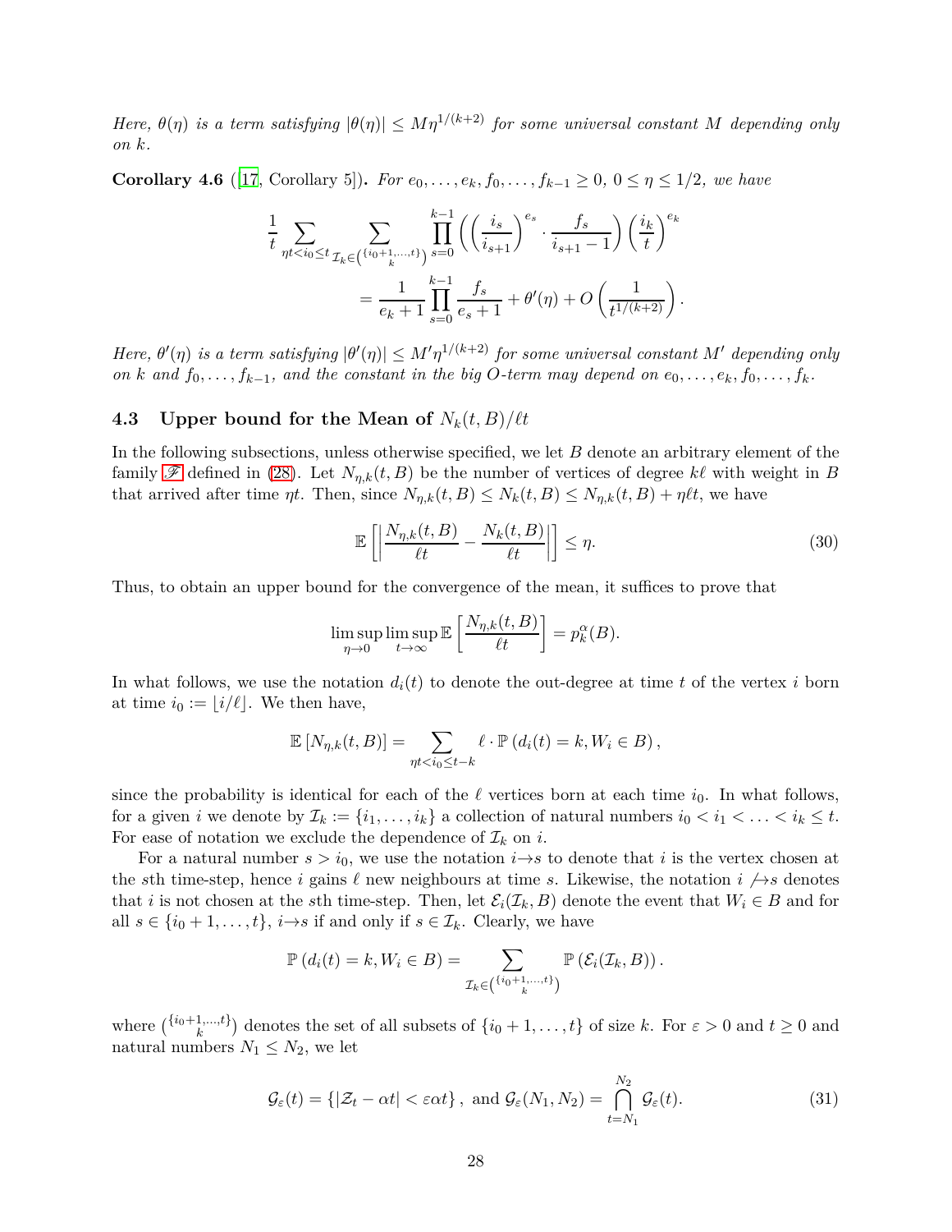*Here, $\theta(\eta)$ is a term satisfying $|\theta(\eta)| \leq M\eta^{1/(k+2)}$ for some universal constant $M$ depending only on $k$.*

**Corollary 4.6** ([17, Corollary 5])**.** *For $e_0, \ldots, e_k, f_0, \ldots, f_{k-1} \geq 0$, $0 \leq \eta \leq 1/2$, we have*

$$\frac{1}{t}\sum_{\eta t < i_0 \leq t} \sum_{\mathcal{I}_k \in \binom{\{i_0+1,\ldots,t\}}{k}} \prod_{s=0}^{k-1} \left( \left(\frac{i_s}{i_{s+1}}\right)^{e_s} \cdot \frac{f_s}{i_{s+1}-1} \right) \left(\frac{i_k}{t}\right)^{e_k}$$
$$= \frac{1}{e_k+1}\prod_{s=0}^{k-1}\frac{f_s}{e_s+1} + \theta'(\eta) + O\left(\frac{1}{t^{1/(k+2)}}\right).$$

*Here, $\theta'(\eta)$ is a term satisfying $|\theta'(\eta)| \leq M'\eta^{1/(k+2)}$ for some universal constant $M'$ depending only on $k$ and $f_0, \ldots, f_{k-1}$, and the constant in the big $O$-term may depend on $e_0, \ldots, e_k, f_0, \ldots, f_k$.*

### 4.3 Upper bound for the Mean of $N_k(t,B)/\ell t$

In the following subsections, unless otherwise specified, we let $B$ denote an arbitrary element of the family $\mathscr{F}$ defined in (28). Let $N_{\eta,k}(t,B)$ be the number of vertices of degree $k\ell$ with weight in $B$ that arrived after time $\eta t$. Then, since $N_{\eta,k}(t,B) \leq N_k(t,B) \leq N_{\eta,k}(t,B) + \eta\ell t$, we have

$$\mathbb{E}\left[\left|\frac{N_{\eta,k}(t,B)}{\ell t} - \frac{N_k(t,B)}{\ell t}\right|\right] \leq \eta. \tag{30}$$

Thus, to obtain an upper bound for the convergence of the mean, it suffices to prove that

$$\limsup_{\eta\to 0}\limsup_{t\to\infty}\mathbb{E}\left[\frac{N_{\eta,k}(t,B)}{\ell t}\right] = p_k^{\alpha}(B).$$

In what follows, we use the notation $d_i(t)$ to denote the out-degree at time $t$ of the vertex $i$ born at time $i_0 := \lfloor i/\ell \rfloor$. We then have,

$$\mathbb{E}\left[N_{\eta,k}(t,B)\right] = \sum_{\eta t < i_0 \leq t-k} \ell \cdot \mathbb{P}\left(d_i(t) = k, W_i \in B\right),$$

since the probability is identical for each of the $\ell$ vertices born at each time $i_0$. In what follows, for a given $i$ we denote by $\mathcal{I}_k := \{i_1, \ldots, i_k\}$ a collection of natural numbers $i_0 < i_1 < \ldots < i_k \leq t$. For ease of notation we exclude the dependence of $\mathcal{I}_k$ on $i$.

For a natural number $s > i_0$, we use the notation $i \to s$ to denote that $i$ is the vertex chosen at the $s$th time-step, hence $i$ gains $\ell$ new neighbours at time $s$. Likewise, the notation $i \not\to s$ denotes that $i$ is not chosen at the $s$th time-step. Then, let $\mathcal{E}_i(\mathcal{I}_k, B)$ denote the event that $W_i \in B$ and for all $s \in \{i_0+1, \ldots, t\}$, $i \to s$ if and only if $s \in \mathcal{I}_k$. Clearly, we have

$$\mathbb{P}\left(d_i(t) = k, W_i \in B\right) = \sum_{\mathcal{I}_k \in \binom{\{i_0+1,\ldots,t\}}{k}} \mathbb{P}\left(\mathcal{E}_i(\mathcal{I}_k, B)\right).$$

where $\binom{\{i_0+1,\ldots,t\}}{k}$ denotes the set of all subsets of $\{i_0+1, \ldots, t\}$ of size $k$. For $\varepsilon > 0$ and $t \geq 0$ and natural numbers $N_1 \leq N_2$, we let

$$\mathcal{G}_\varepsilon(t) = \{|\mathcal{Z}_t - \alpha t| < \varepsilon\alpha t\}, \text{ and } \mathcal{G}_\varepsilon(N_1, N_2) = \bigcap_{t=N_1}^{N_2} \mathcal{G}_\varepsilon(t). \tag{31}$$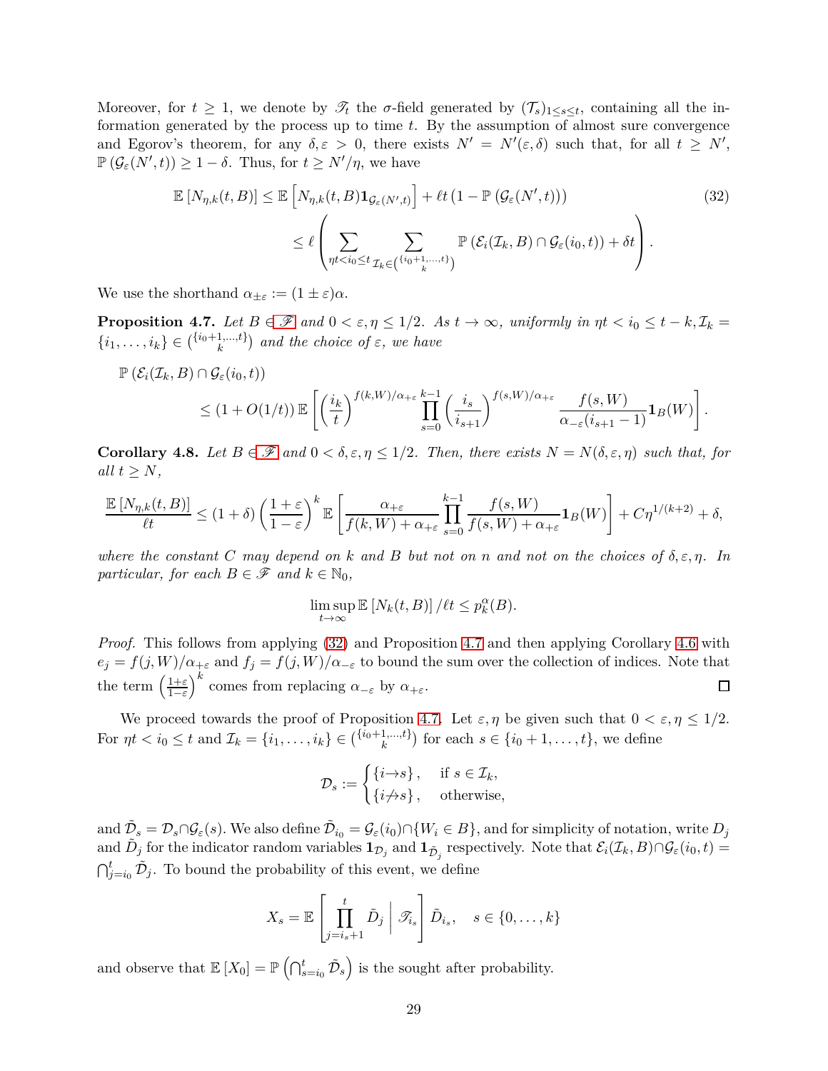Moreover, for $t \geq 1$, we denote by $\mathscr{T}_t$ the $\sigma$-field generated by $(\mathcal{T}_s)_{1\leq s\leq t}$, containing all the information generated by the process up to time $t$. By the assumption of almost sure convergence and Egorov's theorem, for any $\delta, \varepsilon > 0$, there exists $N' = N'(\varepsilon, \delta)$ such that, for all $t \geq N'$, $\mathbb{P}(\mathcal{G}_\varepsilon(N', t)) \geq 1 - \delta$. Thus, for $t \geq N'/\eta$, we have

$$
\begin{aligned}
\mathbb{E}\left[N_{\eta,k}(t,B)\right] &\leq \mathbb{E}\left[N_{\eta,k}(t,B)\mathbf{1}_{\mathcal{G}_\varepsilon(N',t)}\right] + \ell t\left(1 - \mathbb{P}\left(\mathcal{G}_\varepsilon(N',t)\right)\right) \\
&\leq \ell\left(\sum_{\eta t < i_0 \leq t}\ \sum_{\mathcal{I}_k \in \binom{\{i_0+1,\dots,t\}}{k}} \mathbb{P}\left(\mathcal{E}_i(\mathcal{I}_k, B) \cap \mathcal{G}_\varepsilon(i_0, t)\right) + \delta t\right).
\end{aligned} \tag{32}
$$

We use the shorthand $\alpha_{\pm\varepsilon} := (1 \pm \varepsilon)\alpha$.

**Proposition 4.7.** *Let $B \in \mathscr{F}$ and $0 < \varepsilon, \eta \leq 1/2$. As $t \to \infty$, uniformly in $\eta t < i_0 \leq t - k, \mathcal{I}_k = \{i_1, \dots, i_k\} \in \binom{\{i_0+1,\dots,t\}}{k}$ and the choice of $\varepsilon$, we have*

$$
\begin{aligned}
&\mathbb{P}\left(\mathcal{E}_i(\mathcal{I}_k, B) \cap \mathcal{G}_\varepsilon(i_0, t)\right) \\
&\qquad \leq (1 + O(1/t))\,\mathbb{E}\left[\left(\frac{i_k}{t}\right)^{f(k,W)/\alpha_{+\varepsilon}} \prod_{s=0}^{k-1}\left(\frac{i_s}{i_{s+1}}\right)^{f(s,W)/\alpha_{+\varepsilon}} \frac{f(s,W)}{\alpha_{-\varepsilon}(i_{s+1}-1)}\mathbf{1}_B(W)\right].
\end{aligned}
$$

**Corollary 4.8.** *Let $B \in \mathscr{F}$ and $0 < \delta, \varepsilon, \eta \leq 1/2$. Then, there exists $N = N(\delta, \varepsilon, \eta)$ such that, for all $t \geq N$,*

$$
\frac{\mathbb{E}\left[N_{\eta,k}(t,B)\right]}{\ell t} \leq (1+\delta)\left(\frac{1+\varepsilon}{1-\varepsilon}\right)^k \mathbb{E}\left[\frac{\alpha_{+\varepsilon}}{f(k,W) + \alpha_{+\varepsilon}} \prod_{s=0}^{k-1} \frac{f(s,W)}{f(s,W) + \alpha_{+\varepsilon}} \mathbf{1}_B(W)\right] + C\eta^{1/(k+2)} + \delta,
$$

*where the constant $C$ may depend on $k$ and $B$ but not on $n$ and not on the choices of $\delta, \varepsilon, \eta$. In particular, for each $B \in \mathscr{F}$ and $k \in \mathbb{N}_0$,*

$$
\limsup_{t\to\infty} \mathbb{E}\left[N_k(t,B)\right]/\ell t \leq p_k^\alpha(B).
$$

*Proof.* This follows from applying (32) and Proposition 4.7 and then applying Corollary 4.6 with $e_j = f(j,W)/\alpha_{+\varepsilon}$ and $f_j = f(j,W)/\alpha_{-\varepsilon}$ to bound the sum over the collection of indices. Note that the term $\left(\frac{1+\varepsilon}{1-\varepsilon}\right)^k$ comes from replacing $\alpha_{-\varepsilon}$ by $\alpha_{+\varepsilon}$. ◻

We proceed towards the proof of Proposition 4.7. Let $\varepsilon, \eta$ be given such that $0 < \varepsilon, \eta \leq 1/2$. For $\eta t < i_0 \leq t$ and $\mathcal{I}_k = \{i_1, \dots, i_k\} \in \binom{\{i_0+1,\dots,t\}}{k}$ for each $s \in \{i_0+1, \dots, t\}$, we define

$$
\mathcal{D}_s := \begin{cases} \{i \to s\}, & \text{if } s \in \mathcal{I}_k, \\ \{i \not\to s\}, & \text{otherwise,} \end{cases}
$$

and $\tilde{\mathcal{D}}_s = \mathcal{D}_s \cap \mathcal{G}_\varepsilon(s)$. We also define $\tilde{\mathcal{D}}_{i_0} = \mathcal{G}_\varepsilon(i_0) \cap \{W_i \in B\}$, and for simplicity of notation, write $D_j$ and $\tilde{D}_j$ for the indicator random variables $\mathbf{1}_{\mathcal{D}_j}$ and $\mathbf{1}_{\tilde{\mathcal{D}}_j}$ respectively. Note that $\mathcal{E}_i(\mathcal{I}_k, B) \cap \mathcal{G}_\varepsilon(i_0, t) = \bigcap_{j=i_0}^t \tilde{\mathcal{D}}_j$. To bound the probability of this event, we define

$$
X_s = \mathbb{E}\left[\prod_{j=i_s+1}^t \tilde{D}_j \,\middle|\, \mathscr{T}_{i_s}\right] \tilde{D}_{i_s}, \quad s \in \{0, \dots, k\}
$$

and observe that $\mathbb{E}[X_0] = \mathbb{P}\left(\bigcap_{s=i_0}^t \tilde{\mathcal{D}}_s\right)$ is the sought after probability.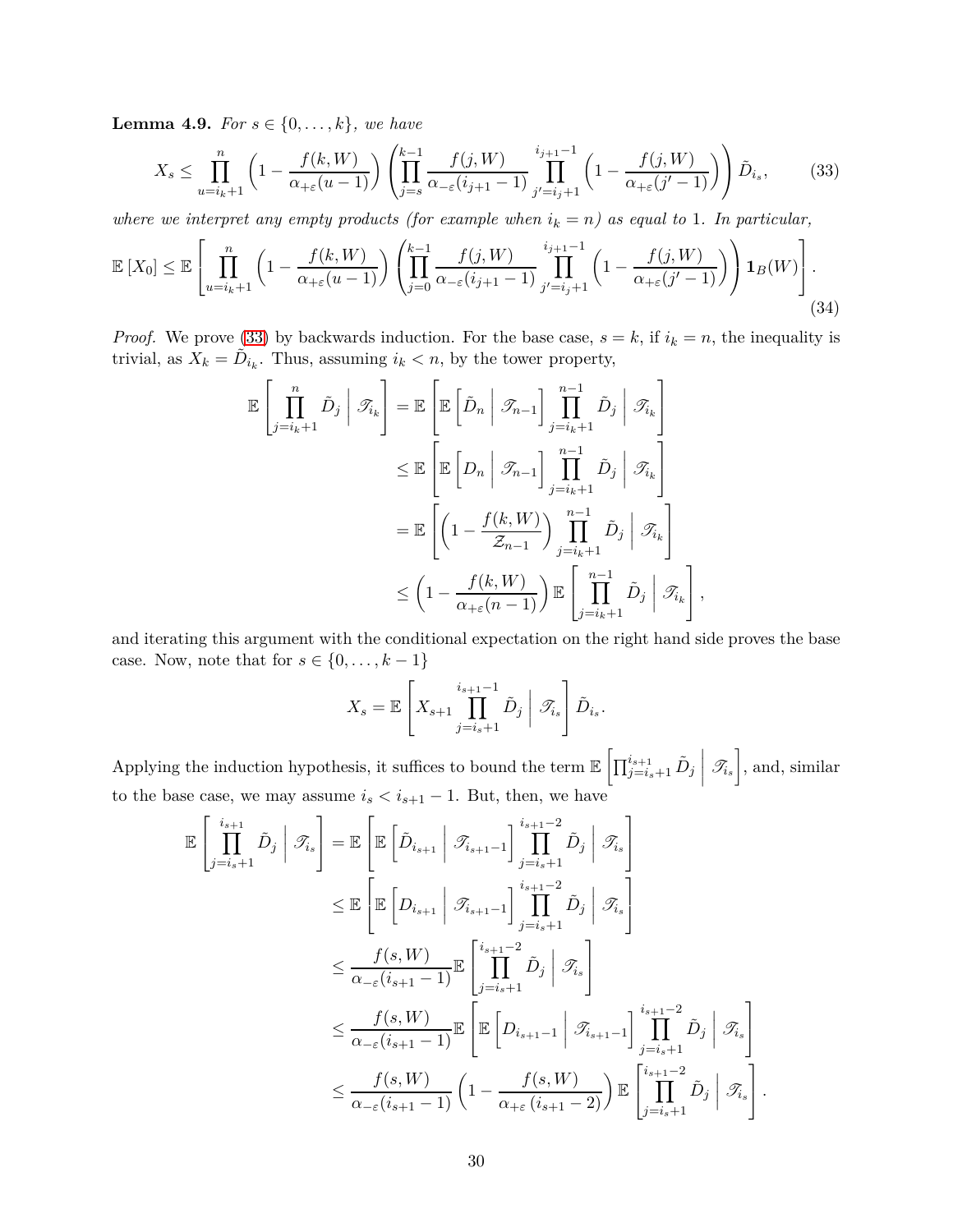**Lemma 4.9.** *For $s \in \{0, \dots, k\}$, we have*

$$
X_s \leq \prod_{u=i_k+1}^{n} \left(1 - \frac{f(k,W)}{\alpha_{+\varepsilon}(u-1)}\right) \left(\prod_{j=s}^{k-1} \frac{f(j,W)}{\alpha_{-\varepsilon}(i_{j+1}-1)} \prod_{j'=i_j+1}^{i_{j+1}-1} \left(1 - \frac{f(j,W)}{\alpha_{+\varepsilon}(j'-1)}\right)\right) \tilde{D}_{i_s}, \tag{33}
$$

*where we interpret any empty products (for example when $i_k = n$) as equal to 1. In particular,*

$$
\mathbb{E}\left[X_0\right] \leq \mathbb{E}\left[\prod_{u=i_k+1}^{n} \left(1 - \frac{f(k,W)}{\alpha_{+\varepsilon}(u-1)}\right) \left(\prod_{j=0}^{k-1} \frac{f(j,W)}{\alpha_{-\varepsilon}(i_{j+1}-1)} \prod_{j'=i_j+1}^{i_{j+1}-1} \left(1 - \frac{f(j,W)}{\alpha_{+\varepsilon}(j'-1)}\right)\right) \mathbf{1}_B(W)\right]. \tag{34}
$$

*Proof.* We prove (33) by backwards induction. For the base case, $s = k$, if $i_k = n$, the inequality is trivial, as $X_k = \tilde{D}_{i_k}$. Thus, assuming $i_k < n$, by the tower property,

$$
\begin{aligned}
\mathbb{E}\left[\prod_{j=i_k+1}^{n} \tilde{D}_j \,\middle|\, \mathscr{T}_{i_k}\right] &= \mathbb{E}\left[\mathbb{E}\left[\tilde{D}_n \,\middle|\, \mathscr{T}_{n-1}\right] \prod_{j=i_k+1}^{n-1} \tilde{D}_j \,\middle|\, \mathscr{T}_{i_k}\right] \\
&\leq \mathbb{E}\left[\mathbb{E}\left[D_n \,\middle|\, \mathscr{T}_{n-1}\right] \prod_{j=i_k+1}^{n-1} \tilde{D}_j \,\middle|\, \mathscr{T}_{i_k}\right] \\
&= \mathbb{E}\left[\left(1 - \frac{f(k,W)}{\mathcal{Z}_{n-1}}\right) \prod_{j=i_k+1}^{n-1} \tilde{D}_j \,\middle|\, \mathscr{T}_{i_k}\right] \\
&\leq \left(1 - \frac{f(k,W)}{\alpha_{+\varepsilon}(n-1)}\right) \mathbb{E}\left[\prod_{j=i_k+1}^{n-1} \tilde{D}_j \,\middle|\, \mathscr{T}_{i_k}\right],
\end{aligned}
$$

and iterating this argument with the conditional expectation on the right hand side proves the base case. Now, note that for $s \in \{0, \dots, k-1\}$

$$
X_s = \mathbb{E}\left[X_{s+1} \prod_{j=i_s+1}^{i_{s+1}-1} \tilde{D}_j \,\middle|\, \mathscr{T}_{i_s}\right] \tilde{D}_{i_s}.
$$

Applying the induction hypothesis, it suffices to bound the term $\mathbb{E}\left[\prod_{j=i_s+1}^{i_{s+1}} \tilde{D}_j \,\middle|\, \mathscr{T}_{i_s}\right]$, and, similar to the base case, we may assume $i_s < i_{s+1} - 1$. But, then, we have

$$
\begin{aligned}
\mathbb{E}\left[\prod_{j=i_s+1}^{i_{s+1}} \tilde{D}_j \,\middle|\, \mathscr{T}_{i_s}\right] &= \mathbb{E}\left[\mathbb{E}\left[\tilde{D}_{i_{s+1}} \,\middle|\, \mathscr{T}_{i_{s+1}-1}\right] \prod_{j=i_s+1}^{i_{s+1}-2} \tilde{D}_j \,\middle|\, \mathscr{T}_{i_s}\right] \\
&\leq \mathbb{E}\left[\mathbb{E}\left[D_{i_{s+1}} \,\middle|\, \mathscr{T}_{i_{s+1}-1}\right] \prod_{j=i_s+1}^{i_{s+1}-2} \tilde{D}_j \,\middle|\, \mathscr{T}_{i_s}\right] \\
&\leq \frac{f(s,W)}{\alpha_{-\varepsilon}(i_{s+1}-1)} \mathbb{E}\left[\prod_{j=i_s+1}^{i_{s+1}-2} \tilde{D}_j \,\middle|\, \mathscr{T}_{i_s}\right] \\
&\leq \frac{f(s,W)}{\alpha_{-\varepsilon}(i_{s+1}-1)} \mathbb{E}\left[\mathbb{E}\left[D_{i_{s+1}-1} \,\middle|\, \mathscr{T}_{i_{s+1}-1}\right] \prod_{j=i_s+1}^{i_{s+1}-2} \tilde{D}_j \,\middle|\, \mathscr{T}_{i_s}\right] \\
&\leq \frac{f(s,W)}{\alpha_{-\varepsilon}(i_{s+1}-1)} \left(1 - \frac{f(s,W)}{\alpha_{+\varepsilon}(i_{s+1}-2)}\right) \mathbb{E}\left[\prod_{j=i_s+1}^{i_{s+1}-2} \tilde{D}_j \,\middle|\, \mathscr{T}_{i_s}\right].
\end{aligned}
$$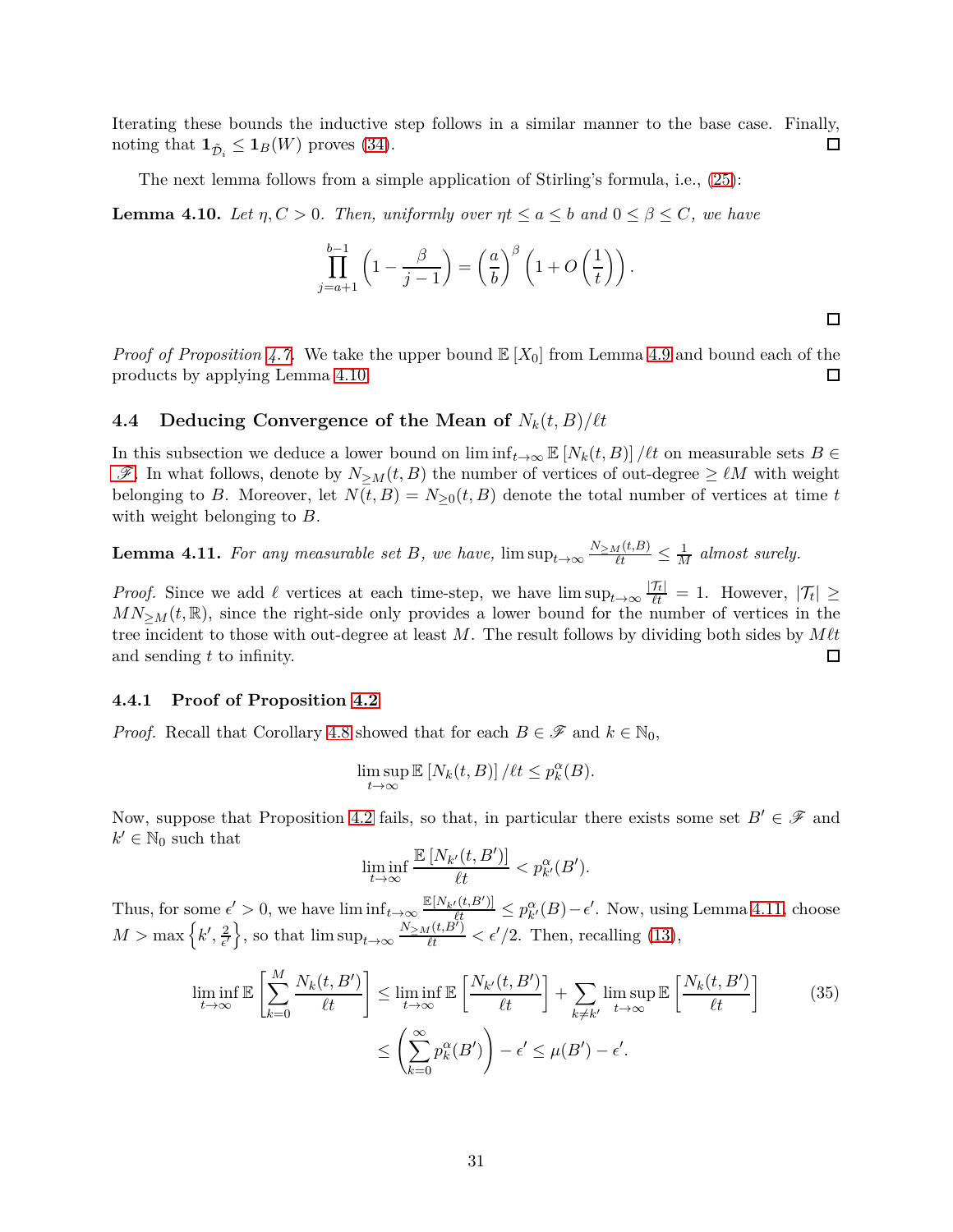Iterating these bounds the inductive step follows in a similar manner to the base case. Finally, noting that $\mathbf{1}_{\tilde{\mathcal{D}}_i} \leq \mathbf{1}_B(W)$ proves (34). ☐

The next lemma follows from a simple application of Stirling's formula, i.e., (25):

**Lemma 4.10.** *Let $\eta, C > 0$. Then, uniformly over $\eta t \leq a \leq b$ and $0 \leq \beta \leq C$, we have*

$$\prod_{j=a+1}^{b-1} \left(1 - \frac{\beta}{j-1}\right) = \left(\frac{a}{b}\right)^{\beta} \left(1 + O\left(\frac{1}{t}\right)\right).$$

☐

*Proof of Proposition 4.7.* We take the upper bound $\mathbb{E}[X_0]$ from Lemma 4.9 and bound each of the products by applying Lemma 4.10. ☐

### 4.4 Deducing Convergence of the Mean of $N_k(t, B)/\ell t$

In this subsection we deduce a lower bound on $\liminf_{t\to\infty} \mathbb{E}[N_k(t, B)]/\ell t$ on measurable sets $B \in \mathscr{F}$. In what follows, denote by $N_{\geq M}(t, B)$ the number of vertices of out-degree $\geq \ell M$ with weight belonging to $B$. Moreover, let $N(t, B) = N_{\geq 0}(t, B)$ denote the total number of vertices at time $t$ with weight belonging to $B$.

**Lemma 4.11.** *For any measurable set $B$, we have, $\limsup_{t\to\infty} \frac{N_{\geq M}(t,B)}{\ell t} \leq \frac{1}{M}$ almost surely.*

*Proof.* Since we add $\ell$ vertices at each time-step, we have $\limsup_{t\to\infty} \frac{|\mathcal{T}_t|}{\ell t} = 1$. However, $|\mathcal{T}_t| \geq M N_{\geq M}(t, \mathbb{R})$, since the right-side only provides a lower bound for the number of vertices in the tree incident to those with out-degree at least $M$. The result follows by dividing both sides by $M\ell t$ and sending $t$ to infinity. ☐

#### 4.4.1 Proof of Proposition 4.2

*Proof.* Recall that Corollary 4.8 showed that for each $B \in \mathscr{F}$ and $k \in \mathbb{N}_0$,

$$\limsup_{t\to\infty} \mathbb{E}[N_k(t, B)]/\ell t \leq p_k^{\alpha}(B).$$

Now, suppose that Proposition 4.2 fails, so that, in particular there exists some set $B' \in \mathscr{F}$ and $k' \in \mathbb{N}_0$ such that

$$\liminf_{t\to\infty} \frac{\mathbb{E}[N_{k'}(t, B')]}{\ell t} < p_{k'}^{\alpha}(B').$$

Thus, for some $\epsilon' > 0$, we have $\liminf_{t\to\infty} \frac{\mathbb{E}[N_{k'}(t,B')]}{\ell t} \leq p_{k'}^{\alpha}(B) - \epsilon'$. Now, using Lemma 4.11, choose $M > \max\left\{k', \frac{2}{\epsilon'}\right\}$, so that $\limsup_{t\to\infty} \frac{N_{\geq M}(t,B')}{\ell t} < \epsilon'/2$. Then, recalling (13),

$$\begin{aligned}
\liminf_{t\to\infty} \mathbb{E}\left[\sum_{k=0}^{M} \frac{N_k(t, B')}{\ell t}\right] &\leq \liminf_{t\to\infty} \mathbb{E}\left[\frac{N_{k'}(t, B')}{\ell t}\right] + \sum_{k\neq k'} \limsup_{t\to\infty} \mathbb{E}\left[\frac{N_k(t, B')}{\ell t}\right] \\
&\leq \left(\sum_{k=0}^{\infty} p_k^{\alpha}(B')\right) - \epsilon' \leq \mu(B') - \epsilon'.
\end{aligned} \tag{35}$$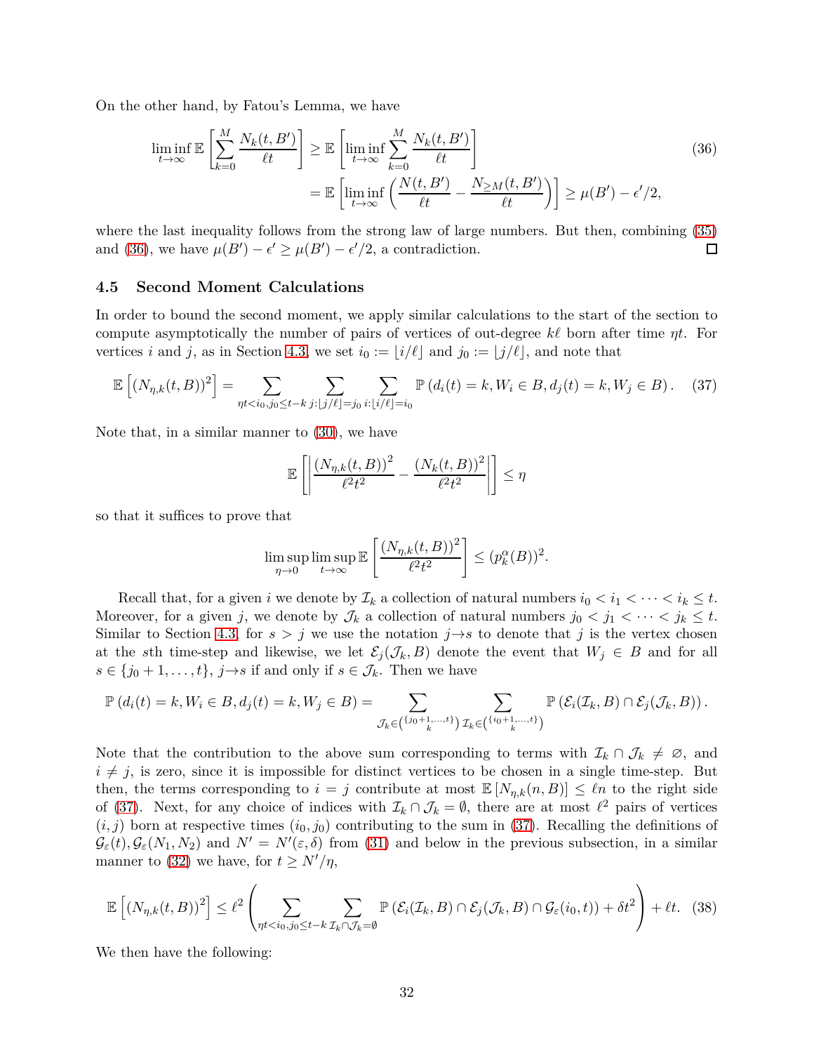On the other hand, by Fatou's Lemma, we have

$$\liminf_{t\to\infty} \mathbb{E}\left[\sum_{k=0}^{M} \frac{N_k(t,B')}{\ell t}\right] \geq \mathbb{E}\left[\liminf_{t\to\infty} \sum_{k=0}^{M} \frac{N_k(t,B')}{\ell t}\right] \tag{36}$$
$$= \mathbb{E}\left[\liminf_{t\to\infty} \left(\frac{N(t,B')}{\ell t} - \frac{N_{\geq M}(t,B')}{\ell t}\right)\right] \geq \mu(B') - \epsilon'/2,$$

where the last inequality follows from the strong law of large numbers. But then, combining (35) and (36), we have $\mu(B') - \epsilon' \geq \mu(B') - \epsilon'/2$, a contradiction. $\square$

### 4.5 Second Moment Calculations

In order to bound the second moment, we apply similar calculations to the start of the section to compute asymptotically the number of pairs of vertices of out-degree $k\ell$ born after time $\eta t$. For vertices $i$ and $j$, as in Section 4.3, we set $i_0 := \lfloor i/\ell \rfloor$ and $j_0 := \lfloor j/\ell \rfloor$, and note that

$$\mathbb{E}\left[(N_{\eta,k}(t,B))^2\right] = \sum_{\eta t < i_0, j_0 \leq t-k} \sum_{j: \lfloor j/\ell \rfloor = j_0} \sum_{i: \lfloor i/\ell \rfloor = i_0} \mathbb{P}\left(d_i(t) = k, W_i \in B, d_j(t) = k, W_j \in B\right). \tag{37}$$

Note that, in a similar manner to (30), we have

$$\mathbb{E}\left[\left|\frac{(N_{\eta,k}(t,B))^2}{\ell^2 t^2} - \frac{(N_k(t,B))^2}{\ell^2 t^2}\right|\right] \leq \eta$$

so that it suffices to prove that

$$\limsup_{\eta\to 0} \limsup_{t\to\infty} \mathbb{E}\left[\frac{(N_{\eta,k}(t,B))^2}{\ell^2 t^2}\right] \leq (p_k^{\alpha}(B))^2.$$

Recall that, for a given $i$ we denote by $\mathcal{I}_k$ a collection of natural numbers $i_0 < i_1 < \cdots < i_k \leq t$. Moreover, for a given $j$, we denote by $\mathcal{J}_k$ a collection of natural numbers $j_0 < j_1 < \cdots < j_k \leq t$. Similar to Section 4.3, for $s > j$ we use the notation $j \to s$ to denote that $j$ is the vertex chosen at the $s$th time-step and likewise, we let $\mathcal{E}_j(\mathcal{J}_k, B)$ denote the event that $W_j \in B$ and for all $s \in \{j_0+1, \dots, t\}$, $j \to s$ if and only if $s \in \mathcal{J}_k$. Then we have

$$\mathbb{P}\left(d_i(t) = k, W_i \in B, d_j(t) = k, W_j \in B\right) = \sum_{\mathcal{J}_k \in \binom{\{j_0+1,\dots,t\}}{k}} \sum_{\mathcal{I}_k \in \binom{\{i_0+1,\dots,t\}}{k}} \mathbb{P}\left(\mathcal{E}_i(\mathcal{I}_k, B) \cap \mathcal{E}_j(\mathcal{J}_k, B)\right).$$

Note that the contribution to the above sum corresponding to terms with $\mathcal{I}_k \cap \mathcal{J}_k \neq \varnothing$, and $i \neq j$, is zero, since it is impossible for distinct vertices to be chosen in a single time-step. But then, the terms corresponding to $i = j$ contribute at most $\mathbb{E}\left[N_{\eta,k}(n,B)\right] \leq \ell n$ to the right side of (37). Next, for any choice of indices with $\mathcal{I}_k \cap \mathcal{J}_k = \emptyset$, there are at most $\ell^2$ pairs of vertices $(i,j)$ born at respective times $(i_0, j_0)$ contributing to the sum in (37). Recalling the definitions of $\mathcal{G}_\varepsilon(t), \mathcal{G}_\varepsilon(N_1, N_2)$ and $N' = N'(\varepsilon, \delta)$ from (31) and below in the previous subsection, in a similar manner to (32) we have, for $t \geq N'/\eta$,

$$\mathbb{E}\left[(N_{\eta,k}(t,B))^2\right] \leq \ell^2 \left(\sum_{\eta t < i_0, j_0 \leq t-k} \sum_{\mathcal{I}_k \cap \mathcal{J}_k = \emptyset} \mathbb{P}\left(\mathcal{E}_i(\mathcal{I}_k, B) \cap \mathcal{E}_j(\mathcal{J}_k, B) \cap \mathcal{G}_\varepsilon(i_0, t)\right) + \delta t^2\right) + \ell t. \tag{38}$$

We then have the following: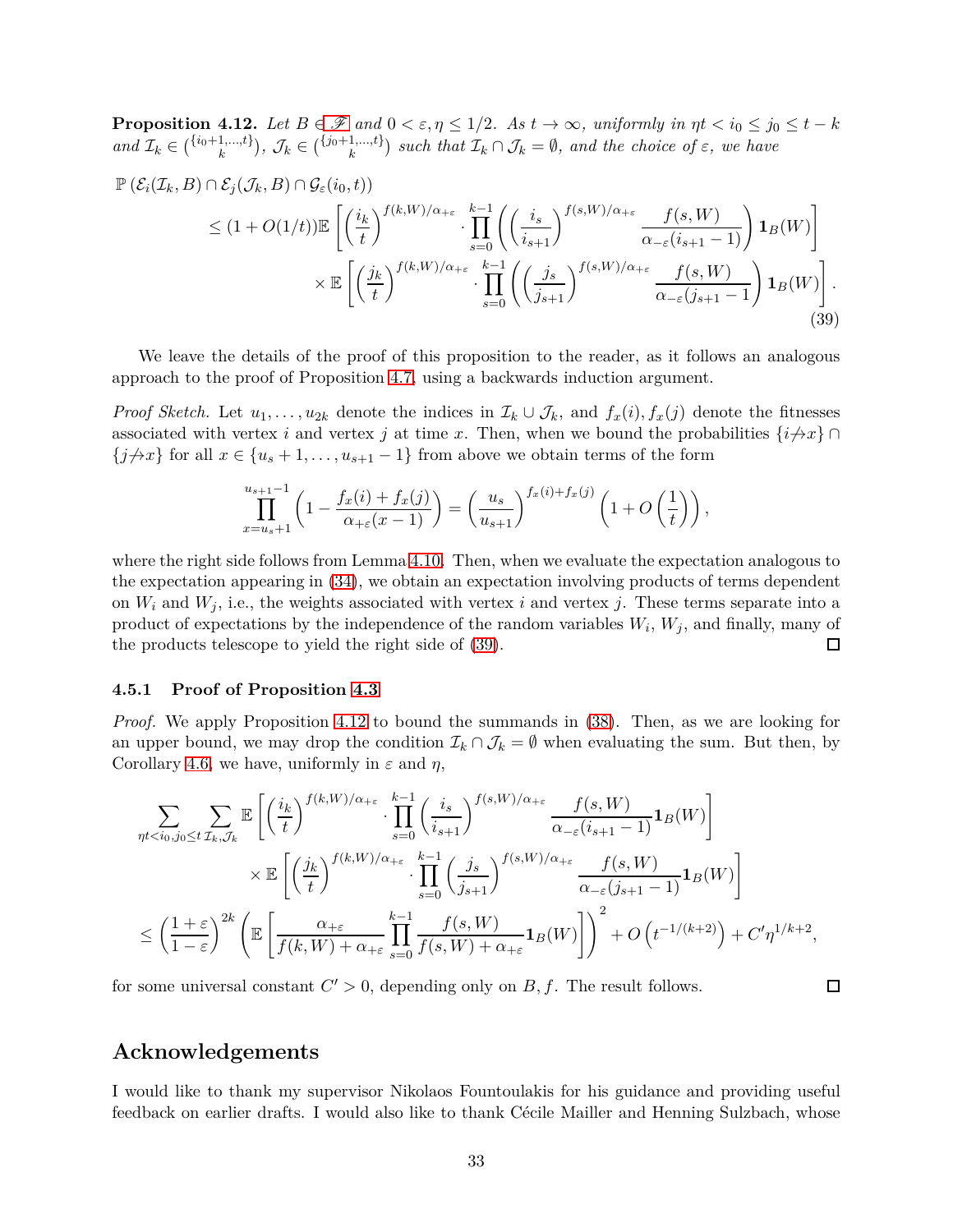**Proposition 4.12.** *Let $B \in \mathscr{F}$ and $0 < \varepsilon, \eta \leq 1/2$. As $t \to \infty$, uniformly in $\eta t < i_0 \leq j_0 \leq t-k$ and $\mathcal{I}_k \in \binom{\{i_0+1,\dots,t\}}{k}$, $\mathcal{J}_k \in \binom{\{j_0+1,\dots,t\}}{k}$ such that $\mathcal{I}_k \cap \mathcal{J}_k = \emptyset$, and the choice of $\varepsilon$, we have*

$$
\begin{aligned}
\mathbb{P}\left(\mathcal{E}_i(\mathcal{I}_k, B) \cap \mathcal{E}_j(\mathcal{J}_k, B) \cap \mathcal{G}_\varepsilon(i_0, t)\right) &\\
\leq (1 + O(1/t))\mathbb{E}&\left[\left(\frac{i_k}{t}\right)^{f(k,W)/\alpha_{+\varepsilon}} \cdot \prod_{s=0}^{k-1}\left(\left(\frac{i_s}{i_{s+1}}\right)^{f(s,W)/\alpha_{+\varepsilon}} \frac{f(s,W)}{\alpha_{-\varepsilon}(i_{s+1}-1)}\right)\mathbf{1}_B(W)\right] \\
&\times \mathbb{E}\left[\left(\frac{j_k}{t}\right)^{f(k,W)/\alpha_{+\varepsilon}} \cdot \prod_{s=0}^{k-1}\left(\left(\frac{j_s}{j_{s+1}}\right)^{f(s,W)/\alpha_{+\varepsilon}} \frac{f(s,W)}{\alpha_{-\varepsilon}(j_{s+1}-1)}\right)\mathbf{1}_B(W)\right].
\end{aligned} \tag{39}
$$

We leave the details of the proof of this proposition to the reader, as it follows an analogous approach to the proof of Proposition 4.7, using a backwards induction argument.

*Proof Sketch.* Let $u_1, \dots, u_{2k}$ denote the indices in $\mathcal{I}_k \cup \mathcal{J}_k$, and $f_x(i), f_x(j)$ denote the fitnesses associated with vertex $i$ and vertex $j$ at time $x$. Then, when we bound the probabilities $\{i \not\to x\} \cap \{j \not\to x\}$ for all $x \in \{u_s + 1, \dots, u_{s+1} - 1\}$ from above we obtain terms of the form

$$
\prod_{x=u_s+1}^{u_{s+1}-1}\left(1 - \frac{f_x(i) + f_x(j)}{\alpha_{+\varepsilon}(x-1)}\right) = \left(\frac{u_s}{u_{s+1}}\right)^{f_x(i)+f_x(j)}\left(1 + O\left(\frac{1}{t}\right)\right),
$$

where the right side follows from Lemma 4.10. Then, when we evaluate the expectation analogous to the expectation appearing in (34), we obtain an expectation involving products of terms dependent on $W_i$ and $W_j$, i.e., the weights associated with vertex $i$ and vertex $j$. These terms separate into a product of expectations by the independence of the random variables $W_i$, $W_j$, and finally, many of the products telescope to yield the right side of (39). $\square$

#### 4.5.1 Proof of Proposition 4.3

*Proof.* We apply Proposition 4.12 to bound the summands in (38). Then, as we are looking for an upper bound, we may drop the condition $\mathcal{I}_k \cap \mathcal{J}_k = \emptyset$ when evaluating the sum. But then, by Corollary 4.6, we have, uniformly in $\varepsilon$ and $\eta$,

$$
\begin{aligned}
\sum_{\eta t < i_0, j_0 \leq t}\sum_{\mathcal{I}_k, \mathcal{J}_k} &\mathbb{E}\left[\left(\frac{i_k}{t}\right)^{f(k,W)/\alpha_{+\varepsilon}} \cdot \prod_{s=0}^{k-1}\left(\frac{i_s}{i_{s+1}}\right)^{f(s,W)/\alpha_{+\varepsilon}} \frac{f(s,W)}{\alpha_{-\varepsilon}(i_{s+1}-1)}\mathbf{1}_B(W)\right] \\
&\times \mathbb{E}\left[\left(\frac{j_k}{t}\right)^{f(k,W)/\alpha_{+\varepsilon}} \cdot \prod_{s=0}^{k-1}\left(\frac{j_s}{j_{s+1}}\right)^{f(s,W)/\alpha_{+\varepsilon}} \frac{f(s,W)}{\alpha_{-\varepsilon}(j_{s+1}-1)}\mathbf{1}_B(W)\right] \\
\leq \left(\frac{1+\varepsilon}{1-\varepsilon}\right)^{2k} &\left(\mathbb{E}\left[\frac{\alpha_{+\varepsilon}}{f(k,W) + \alpha_{+\varepsilon}}\prod_{s=0}^{k-1}\frac{f(s,W)}{f(s,W) + \alpha_{+\varepsilon}}\mathbf{1}_B(W)\right]\right)^2 + O\left(t^{-1/(k+2)}\right) + C'\eta^{1/k+2},
\end{aligned}
$$

for some universal constant $C' > 0$, depending only on $B, f$. The result follows. $\square$

## Acknowledgements

I would like to thank my supervisor Nikolaos Fountoulakis for his guidance and providing useful feedback on earlier drafts. I would also like to thank Cécile Mailler and Henning Sulzbach, whose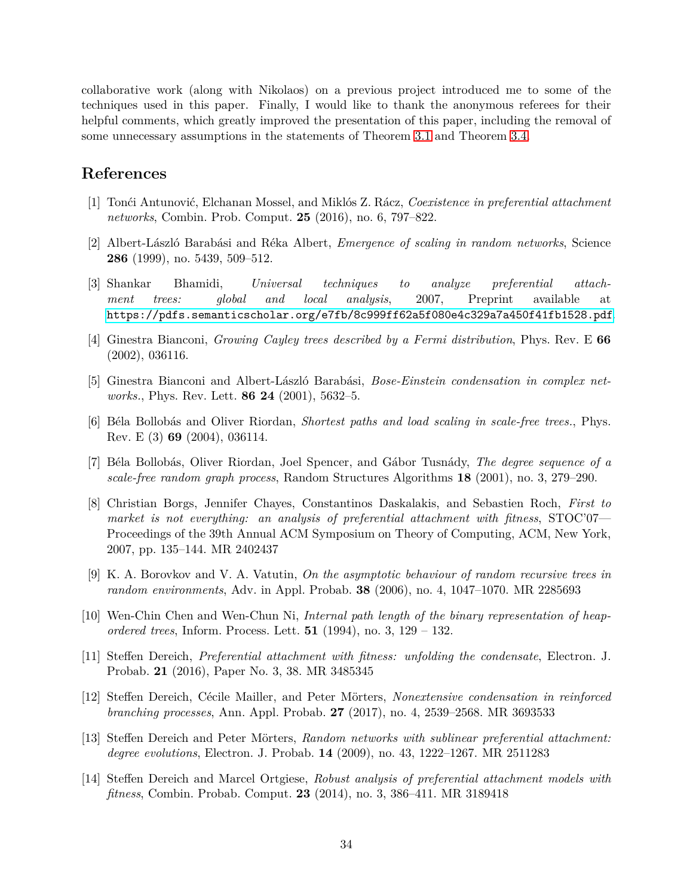collaborative work (along with Nikolaos) on a previous project introduced me to some of the techniques used in this paper. Finally, I would like to thank the anonymous referees for their helpful comments, which greatly improved the presentation of this paper, including the removal of some unnecessary assumptions in the statements of Theorem 3.1 and Theorem 3.4.

## References

[1] Tonći Antunović, Elchanan Mossel, and Miklós Z. Rácz, *Coexistence in preferential attachment networks*, Combin. Prob. Comput. **25** (2016), no. 6, 797–822.

[2] Albert-László Barabási and Réka Albert, *Emergence of scaling in random networks*, Science **286** (1999), no. 5439, 509–512.

[3] Shankar Bhamidi, *Universal techniques to analyze preferential attachment trees: global and local analysis*, 2007, Preprint available at https://pdfs.semanticscholar.org/e7fb/8c999ff62a5f080e4c329a7a450f41fb1528.pdf.

[4] Ginestra Bianconi, *Growing Cayley trees described by a Fermi distribution*, Phys. Rev. E **66** (2002), 036116.

[5] Ginestra Bianconi and Albert-László Barabási, *Bose-Einstein condensation in complex networks.*, Phys. Rev. Lett. **86** **24** (2001), 5632–5.

[6] Béla Bollobás and Oliver Riordan, *Shortest paths and load scaling in scale-free trees.*, Phys. Rev. E (3) **69** (2004), 036114.

[7] Béla Bollobás, Oliver Riordan, Joel Spencer, and Gábor Tusnády, *The degree sequence of a scale-free random graph process*, Random Structures Algorithms **18** (2001), no. 3, 279–290.

[8] Christian Borgs, Jennifer Chayes, Constantinos Daskalakis, and Sebastien Roch, *First to market is not everything: an analysis of preferential attachment with fitness*, STOC'07—Proceedings of the 39th Annual ACM Symposium on Theory of Computing, ACM, New York, 2007, pp. 135–144. MR 2402437

[9] K. A. Borovkov and V. A. Vatutin, *On the asymptotic behaviour of random recursive trees in random environments*, Adv. in Appl. Probab. **38** (2006), no. 4, 1047–1070. MR 2285693

[10] Wen-Chin Chen and Wen-Chun Ni, *Internal path length of the binary representation of heap-ordered trees*, Inform. Process. Lett. **51** (1994), no. 3, 129 – 132.

[11] Steffen Dereich, *Preferential attachment with fitness: unfolding the condensate*, Electron. J. Probab. **21** (2016), Paper No. 3, 38. MR 3485345

[12] Steffen Dereich, Cécile Mailler, and Peter Mörters, *Nonextensive condensation in reinforced branching processes*, Ann. Appl. Probab. **27** (2017), no. 4, 2539–2568. MR 3693533

[13] Steffen Dereich and Peter Mörters, *Random networks with sublinear preferential attachment: degree evolutions*, Electron. J. Probab. **14** (2009), no. 43, 1222–1267. MR 2511283

[14] Steffen Dereich and Marcel Ortgiese, *Robust analysis of preferential attachment models with fitness*, Combin. Probab. Comput. **23** (2014), no. 3, 386–411. MR 3189418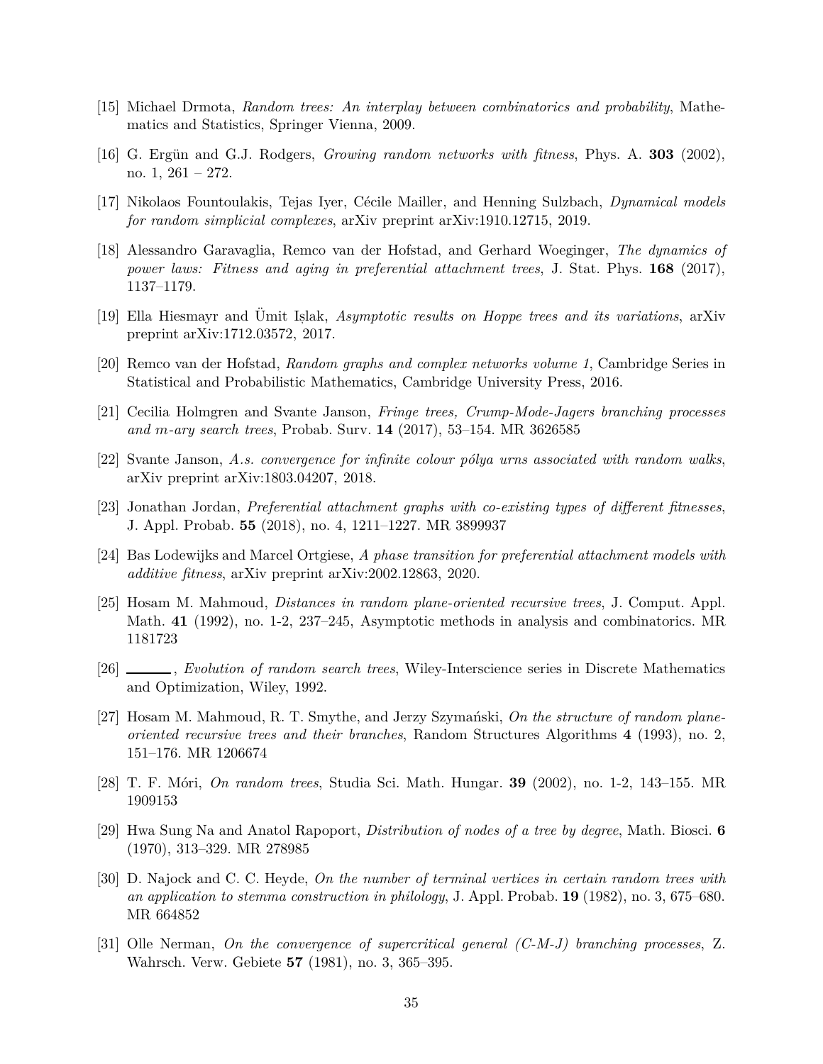[15] Michael Drmota, *Random trees: An interplay between combinatorics and probability*, Mathematics and Statistics, Springer Vienna, 2009.

[16] G. Ergün and G.J. Rodgers, *Growing random networks with fitness*, Phys. A. **303** (2002), no. 1, 261 – 272.

[17] Nikolaos Fountoulakis, Tejas Iyer, Cécile Mailler, and Henning Sulzbach, *Dynamical models for random simplicial complexes*, arXiv preprint arXiv:1910.12715, 2019.

[18] Alessandro Garavaglia, Remco van der Hofstad, and Gerhard Woeginger, *The dynamics of power laws: Fitness and aging in preferential attachment trees*, J. Stat. Phys. **168** (2017), 1137–1179.

[19] Ella Hiesmayr and Ümit Işlak, *Asymptotic results on Hoppe trees and its variations*, arXiv preprint arXiv:1712.03572, 2017.

[20] Remco van der Hofstad, *Random graphs and complex networks volume 1*, Cambridge Series in Statistical and Probabilistic Mathematics, Cambridge University Press, 2016.

[21] Cecilia Holmgren and Svante Janson, *Fringe trees, Crump-Mode-Jagers branching processes and m-ary search trees*, Probab. Surv. **14** (2017), 53–154. MR 3626585

[22] Svante Janson, *A.s. convergence for infinite colour pólya urns associated with random walks*, arXiv preprint arXiv:1803.04207, 2018.

[23] Jonathan Jordan, *Preferential attachment graphs with co-existing types of different fitnesses*, J. Appl. Probab. **55** (2018), no. 4, 1211–1227. MR 3899937

[24] Bas Lodewijks and Marcel Ortgiese, *A phase transition for preferential attachment models with additive fitness*, arXiv preprint arXiv:2002.12863, 2020.

[25] Hosam M. Mahmoud, *Distances in random plane-oriented recursive trees*, J. Comput. Appl. Math. **41** (1992), no. 1-2, 237–245, Asymptotic methods in analysis and combinatorics. MR 1181723

[26] ______, *Evolution of random search trees*, Wiley-Interscience series in Discrete Mathematics and Optimization, Wiley, 1992.

[27] Hosam M. Mahmoud, R. T. Smythe, and Jerzy Szymański, *On the structure of random plane-oriented recursive trees and their branches*, Random Structures Algorithms **4** (1993), no. 2, 151–176. MR 1206674

[28] T. F. Móri, *On random trees*, Studia Sci. Math. Hungar. **39** (2002), no. 1-2, 143–155. MR 1909153

[29] Hwa Sung Na and Anatol Rapoport, *Distribution of nodes of a tree by degree*, Math. Biosci. **6** (1970), 313–329. MR 278985

[30] D. Najock and C. C. Heyde, *On the number of terminal vertices in certain random trees with an application to stemma construction in philology*, J. Appl. Probab. **19** (1982), no. 3, 675–680. MR 664852

[31] Olle Nerman, *On the convergence of supercritical general (C-M-J) branching processes*, Z. Wahrsch. Verw. Gebiete **57** (1981), no. 3, 365–395.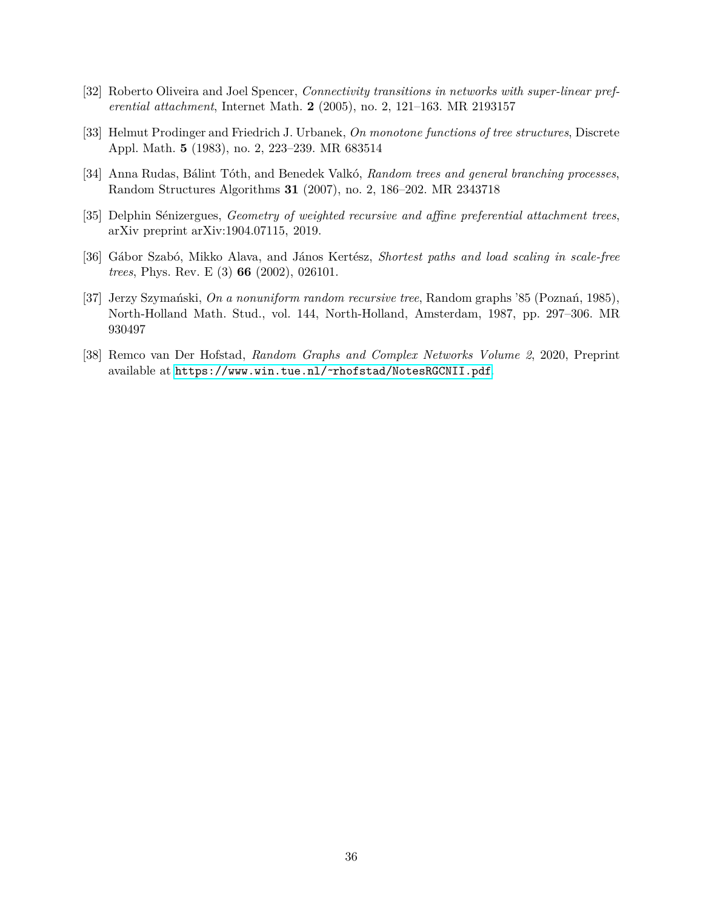[32] Roberto Oliveira and Joel Spencer, *Connectivity transitions in networks with super-linear preferential attachment*, Internet Math. **2** (2005), no. 2, 121–163. MR 2193157

[33] Helmut Prodinger and Friedrich J. Urbanek, *On monotone functions of tree structures*, Discrete Appl. Math. **5** (1983), no. 2, 223–239. MR 683514

[34] Anna Rudas, Bálint Tóth, and Benedek Valkó, *Random trees and general branching processes*, Random Structures Algorithms **31** (2007), no. 2, 186–202. MR 2343718

[35] Delphin Sénizergues, *Geometry of weighted recursive and affine preferential attachment trees*, arXiv preprint arXiv:1904.07115, 2019.

[36] Gábor Szabó, Mikko Alava, and János Kertész, *Shortest paths and load scaling in scale-free trees*, Phys. Rev. E (3) **66** (2002), 026101.

[37] Jerzy Szymański, *On a nonuniform random recursive tree*, Random graphs '85 (Poznań, 1985), North-Holland Math. Stud., vol. 144, North-Holland, Amsterdam, 1987, pp. 297–306. MR 930497

[38] Remco van Der Hofstad, *Random Graphs and Complex Networks Volume 2*, 2020, Preprint available at https://www.win.tue.nl/~rhofstad/NotesRGCNII.pdf.